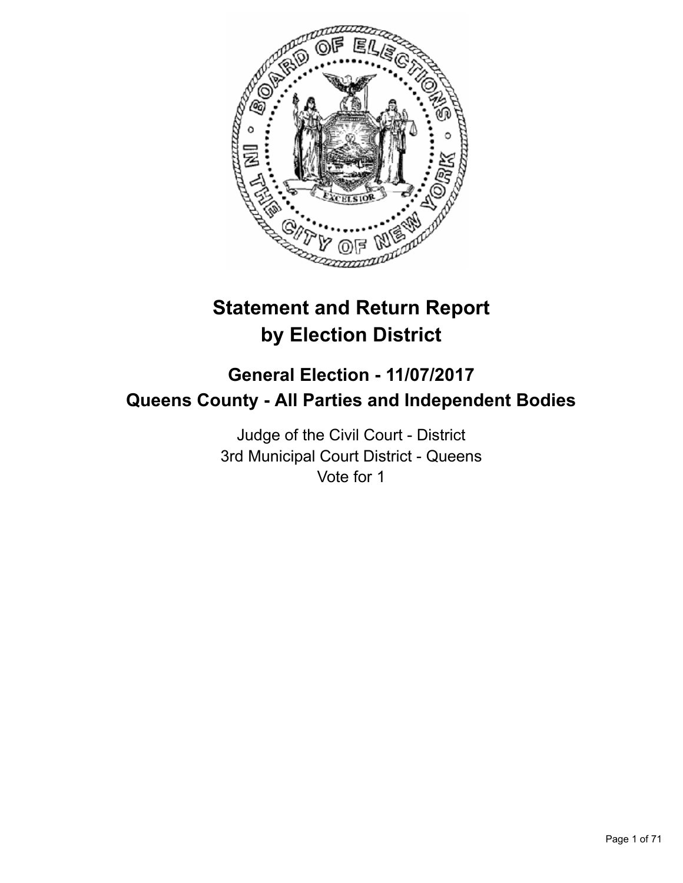# Statement and Return Report by Election District

## General Election - 11/07/2017
## Queens County - All Parties and Independent Bodies

Judge of the Civil Court - District
3rd Municipal Court District - Queens
Vote for 1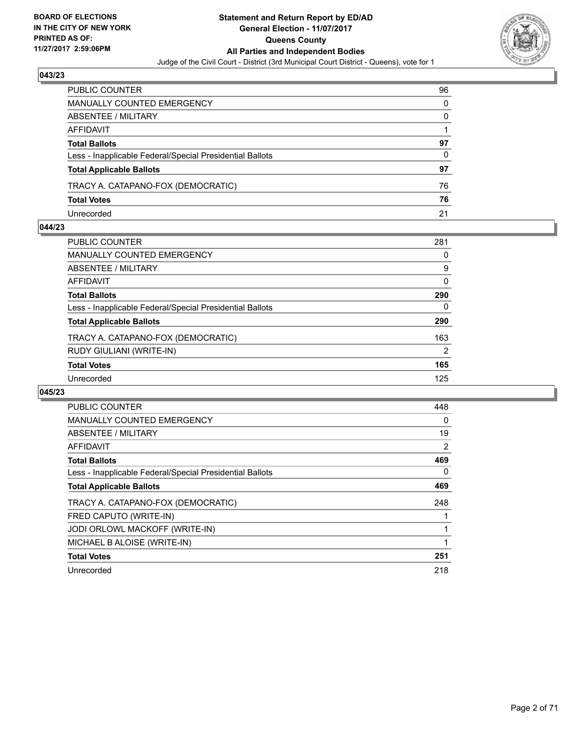## 043/23

| | |
|---|---|
| PUBLIC COUNTER | 96 |
| MANUALLY COUNTED EMERGENCY | 0 |
| ABSENTEE / MILITARY | 0 |
| AFFIDAVIT | 1 |
| **Total Ballots** | **97** |
| Less - Inapplicable Federal/Special Presidential Ballots | 0 |
| **Total Applicable Ballots** | **97** |
| TRACY A. CATAPANO-FOX (DEMOCRATIC) | 76 |
| **Total Votes** | **76** |
| Unrecorded | 21 |

## 044/23

| | |
|---|---|
| PUBLIC COUNTER | 281 |
| MANUALLY COUNTED EMERGENCY | 0 |
| ABSENTEE / MILITARY | 9 |
| AFFIDAVIT | 0 |
| **Total Ballots** | **290** |
| Less - Inapplicable Federal/Special Presidential Ballots | 0 |
| **Total Applicable Ballots** | **290** |
| TRACY A. CATAPANO-FOX (DEMOCRATIC) | 163 |
| RUDY GIULIANI (WRITE-IN) | 2 |
| **Total Votes** | **165** |
| Unrecorded | 125 |

## 045/23

| | |
|---|---|
| PUBLIC COUNTER | 448 |
| MANUALLY COUNTED EMERGENCY | 0 |
| ABSENTEE / MILITARY | 19 |
| AFFIDAVIT | 2 |
| **Total Ballots** | **469** |
| Less - Inapplicable Federal/Special Presidential Ballots | 0 |
| **Total Applicable Ballots** | **469** |
| TRACY A. CATAPANO-FOX (DEMOCRATIC) | 248 |
| FRED CAPUTO (WRITE-IN) | 1 |
| JODI ORLOWL MACKOFF (WRITE-IN) | 1 |
| MICHAEL B ALOISE (WRITE-IN) | 1 |
| **Total Votes** | **251** |
| Unrecorded | 218 |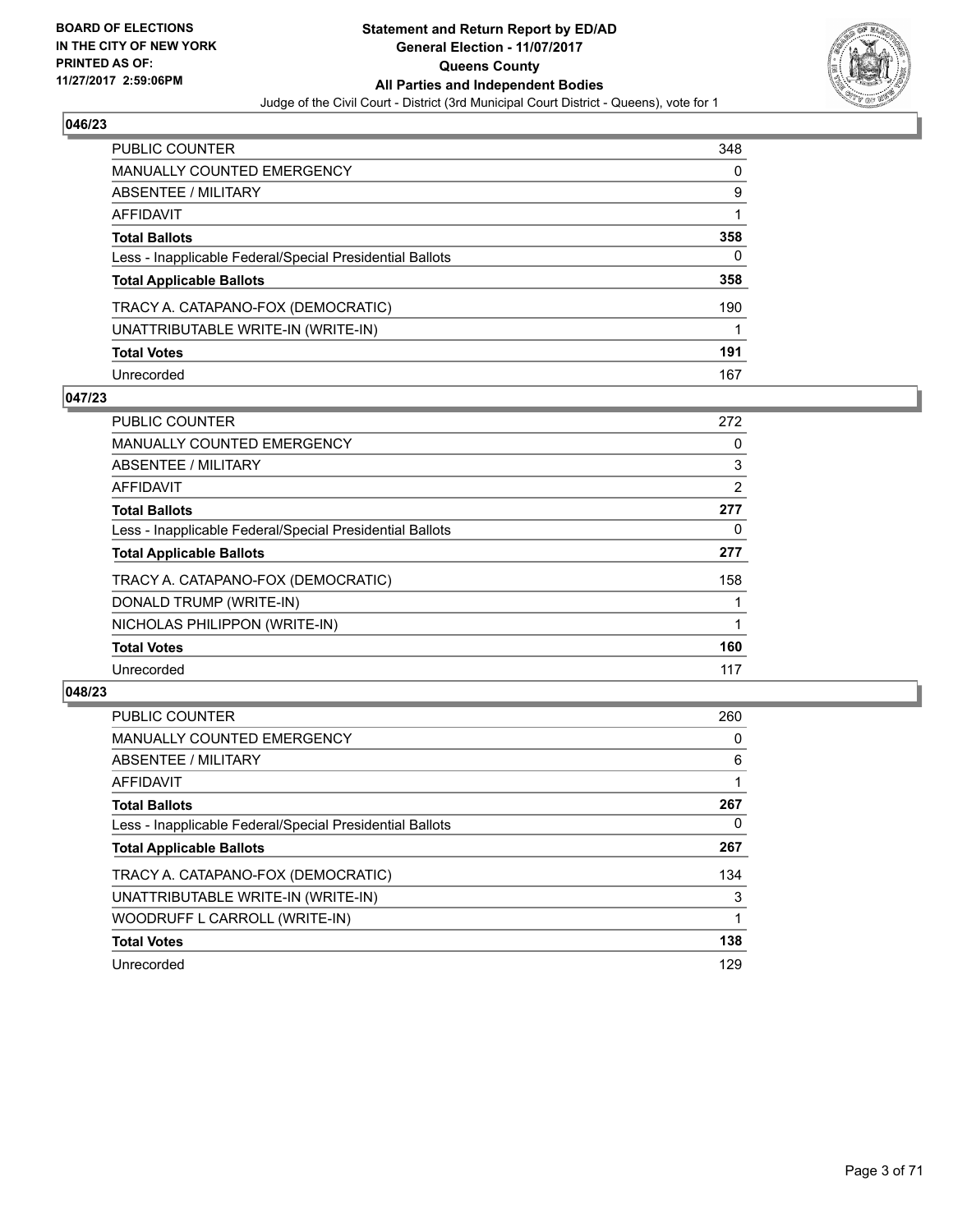## 046/23

| | |
|---|---|
| PUBLIC COUNTER | 348 |
| MANUALLY COUNTED EMERGENCY | 0 |
| ABSENTEE / MILITARY | 9 |
| AFFIDAVIT | 1 |
| **Total Ballots** | **358** |
| Less - Inapplicable Federal/Special Presidential Ballots | 0 |
| **Total Applicable Ballots** | **358** |
| TRACY A. CATAPANO-FOX (DEMOCRATIC) | 190 |
| UNATTRIBUTABLE WRITE-IN (WRITE-IN) | 1 |
| **Total Votes** | **191** |
| Unrecorded | 167 |

## 047/23

| | |
|---|---|
| PUBLIC COUNTER | 272 |
| MANUALLY COUNTED EMERGENCY | 0 |
| ABSENTEE / MILITARY | 3 |
| AFFIDAVIT | 2 |
| **Total Ballots** | **277** |
| Less - Inapplicable Federal/Special Presidential Ballots | 0 |
| **Total Applicable Ballots** | **277** |
| TRACY A. CATAPANO-FOX (DEMOCRATIC) | 158 |
| DONALD TRUMP (WRITE-IN) | 1 |
| NICHOLAS PHILIPPON (WRITE-IN) | 1 |
| **Total Votes** | **160** |
| Unrecorded | 117 |

## 048/23

| | |
|---|---|
| PUBLIC COUNTER | 260 |
| MANUALLY COUNTED EMERGENCY | 0 |
| ABSENTEE / MILITARY | 6 |
| AFFIDAVIT | 1 |
| **Total Ballots** | **267** |
| Less - Inapplicable Federal/Special Presidential Ballots | 0 |
| **Total Applicable Ballots** | **267** |
| TRACY A. CATAPANO-FOX (DEMOCRATIC) | 134 |
| UNATTRIBUTABLE WRITE-IN (WRITE-IN) | 3 |
| WOODRUFF L CARROLL (WRITE-IN) | 1 |
| **Total Votes** | **138** |
| Unrecorded | 129 |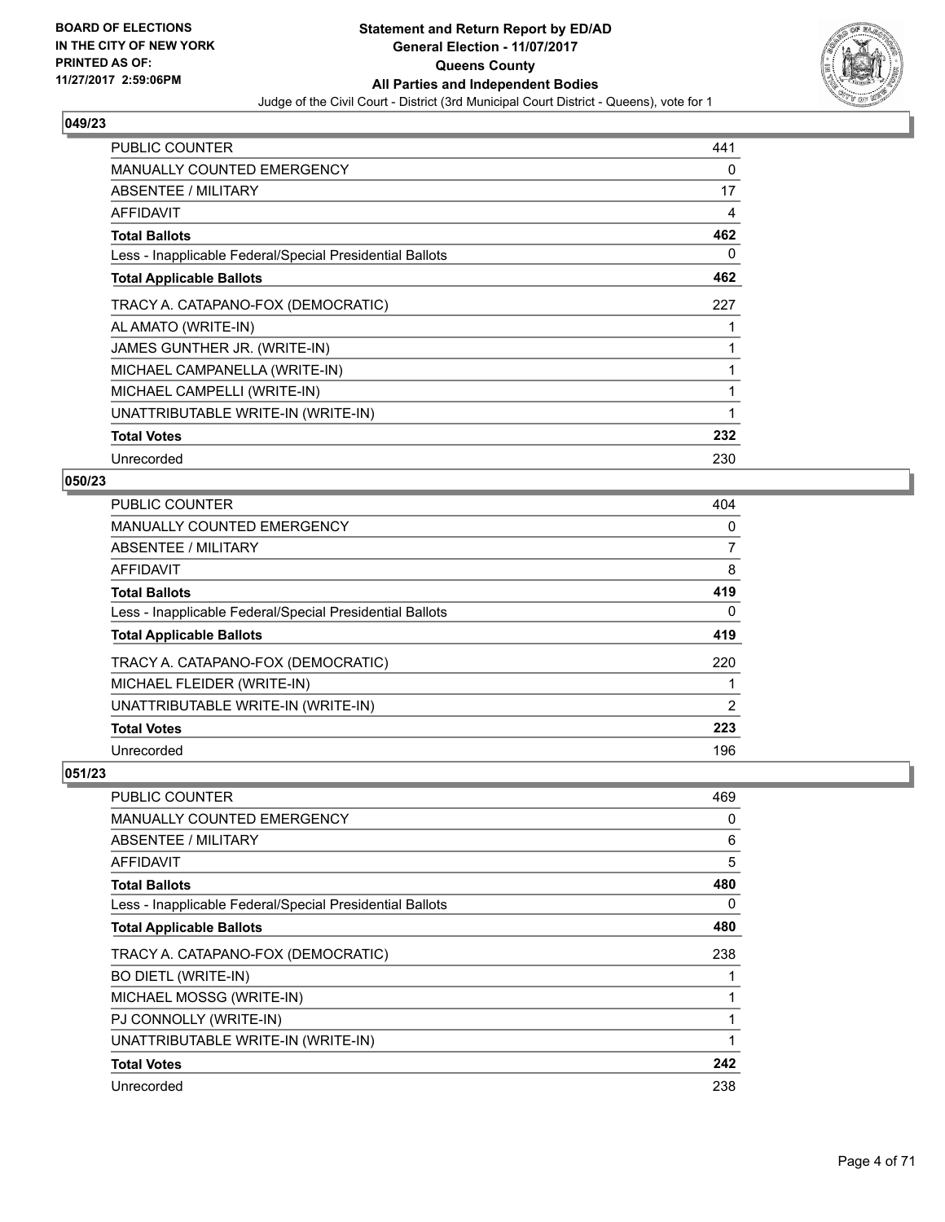**BOARD OF ELECTIONS IN THE CITY OF NEW YORK PRINTED AS OF: 11/27/2017 2:59:06PM**

**Statement and Return Report by ED/AD**
**General Election - 11/07/2017**
**Queens County**
**All Parties and Independent Bodies**
Judge of the Civil Court - District (3rd Municipal Court District - Queens), vote for 1

### 049/23

| | |
|---|---|
| PUBLIC COUNTER | 441 |
| MANUALLY COUNTED EMERGENCY | 0 |
| ABSENTEE / MILITARY | 17 |
| AFFIDAVIT | 4 |
| **Total Ballots** | **462** |
| Less - Inapplicable Federal/Special Presidential Ballots | 0 |
| **Total Applicable Ballots** | **462** |
| TRACY A. CATAPANO-FOX (DEMOCRATIC) | 227 |
| AL AMATO (WRITE-IN) | 1 |
| JAMES GUNTHER JR. (WRITE-IN) | 1 |
| MICHAEL CAMPANELLA (WRITE-IN) | 1 |
| MICHAEL CAMPELLI (WRITE-IN) | 1 |
| UNATTRIBUTABLE WRITE-IN (WRITE-IN) | 1 |
| **Total Votes** | **232** |
| Unrecorded | 230 |

### 050/23

| | |
|---|---|
| PUBLIC COUNTER | 404 |
| MANUALLY COUNTED EMERGENCY | 0 |
| ABSENTEE / MILITARY | 7 |
| AFFIDAVIT | 8 |
| **Total Ballots** | **419** |
| Less - Inapplicable Federal/Special Presidential Ballots | 0 |
| **Total Applicable Ballots** | **419** |
| TRACY A. CATAPANO-FOX (DEMOCRATIC) | 220 |
| MICHAEL FLEIDER (WRITE-IN) | 1 |
| UNATTRIBUTABLE WRITE-IN (WRITE-IN) | 2 |
| **Total Votes** | **223** |
| Unrecorded | 196 |

### 051/23

| | |
|---|---|
| PUBLIC COUNTER | 469 |
| MANUALLY COUNTED EMERGENCY | 0 |
| ABSENTEE / MILITARY | 6 |
| AFFIDAVIT | 5 |
| **Total Ballots** | **480** |
| Less - Inapplicable Federal/Special Presidential Ballots | 0 |
| **Total Applicable Ballots** | **480** |
| TRACY A. CATAPANO-FOX (DEMOCRATIC) | 238 |
| BO DIETL (WRITE-IN) | 1 |
| MICHAEL MOSSG (WRITE-IN) | 1 |
| PJ CONNOLLY (WRITE-IN) | 1 |
| UNATTRIBUTABLE WRITE-IN (WRITE-IN) | 1 |
| **Total Votes** | **242** |
| Unrecorded | 238 |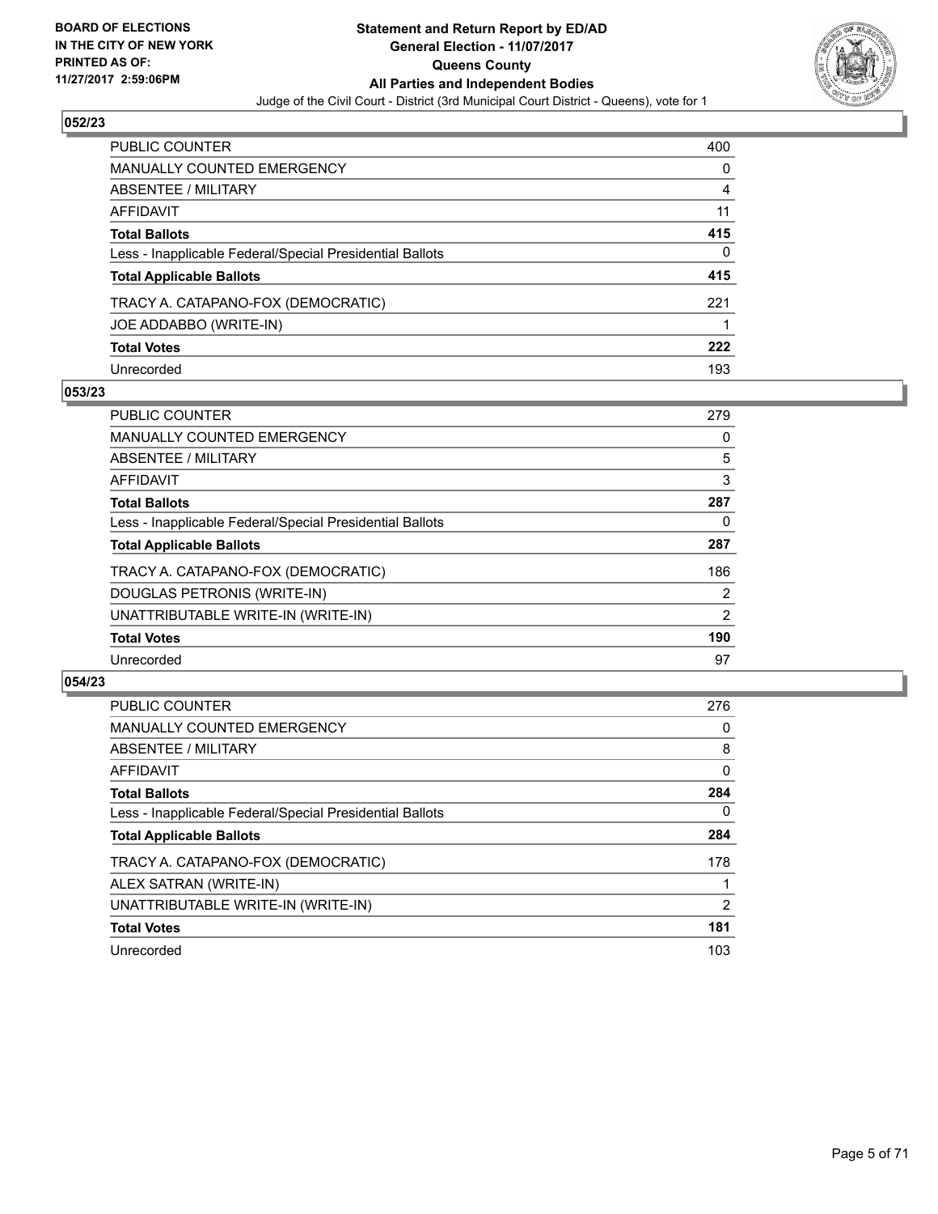## 052/23

| | |
|---|---|
| PUBLIC COUNTER | 400 |
| MANUALLY COUNTED EMERGENCY | 0 |
| ABSENTEE / MILITARY | 4 |
| AFFIDAVIT | 11 |
| **Total Ballots** | **415** |
| Less - Inapplicable Federal/Special Presidential Ballots | 0 |
| **Total Applicable Ballots** | **415** |
| TRACY A. CATAPANO-FOX (DEMOCRATIC) | 221 |
| JOE ADDABBO (WRITE-IN) | 1 |
| **Total Votes** | **222** |
| Unrecorded | 193 |

## 053/23

| | |
|---|---|
| PUBLIC COUNTER | 279 |
| MANUALLY COUNTED EMERGENCY | 0 |
| ABSENTEE / MILITARY | 5 |
| AFFIDAVIT | 3 |
| **Total Ballots** | **287** |
| Less - Inapplicable Federal/Special Presidential Ballots | 0 |
| **Total Applicable Ballots** | **287** |
| TRACY A. CATAPANO-FOX (DEMOCRATIC) | 186 |
| DOUGLAS PETRONIS (WRITE-IN) | 2 |
| UNATTRIBUTABLE WRITE-IN (WRITE-IN) | 2 |
| **Total Votes** | **190** |
| Unrecorded | 97 |

## 054/23

| | |
|---|---|
| PUBLIC COUNTER | 276 |
| MANUALLY COUNTED EMERGENCY | 0 |
| ABSENTEE / MILITARY | 8 |
| AFFIDAVIT | 0 |
| **Total Ballots** | **284** |
| Less - Inapplicable Federal/Special Presidential Ballots | 0 |
| **Total Applicable Ballots** | **284** |
| TRACY A. CATAPANO-FOX (DEMOCRATIC) | 178 |
| ALEX SATRAN (WRITE-IN) | 1 |
| UNATTRIBUTABLE WRITE-IN (WRITE-IN) | 2 |
| **Total Votes** | **181** |
| Unrecorded | 103 |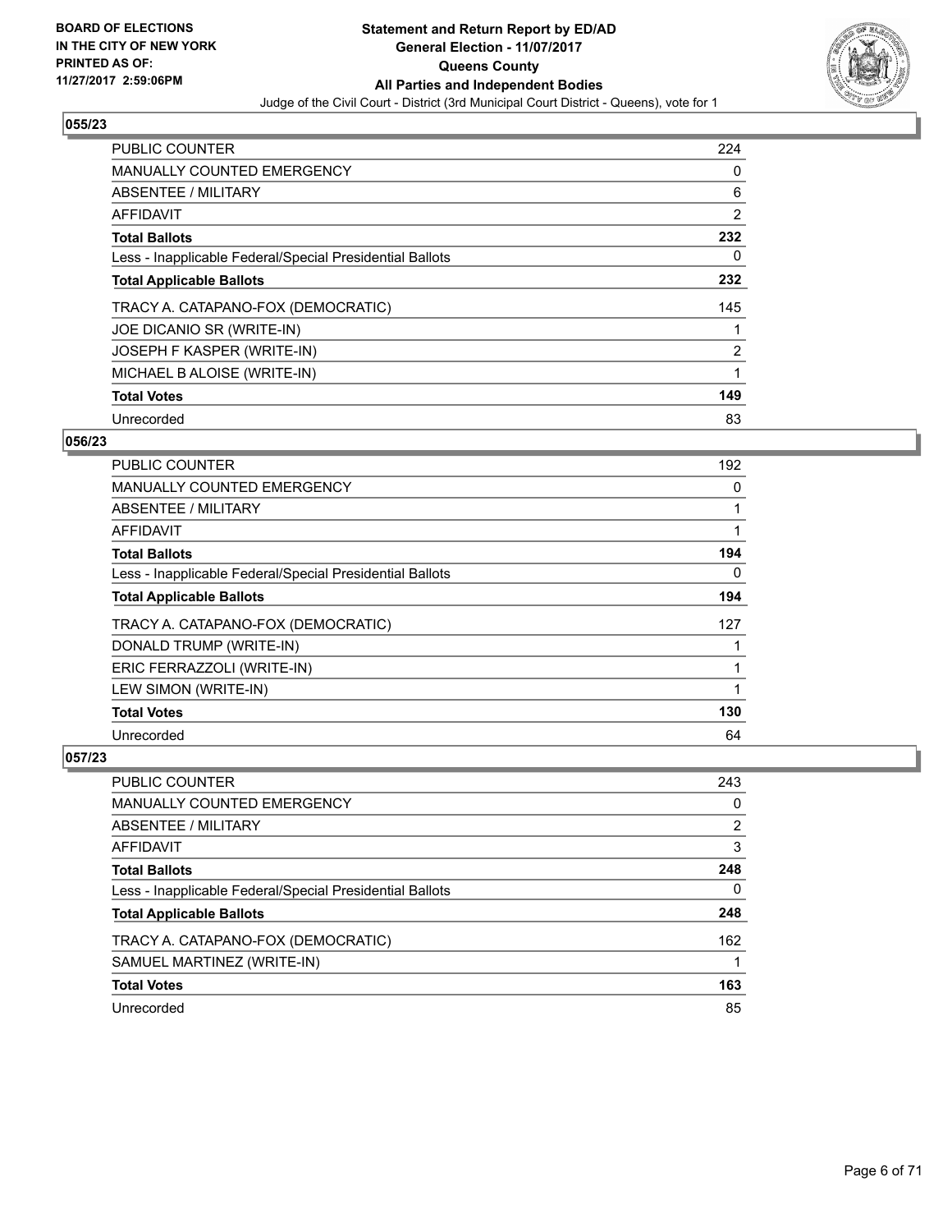## 055/23

| | |
|---|---|
| PUBLIC COUNTER | 224 |
| MANUALLY COUNTED EMERGENCY | 0 |
| ABSENTEE / MILITARY | 6 |
| AFFIDAVIT | 2 |
| **Total Ballots** | **232** |
| Less - Inapplicable Federal/Special Presidential Ballots | 0 |
| **Total Applicable Ballots** | **232** |
| TRACY A. CATAPANO-FOX (DEMOCRATIC) | 145 |
| JOE DICANIO SR (WRITE-IN) | 1 |
| JOSEPH F KASPER (WRITE-IN) | 2 |
| MICHAEL B ALOISE (WRITE-IN) | 1 |
| **Total Votes** | **149** |
| Unrecorded | 83 |

## 056/23

| | |
|---|---|
| PUBLIC COUNTER | 192 |
| MANUALLY COUNTED EMERGENCY | 0 |
| ABSENTEE / MILITARY | 1 |
| AFFIDAVIT | 1 |
| **Total Ballots** | **194** |
| Less - Inapplicable Federal/Special Presidential Ballots | 0 |
| **Total Applicable Ballots** | **194** |
| TRACY A. CATAPANO-FOX (DEMOCRATIC) | 127 |
| DONALD TRUMP (WRITE-IN) | 1 |
| ERIC FERRAZZOLI (WRITE-IN) | 1 |
| LEW SIMON (WRITE-IN) | 1 |
| **Total Votes** | **130** |
| Unrecorded | 64 |

## 057/23

| | |
|---|---|
| PUBLIC COUNTER | 243 |
| MANUALLY COUNTED EMERGENCY | 0 |
| ABSENTEE / MILITARY | 2 |
| AFFIDAVIT | 3 |
| **Total Ballots** | **248** |
| Less - Inapplicable Federal/Special Presidential Ballots | 0 |
| **Total Applicable Ballots** | **248** |
| TRACY A. CATAPANO-FOX (DEMOCRATIC) | 162 |
| SAMUEL MARTINEZ (WRITE-IN) | 1 |
| **Total Votes** | **163** |
| Unrecorded | 85 |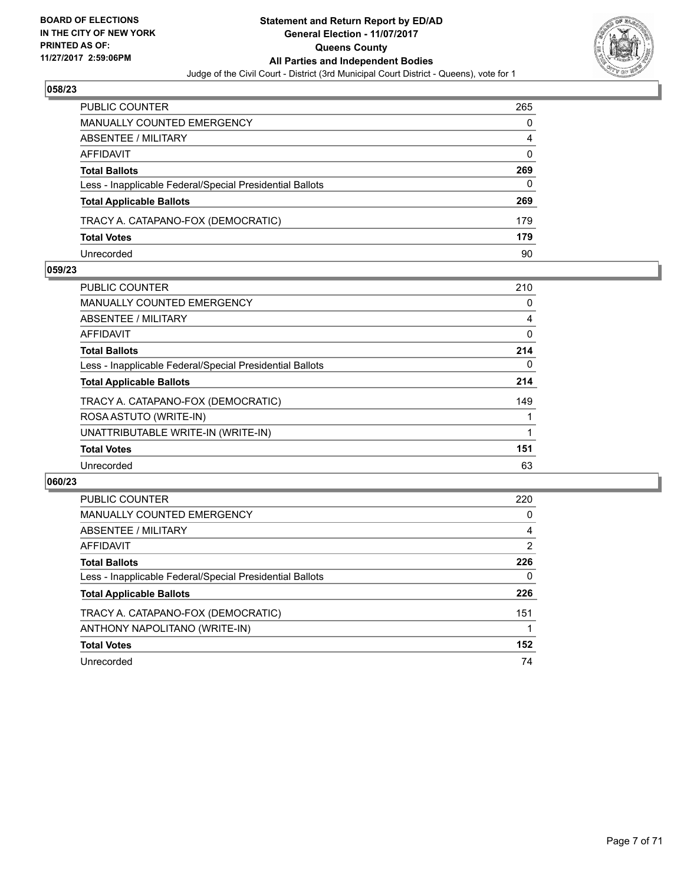**BOARD OF ELECTIONS IN THE CITY OF NEW YORK PRINTED AS OF: 11/27/2017 2:59:06PM**

# Statement and Return Report by ED/AD
## General Election - 11/07/2017
## Queens County
## All Parties and Independent Bodies

Judge of the Civil Court - District (3rd Municipal Court District - Queens), vote for 1

### 058/23

| | |
|---|---|
| PUBLIC COUNTER | 265 |
| MANUALLY COUNTED EMERGENCY | 0 |
| ABSENTEE / MILITARY | 4 |
| AFFIDAVIT | 0 |
| **Total Ballots** | **269** |
| Less - Inapplicable Federal/Special Presidential Ballots | 0 |
| **Total Applicable Ballots** | **269** |
| TRACY A. CATAPANO-FOX (DEMOCRATIC) | 179 |
| **Total Votes** | **179** |
| Unrecorded | 90 |

### 059/23

| | |
|---|---|
| PUBLIC COUNTER | 210 |
| MANUALLY COUNTED EMERGENCY | 0 |
| ABSENTEE / MILITARY | 4 |
| AFFIDAVIT | 0 |
| **Total Ballots** | **214** |
| Less - Inapplicable Federal/Special Presidential Ballots | 0 |
| **Total Applicable Ballots** | **214** |
| TRACY A. CATAPANO-FOX (DEMOCRATIC) | 149 |
| ROSA ASTUTO (WRITE-IN) | 1 |
| UNATTRIBUTABLE WRITE-IN (WRITE-IN) | 1 |
| **Total Votes** | **151** |
| Unrecorded | 63 |

### 060/23

| | |
|---|---|
| PUBLIC COUNTER | 220 |
| MANUALLY COUNTED EMERGENCY | 0 |
| ABSENTEE / MILITARY | 4 |
| AFFIDAVIT | 2 |
| **Total Ballots** | **226** |
| Less - Inapplicable Federal/Special Presidential Ballots | 0 |
| **Total Applicable Ballots** | **226** |
| TRACY A. CATAPANO-FOX (DEMOCRATIC) | 151 |
| ANTHONY NAPOLITANO (WRITE-IN) | 1 |
| **Total Votes** | **152** |
| Unrecorded | 74 |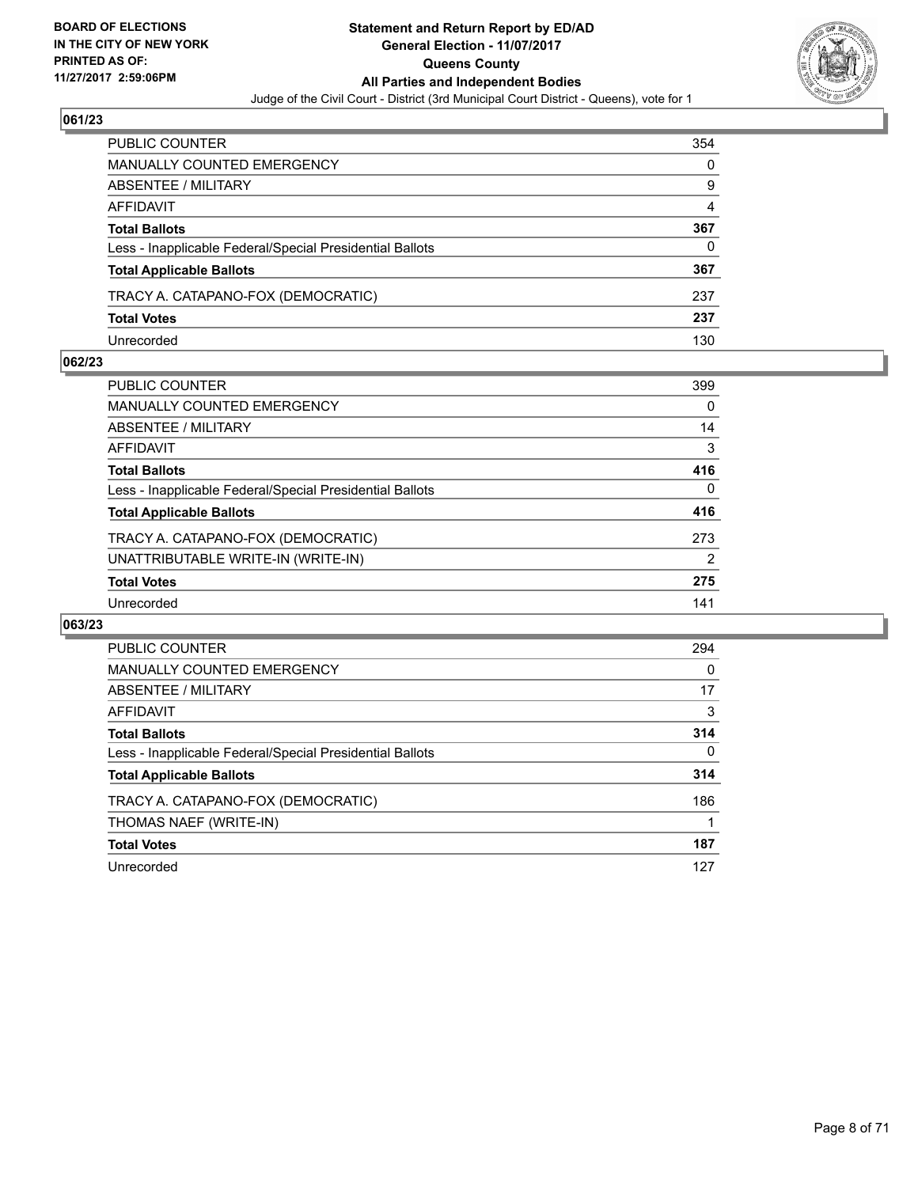BOARD OF ELECTIONS
IN THE CITY OF NEW YORK
PRINTED AS OF:
11/27/2017 2:59:06PM

**Statement and Return Report by ED/AD**
**General Election - 11/07/2017**
**Queens County**
**All Parties and Independent Bodies**
Judge of the Civil Court - District (3rd Municipal Court District - Queens), vote for 1

## 061/23

| | |
|---|---|
| PUBLIC COUNTER | 354 |
| MANUALLY COUNTED EMERGENCY | 0 |
| ABSENTEE / MILITARY | 9 |
| AFFIDAVIT | 4 |
| **Total Ballots** | **367** |
| Less - Inapplicable Federal/Special Presidential Ballots | 0 |
| **Total Applicable Ballots** | **367** |
| TRACY A. CATAPANO-FOX (DEMOCRATIC) | 237 |
| **Total Votes** | **237** |
| Unrecorded | 130 |

## 062/23

| | |
|---|---|
| PUBLIC COUNTER | 399 |
| MANUALLY COUNTED EMERGENCY | 0 |
| ABSENTEE / MILITARY | 14 |
| AFFIDAVIT | 3 |
| **Total Ballots** | **416** |
| Less - Inapplicable Federal/Special Presidential Ballots | 0 |
| **Total Applicable Ballots** | **416** |
| TRACY A. CATAPANO-FOX (DEMOCRATIC) | 273 |
| UNATTRIBUTABLE WRITE-IN (WRITE-IN) | 2 |
| **Total Votes** | **275** |
| Unrecorded | 141 |

## 063/23

| | |
|---|---|
| PUBLIC COUNTER | 294 |
| MANUALLY COUNTED EMERGENCY | 0 |
| ABSENTEE / MILITARY | 17 |
| AFFIDAVIT | 3 |
| **Total Ballots** | **314** |
| Less - Inapplicable Federal/Special Presidential Ballots | 0 |
| **Total Applicable Ballots** | **314** |
| TRACY A. CATAPANO-FOX (DEMOCRATIC) | 186 |
| THOMAS NAEF (WRITE-IN) | 1 |
| **Total Votes** | **187** |
| Unrecorded | 127 |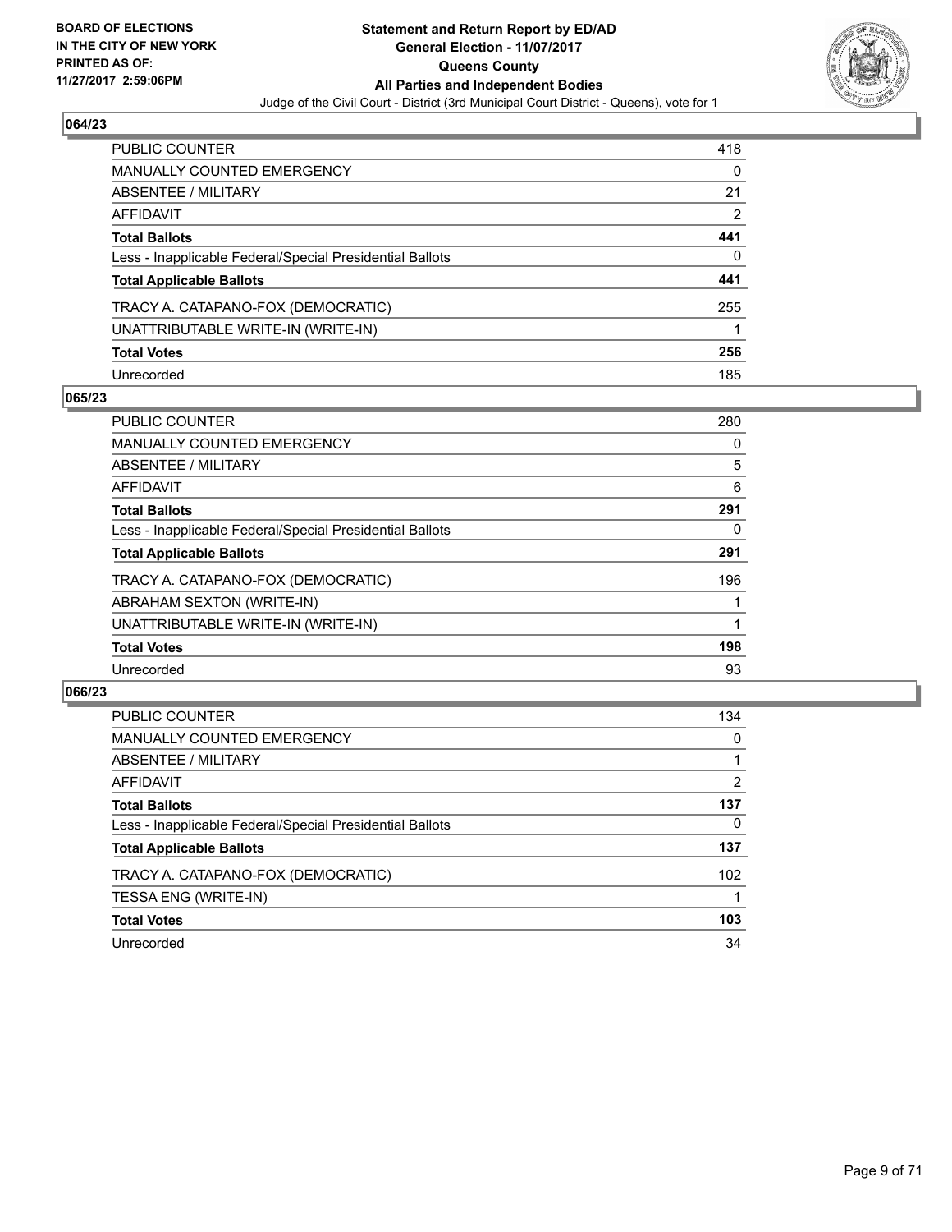**BOARD OF ELECTIONS IN THE CITY OF NEW YORK PRINTED AS OF: 11/27/2017 2:59:06PM**

**Statement and Return Report by ED/AD General Election - 11/07/2017 Queens County All Parties and Independent Bodies**

Judge of the Civil Court - District (3rd Municipal Court District - Queens), vote for 1

## 064/23

| | |
|---|---|
| PUBLIC COUNTER | 418 |
| MANUALLY COUNTED EMERGENCY | 0 |
| ABSENTEE / MILITARY | 21 |
| AFFIDAVIT | 2 |
| **Total Ballots** | **441** |
| Less - Inapplicable Federal/Special Presidential Ballots | 0 |
| **Total Applicable Ballots** | **441** |
| TRACY A. CATAPANO-FOX (DEMOCRATIC) | 255 |
| UNATTRIBUTABLE WRITE-IN (WRITE-IN) | 1 |
| **Total Votes** | **256** |
| Unrecorded | 185 |

## 065/23

| | |
|---|---|
| PUBLIC COUNTER | 280 |
| MANUALLY COUNTED EMERGENCY | 0 |
| ABSENTEE / MILITARY | 5 |
| AFFIDAVIT | 6 |
| **Total Ballots** | **291** |
| Less - Inapplicable Federal/Special Presidential Ballots | 0 |
| **Total Applicable Ballots** | **291** |
| TRACY A. CATAPANO-FOX (DEMOCRATIC) | 196 |
| ABRAHAM SEXTON (WRITE-IN) | 1 |
| UNATTRIBUTABLE WRITE-IN (WRITE-IN) | 1 |
| **Total Votes** | **198** |
| Unrecorded | 93 |

## 066/23

| | |
|---|---|
| PUBLIC COUNTER | 134 |
| MANUALLY COUNTED EMERGENCY | 0 |
| ABSENTEE / MILITARY | 1 |
| AFFIDAVIT | 2 |
| **Total Ballots** | **137** |
| Less - Inapplicable Federal/Special Presidential Ballots | 0 |
| **Total Applicable Ballots** | **137** |
| TRACY A. CATAPANO-FOX (DEMOCRATIC) | 102 |
| TESSA ENG (WRITE-IN) | 1 |
| **Total Votes** | **103** |
| Unrecorded | 34 |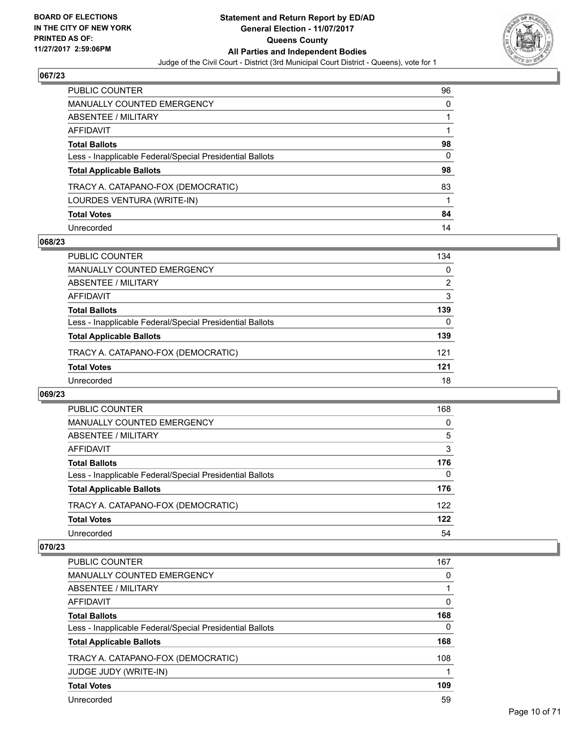## 067/23

| | |
|---|---|
| PUBLIC COUNTER | 96 |
| MANUALLY COUNTED EMERGENCY | 0 |
| ABSENTEE / MILITARY | 1 |
| AFFIDAVIT | 1 |
| **Total Ballots** | **98** |
| Less - Inapplicable Federal/Special Presidential Ballots | 0 |
| **Total Applicable Ballots** | **98** |
| TRACY A. CATAPANO-FOX (DEMOCRATIC) | 83 |
| LOURDES VENTURA (WRITE-IN) | 1 |
| **Total Votes** | **84** |
| Unrecorded | 14 |

## 068/23

| | |
|---|---|
| PUBLIC COUNTER | 134 |
| MANUALLY COUNTED EMERGENCY | 0 |
| ABSENTEE / MILITARY | 2 |
| AFFIDAVIT | 3 |
| **Total Ballots** | **139** |
| Less - Inapplicable Federal/Special Presidential Ballots | 0 |
| **Total Applicable Ballots** | **139** |
| TRACY A. CATAPANO-FOX (DEMOCRATIC) | 121 |
| **Total Votes** | **121** |
| Unrecorded | 18 |

## 069/23

| | |
|---|---|
| PUBLIC COUNTER | 168 |
| MANUALLY COUNTED EMERGENCY | 0 |
| ABSENTEE / MILITARY | 5 |
| AFFIDAVIT | 3 |
| **Total Ballots** | **176** |
| Less - Inapplicable Federal/Special Presidential Ballots | 0 |
| **Total Applicable Ballots** | **176** |
| TRACY A. CATAPANO-FOX (DEMOCRATIC) | 122 |
| **Total Votes** | **122** |
| Unrecorded | 54 |

## 070/23

| | |
|---|---|
| PUBLIC COUNTER | 167 |
| MANUALLY COUNTED EMERGENCY | 0 |
| ABSENTEE / MILITARY | 1 |
| AFFIDAVIT | 0 |
| **Total Ballots** | **168** |
| Less - Inapplicable Federal/Special Presidential Ballots | 0 |
| **Total Applicable Ballots** | **168** |
| TRACY A. CATAPANO-FOX (DEMOCRATIC) | 108 |
| JUDGE JUDY (WRITE-IN) | 1 |
| **Total Votes** | **109** |
| Unrecorded | 59 |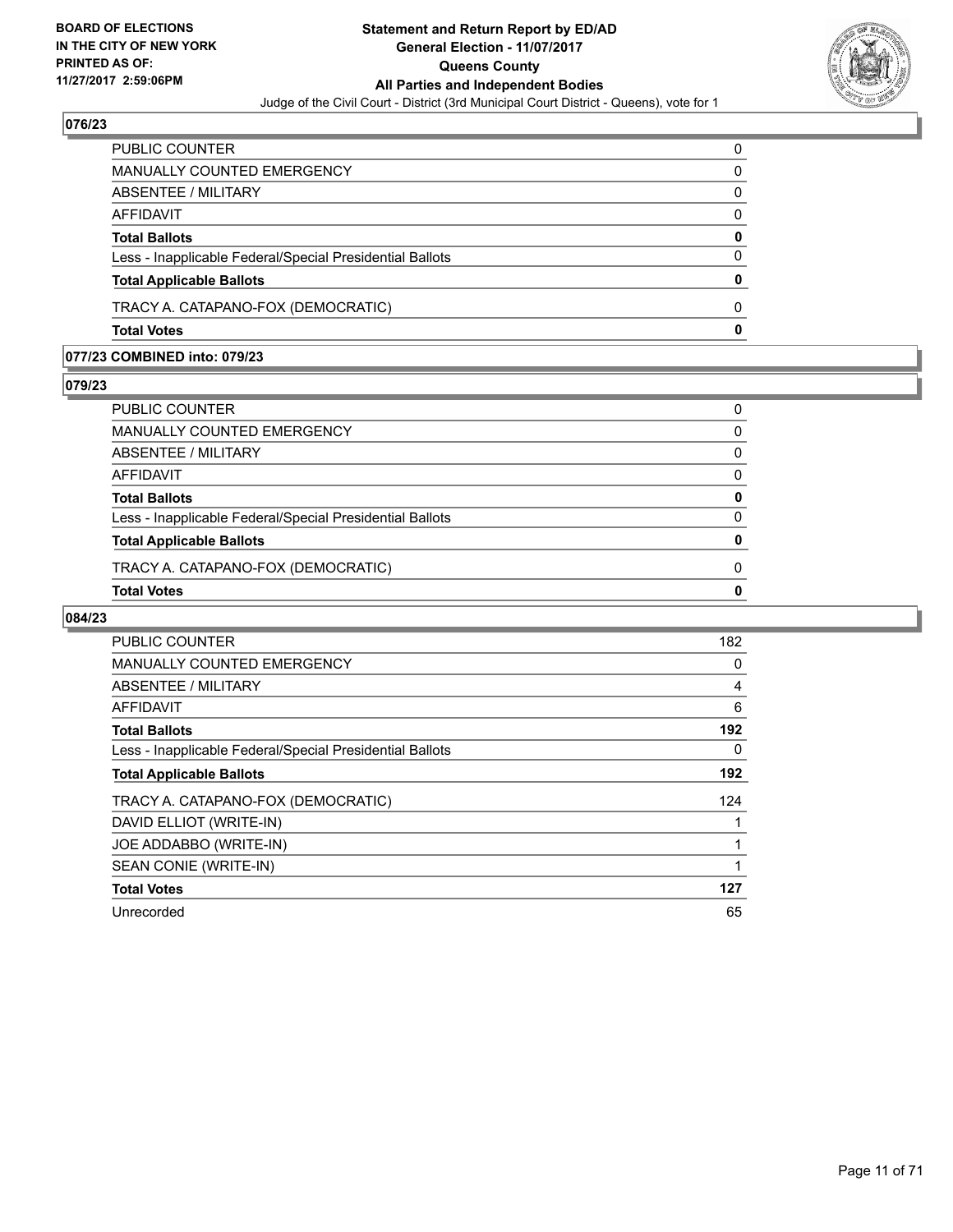**BOARD OF ELECTIONS IN THE CITY OF NEW YORK PRINTED AS OF: 11/27/2017 2:59:06PM**

**Statement and Return Report by ED/AD General Election - 11/07/2017 Queens County All Parties and Independent Bodies**

Judge of the Civil Court - District (3rd Municipal Court District - Queens), vote for 1

## 076/23

| | |
|---|---|
| PUBLIC COUNTER | 0 |
| MANUALLY COUNTED EMERGENCY | 0 |
| ABSENTEE / MILITARY | 0 |
| AFFIDAVIT | 0 |
| **Total Ballots** | **0** |
| Less - Inapplicable Federal/Special Presidential Ballots | 0 |
| **Total Applicable Ballots** | **0** |
| TRACY A. CATAPANO-FOX (DEMOCRATIC) | 0 |
| **Total Votes** | **0** |

## 077/23 COMBINED into: 079/23

## 079/23

| | |
|---|---|
| PUBLIC COUNTER | 0 |
| MANUALLY COUNTED EMERGENCY | 0 |
| ABSENTEE / MILITARY | 0 |
| AFFIDAVIT | 0 |
| **Total Ballots** | **0** |
| Less - Inapplicable Federal/Special Presidential Ballots | 0 |
| **Total Applicable Ballots** | **0** |
| TRACY A. CATAPANO-FOX (DEMOCRATIC) | 0 |
| **Total Votes** | **0** |

## 084/23

| | |
|---|---|
| PUBLIC COUNTER | 182 |
| MANUALLY COUNTED EMERGENCY | 0 |
| ABSENTEE / MILITARY | 4 |
| AFFIDAVIT | 6 |
| **Total Ballots** | **192** |
| Less - Inapplicable Federal/Special Presidential Ballots | 0 |
| **Total Applicable Ballots** | **192** |
| TRACY A. CATAPANO-FOX (DEMOCRATIC) | 124 |
| DAVID ELLIOT (WRITE-IN) | 1 |
| JOE ADDABBO (WRITE-IN) | 1 |
| SEAN CONIE (WRITE-IN) | 1 |
| **Total Votes** | **127** |
| Unrecorded | 65 |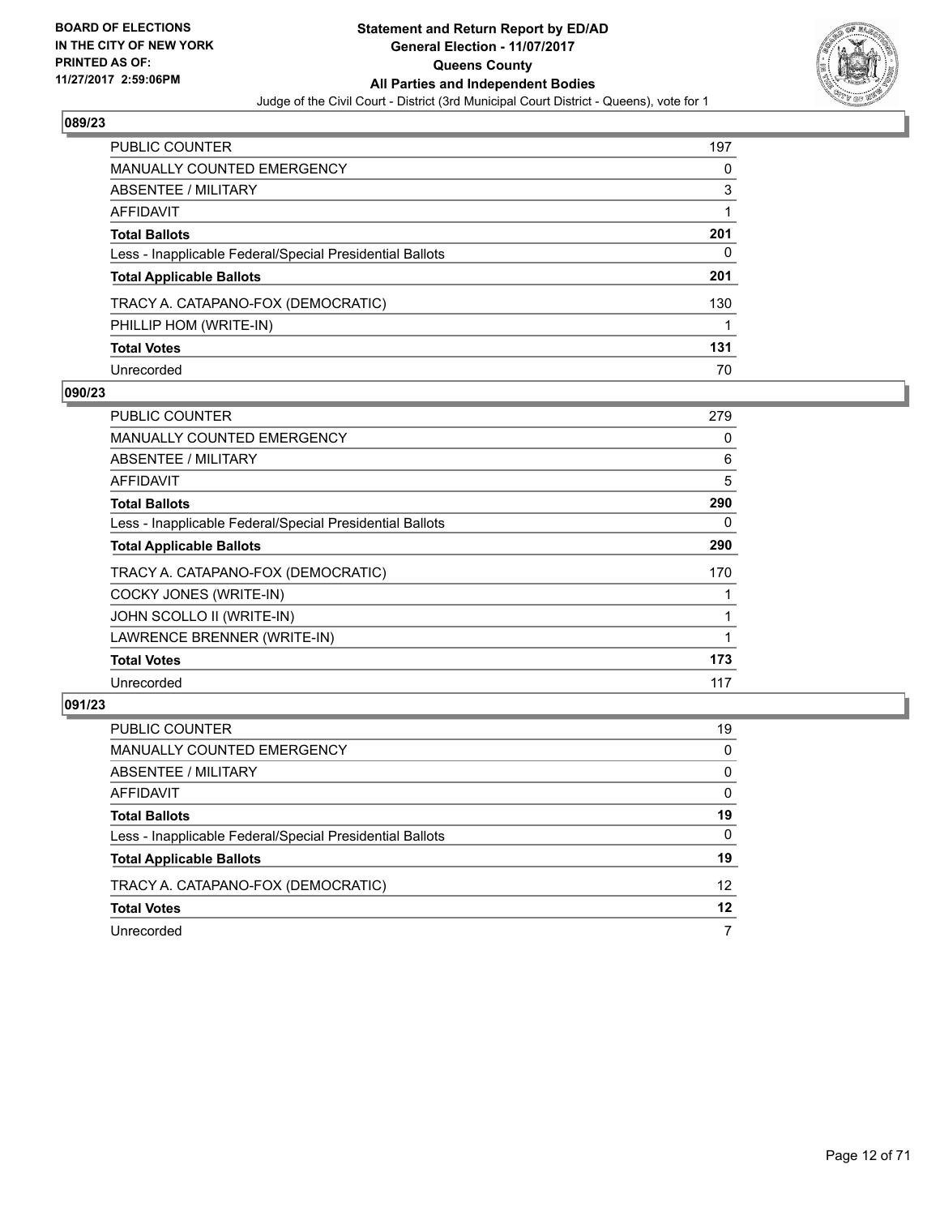**BOARD OF ELECTIONS IN THE CITY OF NEW YORK PRINTED AS OF: 11/27/2017 2:59:06PM**

# Statement and Return Report by ED/AD
## General Election - 11/07/2017
## Queens County
## All Parties and Independent Bodies
Judge of the Civil Court - District (3rd Municipal Court District - Queens), vote for 1

### 089/23

| | |
|---|---|
| PUBLIC COUNTER | 197 |
| MANUALLY COUNTED EMERGENCY | 0 |
| ABSENTEE / MILITARY | 3 |
| AFFIDAVIT | 1 |
| **Total Ballots** | **201** |
| Less - Inapplicable Federal/Special Presidential Ballots | 0 |
| **Total Applicable Ballots** | **201** |
| TRACY A. CATAPANO-FOX (DEMOCRATIC) | 130 |
| PHILLIP HOM (WRITE-IN) | 1 |
| **Total Votes** | **131** |
| Unrecorded | 70 |

### 090/23

| | |
|---|---|
| PUBLIC COUNTER | 279 |
| MANUALLY COUNTED EMERGENCY | 0 |
| ABSENTEE / MILITARY | 6 |
| AFFIDAVIT | 5 |
| **Total Ballots** | **290** |
| Less - Inapplicable Federal/Special Presidential Ballots | 0 |
| **Total Applicable Ballots** | **290** |
| TRACY A. CATAPANO-FOX (DEMOCRATIC) | 170 |
| COCKY JONES (WRITE-IN) | 1 |
| JOHN SCOLLO II (WRITE-IN) | 1 |
| LAWRENCE BRENNER (WRITE-IN) | 1 |
| **Total Votes** | **173** |
| Unrecorded | 117 |

### 091/23

| | |
|---|---|
| PUBLIC COUNTER | 19 |
| MANUALLY COUNTED EMERGENCY | 0 |
| ABSENTEE / MILITARY | 0 |
| AFFIDAVIT | 0 |
| **Total Ballots** | **19** |
| Less - Inapplicable Federal/Special Presidential Ballots | 0 |
| **Total Applicable Ballots** | **19** |
| TRACY A. CATAPANO-FOX (DEMOCRATIC) | 12 |
| **Total Votes** | **12** |
| Unrecorded | 7 |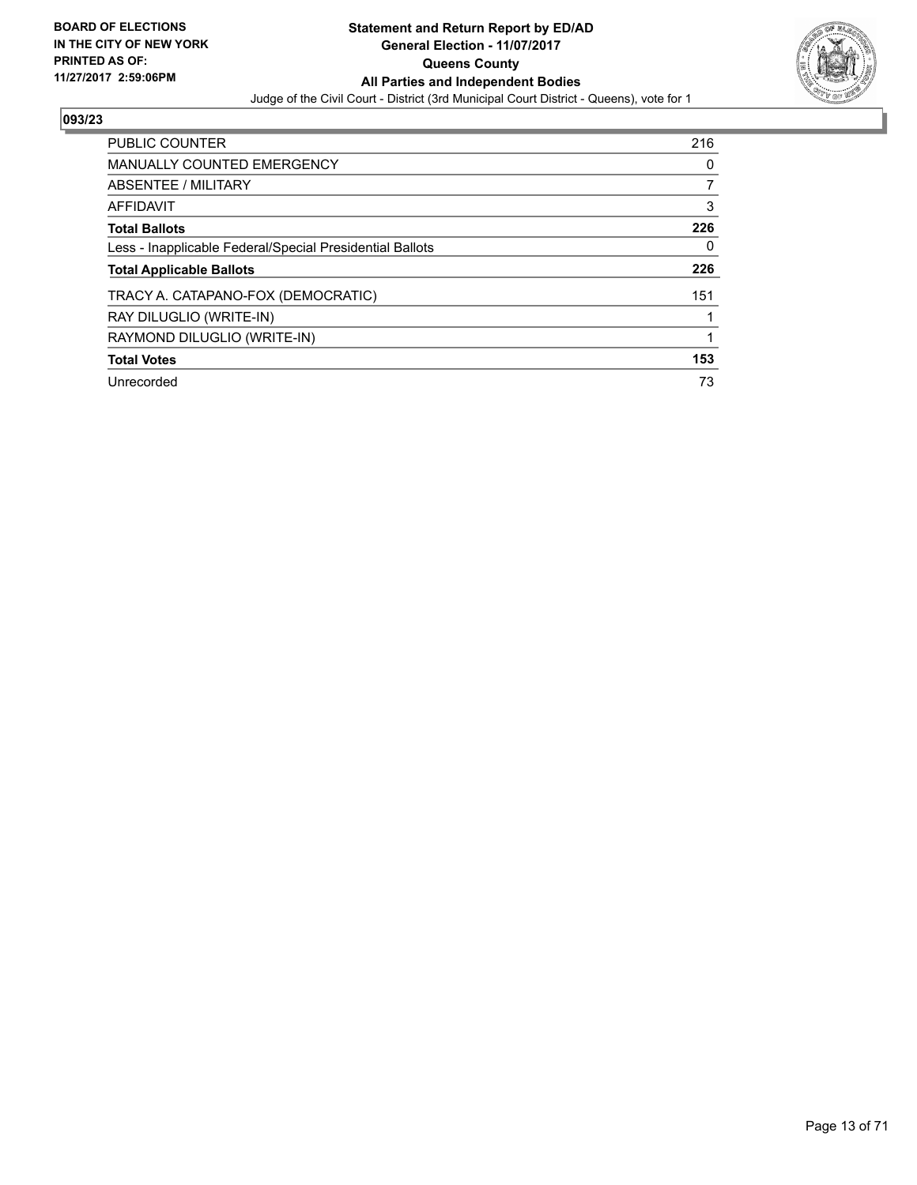BOARD OF ELECTIONS
IN THE CITY OF NEW YORK
PRINTED AS OF:
11/27/2017 2:59:06PM

**Statement and Return Report by ED/AD**
**General Election - 11/07/2017**
**Queens County**
**All Parties and Independent Bodies**
Judge of the Civil Court - District (3rd Municipal Court District - Queens), vote for 1

## 093/23

| | |
|---|---|
| PUBLIC COUNTER | 216 |
| MANUALLY COUNTED EMERGENCY | 0 |
| ABSENTEE / MILITARY | 7 |
| AFFIDAVIT | 3 |
| **Total Ballots** | **226** |
| Less - Inapplicable Federal/Special Presidential Ballots | 0 |
| **Total Applicable Ballots** | **226** |
| TRACY A. CATAPANO-FOX (DEMOCRATIC) | 151 |
| RAY DILUGLIO (WRITE-IN) | 1 |
| RAYMOND DILUGLIO (WRITE-IN) | 1 |
| **Total Votes** | **153** |
| Unrecorded | 73 |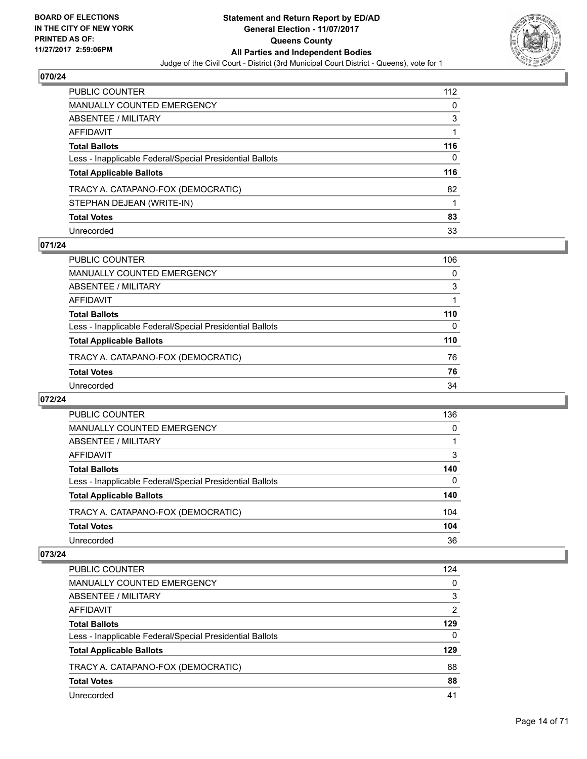## 070/24

| | |
|---|---|
| PUBLIC COUNTER | 112 |
| MANUALLY COUNTED EMERGENCY | 0 |
| ABSENTEE / MILITARY | 3 |
| AFFIDAVIT | 1 |
| **Total Ballots** | **116** |
| Less - Inapplicable Federal/Special Presidential Ballots | 0 |
| **Total Applicable Ballots** | **116** |
| TRACY A. CATAPANO-FOX (DEMOCRATIC) | 82 |
| STEPHAN DEJEAN (WRITE-IN) | 1 |
| **Total Votes** | **83** |
| Unrecorded | 33 |

## 071/24

| | |
|---|---|
| PUBLIC COUNTER | 106 |
| MANUALLY COUNTED EMERGENCY | 0 |
| ABSENTEE / MILITARY | 3 |
| AFFIDAVIT | 1 |
| **Total Ballots** | **110** |
| Less - Inapplicable Federal/Special Presidential Ballots | 0 |
| **Total Applicable Ballots** | **110** |
| TRACY A. CATAPANO-FOX (DEMOCRATIC) | 76 |
| **Total Votes** | **76** |
| Unrecorded | 34 |

## 072/24

| | |
|---|---|
| PUBLIC COUNTER | 136 |
| MANUALLY COUNTED EMERGENCY | 0 |
| ABSENTEE / MILITARY | 1 |
| AFFIDAVIT | 3 |
| **Total Ballots** | **140** |
| Less - Inapplicable Federal/Special Presidential Ballots | 0 |
| **Total Applicable Ballots** | **140** |
| TRACY A. CATAPANO-FOX (DEMOCRATIC) | 104 |
| **Total Votes** | **104** |
| Unrecorded | 36 |

## 073/24

| | |
|---|---|
| PUBLIC COUNTER | 124 |
| MANUALLY COUNTED EMERGENCY | 0 |
| ABSENTEE / MILITARY | 3 |
| AFFIDAVIT | 2 |
| **Total Ballots** | **129** |
| Less - Inapplicable Federal/Special Presidential Ballots | 0 |
| **Total Applicable Ballots** | **129** |
| TRACY A. CATAPANO-FOX (DEMOCRATIC) | 88 |
| **Total Votes** | **88** |
| Unrecorded | 41 |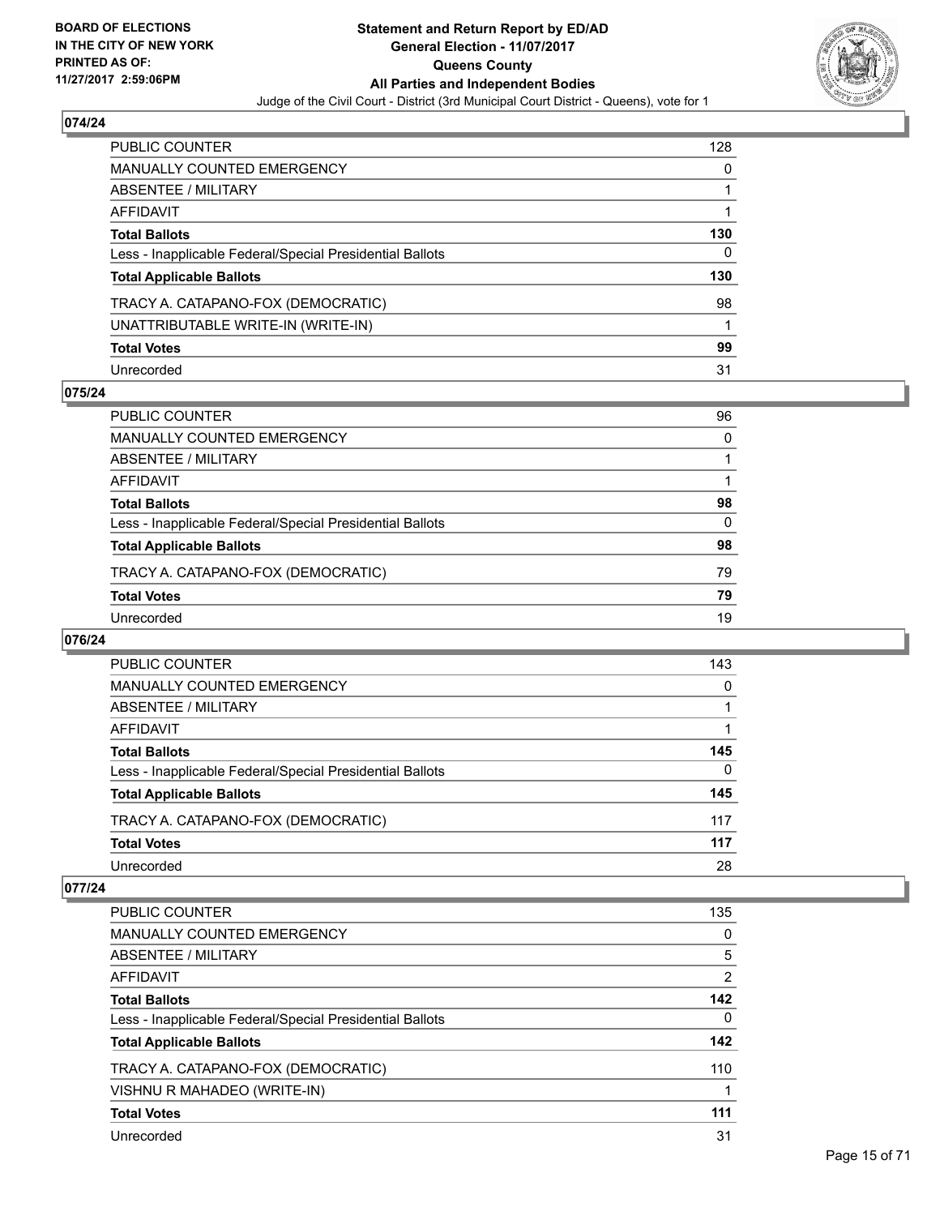BOARD OF ELECTIONS
IN THE CITY OF NEW YORK
PRINTED AS OF:
11/27/2017 2:59:06PM

# Statement and Return Report by ED/AD
## General Election - 11/07/2017
## Queens County
## All Parties and Independent Bodies

Judge of the Civil Court - District (3rd Municipal Court District - Queens), vote for 1

### 074/24

| | |
|---|---|
| PUBLIC COUNTER | 128 |
| MANUALLY COUNTED EMERGENCY | 0 |
| ABSENTEE / MILITARY | 1 |
| AFFIDAVIT | 1 |
| **Total Ballots** | **130** |
| Less - Inapplicable Federal/Special Presidential Ballots | 0 |
| **Total Applicable Ballots** | **130** |
| TRACY A. CATAPANO-FOX (DEMOCRATIC) | 98 |
| UNATTRIBUTABLE WRITE-IN (WRITE-IN) | 1 |
| **Total Votes** | **99** |
| Unrecorded | 31 |

### 075/24

| | |
|---|---|
| PUBLIC COUNTER | 96 |
| MANUALLY COUNTED EMERGENCY | 0 |
| ABSENTEE / MILITARY | 1 |
| AFFIDAVIT | 1 |
| **Total Ballots** | **98** |
| Less - Inapplicable Federal/Special Presidential Ballots | 0 |
| **Total Applicable Ballots** | **98** |
| TRACY A. CATAPANO-FOX (DEMOCRATIC) | 79 |
| **Total Votes** | **79** |
| Unrecorded | 19 |

### 076/24

| | |
|---|---|
| PUBLIC COUNTER | 143 |
| MANUALLY COUNTED EMERGENCY | 0 |
| ABSENTEE / MILITARY | 1 |
| AFFIDAVIT | 1 |
| **Total Ballots** | **145** |
| Less - Inapplicable Federal/Special Presidential Ballots | 0 |
| **Total Applicable Ballots** | **145** |
| TRACY A. CATAPANO-FOX (DEMOCRATIC) | 117 |
| **Total Votes** | **117** |
| Unrecorded | 28 |

### 077/24

| | |
|---|---|
| PUBLIC COUNTER | 135 |
| MANUALLY COUNTED EMERGENCY | 0 |
| ABSENTEE / MILITARY | 5 |
| AFFIDAVIT | 2 |
| **Total Ballots** | **142** |
| Less - Inapplicable Federal/Special Presidential Ballots | 0 |
| **Total Applicable Ballots** | **142** |
| TRACY A. CATAPANO-FOX (DEMOCRATIC) | 110 |
| VISHNU R MAHADEO (WRITE-IN) | 1 |
| **Total Votes** | **111** |
| Unrecorded | 31 |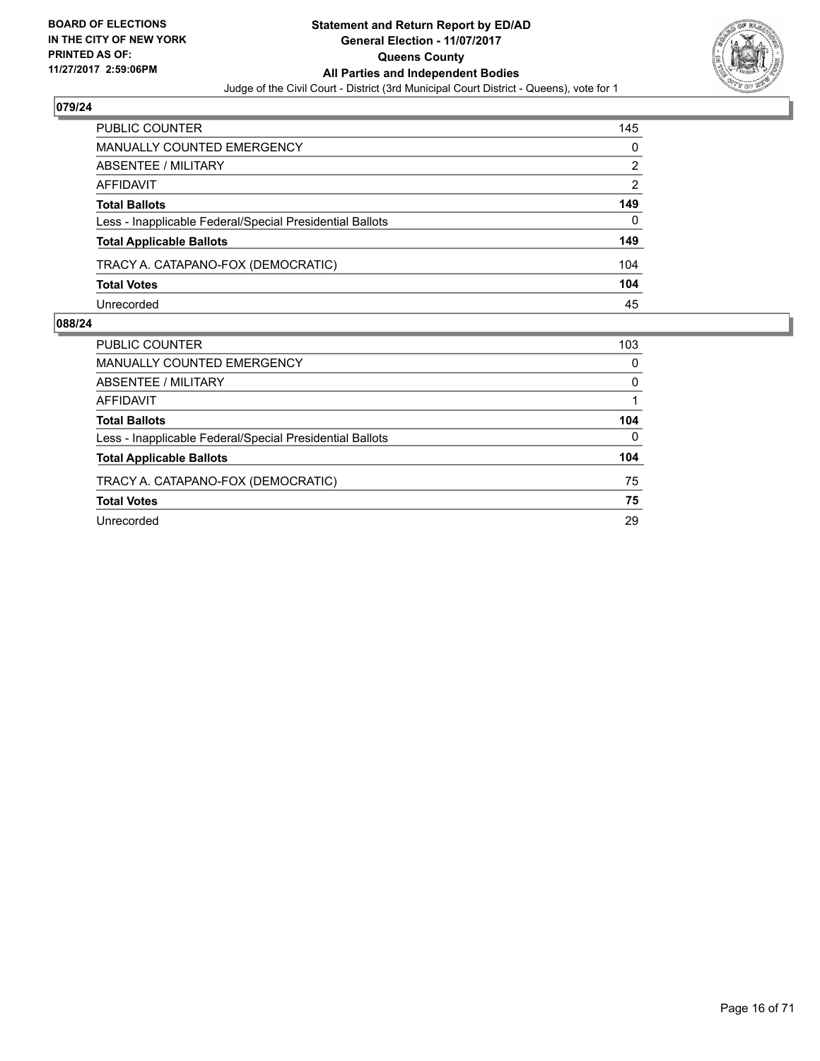**Statement and Return Report by ED/AD**
**General Election - 11/07/2017**
**Queens County**
**All Parties and Independent Bodies**
Judge of the Civil Court - District (3rd Municipal Court District - Queens), vote for 1

**BOARD OF ELECTIONS IN THE CITY OF NEW YORK PRINTED AS OF: 11/27/2017 2:59:06PM**

## 079/24

| | |
|---|---|
| PUBLIC COUNTER | 145 |
| MANUALLY COUNTED EMERGENCY | 0 |
| ABSENTEE / MILITARY | 2 |
| AFFIDAVIT | 2 |
| **Total Ballots** | **149** |
| Less - Inapplicable Federal/Special Presidential Ballots | 0 |
| **Total Applicable Ballots** | **149** |
| TRACY A. CATAPANO-FOX (DEMOCRATIC) | 104 |
| **Total Votes** | **104** |
| Unrecorded | 45 |

## 088/24

| | |
|---|---|
| PUBLIC COUNTER | 103 |
| MANUALLY COUNTED EMERGENCY | 0 |
| ABSENTEE / MILITARY | 0 |
| AFFIDAVIT | 1 |
| **Total Ballots** | **104** |
| Less - Inapplicable Federal/Special Presidential Ballots | 0 |
| **Total Applicable Ballots** | **104** |
| TRACY A. CATAPANO-FOX (DEMOCRATIC) | 75 |
| **Total Votes** | **75** |
| Unrecorded | 29 |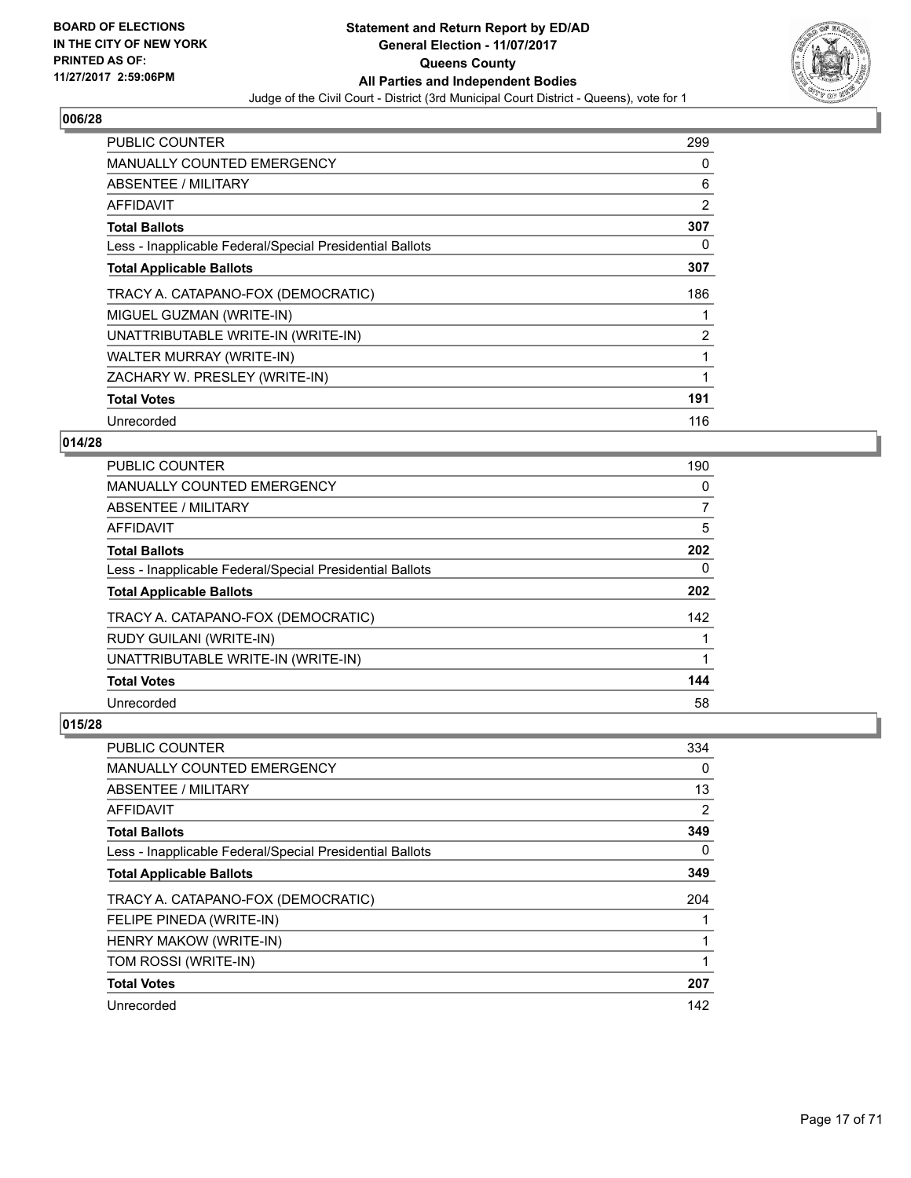## 006/28

| | |
|---|---|
| PUBLIC COUNTER | 299 |
| MANUALLY COUNTED EMERGENCY | 0 |
| ABSENTEE / MILITARY | 6 |
| AFFIDAVIT | 2 |
| **Total Ballots** | **307** |
| Less - Inapplicable Federal/Special Presidential Ballots | 0 |
| **Total Applicable Ballots** | **307** |
| TRACY A. CATAPANO-FOX (DEMOCRATIC) | 186 |
| MIGUEL GUZMAN (WRITE-IN) | 1 |
| UNATTRIBUTABLE WRITE-IN (WRITE-IN) | 2 |
| WALTER MURRAY (WRITE-IN) | 1 |
| ZACHARY W. PRESLEY (WRITE-IN) | 1 |
| **Total Votes** | **191** |
| Unrecorded | 116 |

## 014/28

| | |
|---|---|
| PUBLIC COUNTER | 190 |
| MANUALLY COUNTED EMERGENCY | 0 |
| ABSENTEE / MILITARY | 7 |
| AFFIDAVIT | 5 |
| **Total Ballots** | **202** |
| Less - Inapplicable Federal/Special Presidential Ballots | 0 |
| **Total Applicable Ballots** | **202** |
| TRACY A. CATAPANO-FOX (DEMOCRATIC) | 142 |
| RUDY GUILANI (WRITE-IN) | 1 |
| UNATTRIBUTABLE WRITE-IN (WRITE-IN) | 1 |
| **Total Votes** | **144** |
| Unrecorded | 58 |

## 015/28

| | |
|---|---|
| PUBLIC COUNTER | 334 |
| MANUALLY COUNTED EMERGENCY | 0 |
| ABSENTEE / MILITARY | 13 |
| AFFIDAVIT | 2 |
| **Total Ballots** | **349** |
| Less - Inapplicable Federal/Special Presidential Ballots | 0 |
| **Total Applicable Ballots** | **349** |
| TRACY A. CATAPANO-FOX (DEMOCRATIC) | 204 |
| FELIPE PINEDA (WRITE-IN) | 1 |
| HENRY MAKOW (WRITE-IN) | 1 |
| TOM ROSSI (WRITE-IN) | 1 |
| **Total Votes** | **207** |
| Unrecorded | 142 |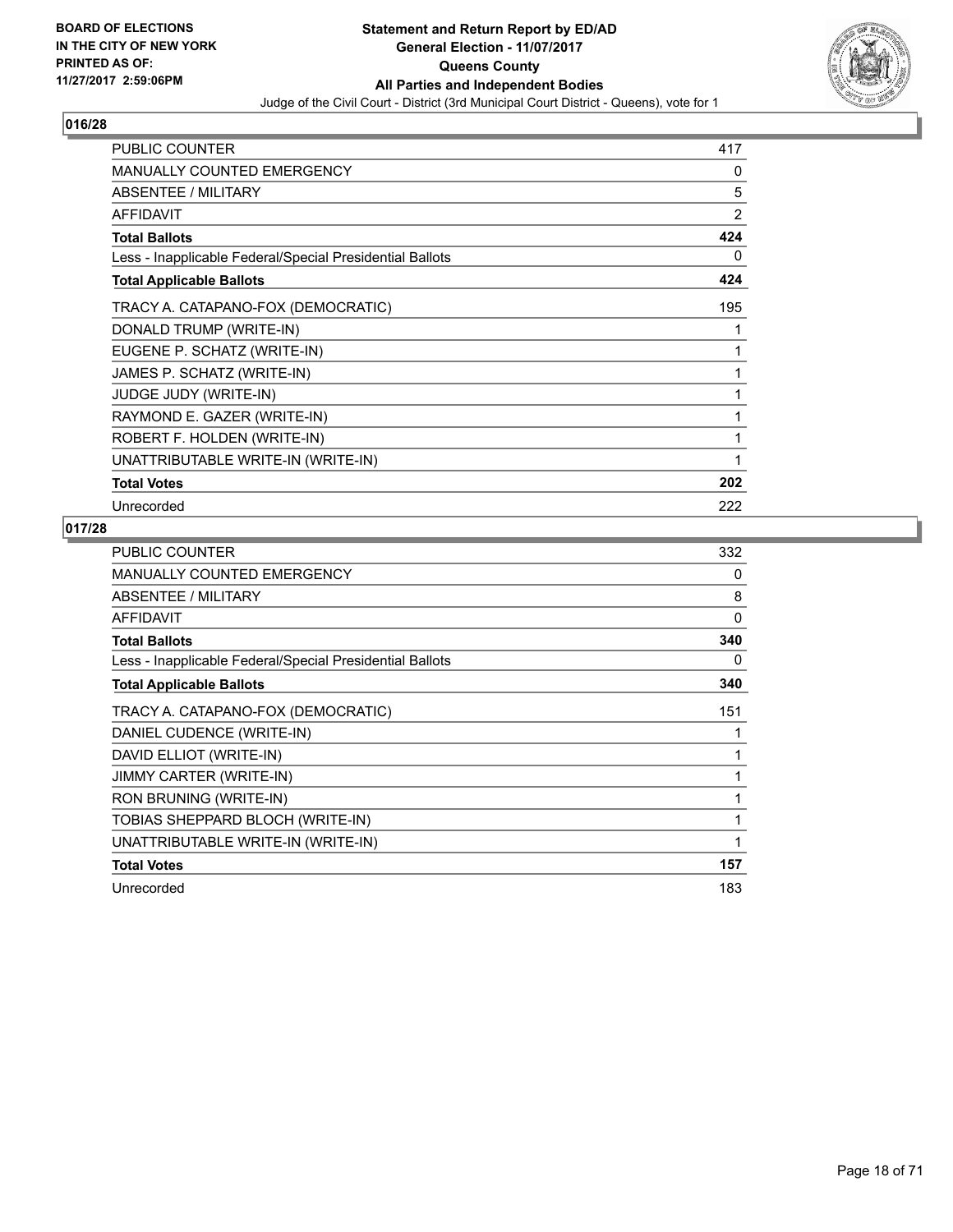BOARD OF ELECTIONS
IN THE CITY OF NEW YORK
PRINTED AS OF:
11/27/2017 2:59:06PM

**Statement and Return Report by ED/AD**
**General Election - 11/07/2017**
**Queens County**
**All Parties and Independent Bodies**
Judge of the Civil Court - District (3rd Municipal Court District - Queens), vote for 1

## 016/28

| | |
|---|---|
| PUBLIC COUNTER | 417 |
| MANUALLY COUNTED EMERGENCY | 0 |
| ABSENTEE / MILITARY | 5 |
| AFFIDAVIT | 2 |
| **Total Ballots** | **424** |
| Less - Inapplicable Federal/Special Presidential Ballots | 0 |
| **Total Applicable Ballots** | **424** |
| TRACY A. CATAPANO-FOX (DEMOCRATIC) | 195 |
| DONALD TRUMP (WRITE-IN) | 1 |
| EUGENE P. SCHATZ (WRITE-IN) | 1 |
| JAMES P. SCHATZ (WRITE-IN) | 1 |
| JUDGE JUDY (WRITE-IN) | 1 |
| RAYMOND E. GAZER (WRITE-IN) | 1 |
| ROBERT F. HOLDEN (WRITE-IN) | 1 |
| UNATTRIBUTABLE WRITE-IN (WRITE-IN) | 1 |
| **Total Votes** | **202** |
| Unrecorded | 222 |

## 017/28

| | |
|---|---|
| PUBLIC COUNTER | 332 |
| MANUALLY COUNTED EMERGENCY | 0 |
| ABSENTEE / MILITARY | 8 |
| AFFIDAVIT | 0 |
| **Total Ballots** | **340** |
| Less - Inapplicable Federal/Special Presidential Ballots | 0 |
| **Total Applicable Ballots** | **340** |
| TRACY A. CATAPANO-FOX (DEMOCRATIC) | 151 |
| DANIEL CUDENCE (WRITE-IN) | 1 |
| DAVID ELLIOT (WRITE-IN) | 1 |
| JIMMY CARTER (WRITE-IN) | 1 |
| RON BRUNING (WRITE-IN) | 1 |
| TOBIAS SHEPPARD BLOCH (WRITE-IN) | 1 |
| UNATTRIBUTABLE WRITE-IN (WRITE-IN) | 1 |
| **Total Votes** | **157** |
| Unrecorded | 183 |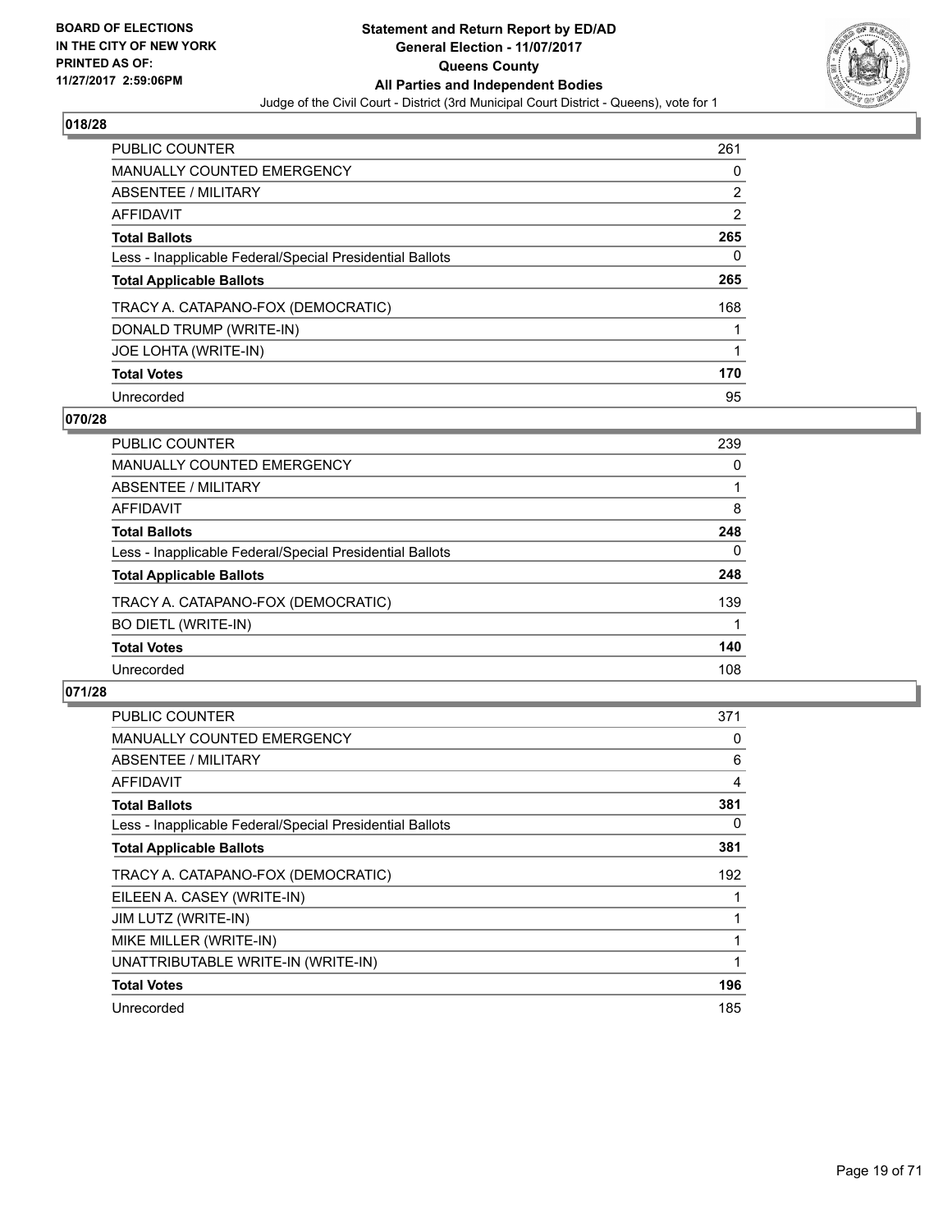BOARD OF ELECTIONS
IN THE CITY OF NEW YORK
PRINTED AS OF:
11/27/2017 2:59:06PM

**Statement and Return Report by ED/AD**
**General Election - 11/07/2017**
**Queens County**
**All Parties and Independent Bodies**
Judge of the Civil Court - District (3rd Municipal Court District - Queens), vote for 1

### 018/28

| | |
|---|---|
| PUBLIC COUNTER | 261 |
| MANUALLY COUNTED EMERGENCY | 0 |
| ABSENTEE / MILITARY | 2 |
| AFFIDAVIT | 2 |
| **Total Ballots** | **265** |
| Less - Inapplicable Federal/Special Presidential Ballots | 0 |
| **Total Applicable Ballots** | **265** |
| TRACY A. CATAPANO-FOX (DEMOCRATIC) | 168 |
| DONALD TRUMP (WRITE-IN) | 1 |
| JOE LOHTA (WRITE-IN) | 1 |
| **Total Votes** | **170** |
| Unrecorded | 95 |

### 070/28

| | |
|---|---|
| PUBLIC COUNTER | 239 |
| MANUALLY COUNTED EMERGENCY | 0 |
| ABSENTEE / MILITARY | 1 |
| AFFIDAVIT | 8 |
| **Total Ballots** | **248** |
| Less - Inapplicable Federal/Special Presidential Ballots | 0 |
| **Total Applicable Ballots** | **248** |
| TRACY A. CATAPANO-FOX (DEMOCRATIC) | 139 |
| BO DIETL (WRITE-IN) | 1 |
| **Total Votes** | **140** |
| Unrecorded | 108 |

### 071/28

| | |
|---|---|
| PUBLIC COUNTER | 371 |
| MANUALLY COUNTED EMERGENCY | 0 |
| ABSENTEE / MILITARY | 6 |
| AFFIDAVIT | 4 |
| **Total Ballots** | **381** |
| Less - Inapplicable Federal/Special Presidential Ballots | 0 |
| **Total Applicable Ballots** | **381** |
| TRACY A. CATAPANO-FOX (DEMOCRATIC) | 192 |
| EILEEN A. CASEY (WRITE-IN) | 1 |
| JIM LUTZ (WRITE-IN) | 1 |
| MIKE MILLER (WRITE-IN) | 1 |
| UNATTRIBUTABLE WRITE-IN (WRITE-IN) | 1 |
| **Total Votes** | **196** |
| Unrecorded | 185 |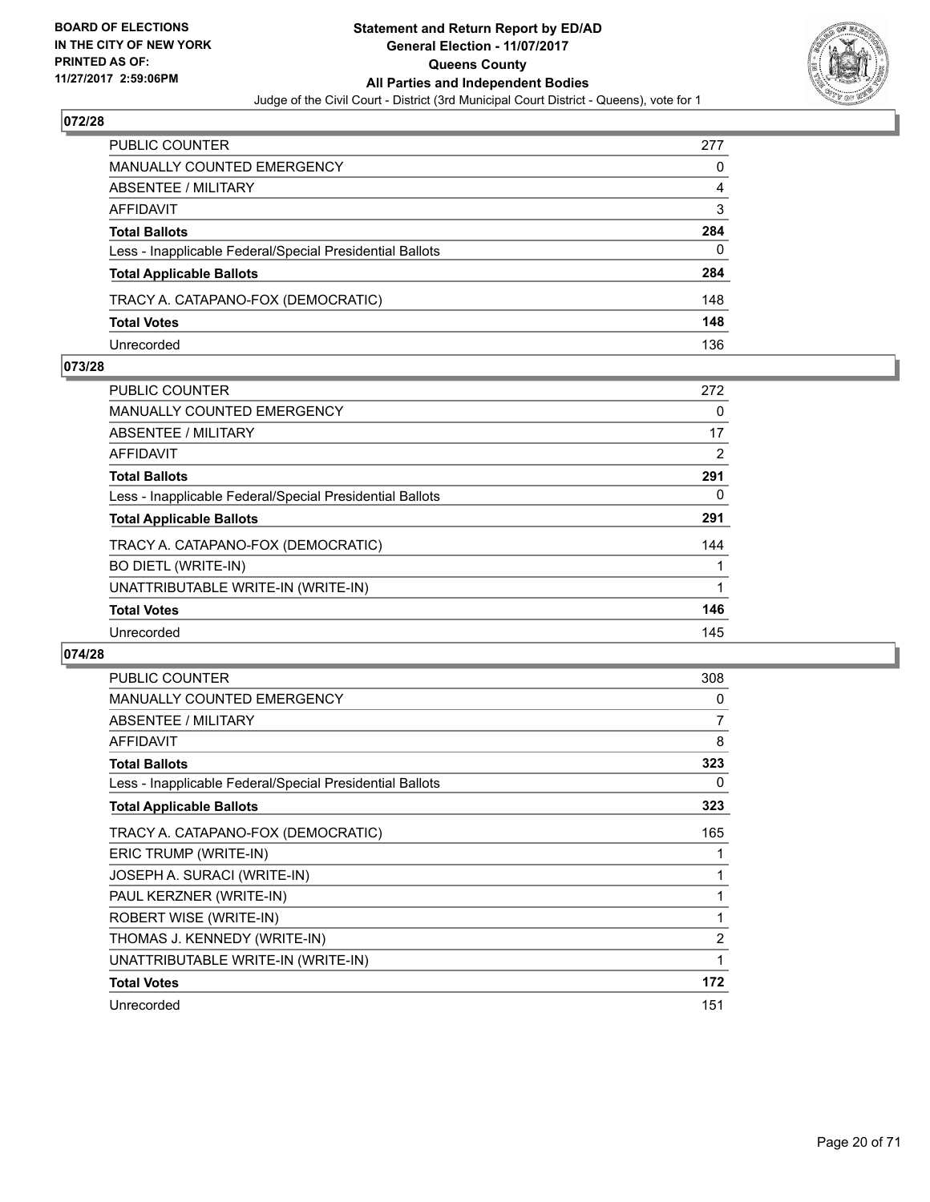## 072/28

| | |
|---|---|
| PUBLIC COUNTER | 277 |
| MANUALLY COUNTED EMERGENCY | 0 |
| ABSENTEE / MILITARY | 4 |
| AFFIDAVIT | 3 |
| **Total Ballots** | **284** |
| Less - Inapplicable Federal/Special Presidential Ballots | 0 |
| **Total Applicable Ballots** | **284** |
| TRACY A. CATAPANO-FOX (DEMOCRATIC) | 148 |
| **Total Votes** | **148** |
| Unrecorded | 136 |

## 073/28

| | |
|---|---|
| PUBLIC COUNTER | 272 |
| MANUALLY COUNTED EMERGENCY | 0 |
| ABSENTEE / MILITARY | 17 |
| AFFIDAVIT | 2 |
| **Total Ballots** | **291** |
| Less - Inapplicable Federal/Special Presidential Ballots | 0 |
| **Total Applicable Ballots** | **291** |
| TRACY A. CATAPANO-FOX (DEMOCRATIC) | 144 |
| BO DIETL (WRITE-IN) | 1 |
| UNATTRIBUTABLE WRITE-IN (WRITE-IN) | 1 |
| **Total Votes** | **146** |
| Unrecorded | 145 |

## 074/28

| | |
|---|---|
| PUBLIC COUNTER | 308 |
| MANUALLY COUNTED EMERGENCY | 0 |
| ABSENTEE / MILITARY | 7 |
| AFFIDAVIT | 8 |
| **Total Ballots** | **323** |
| Less - Inapplicable Federal/Special Presidential Ballots | 0 |
| **Total Applicable Ballots** | **323** |
| TRACY A. CATAPANO-FOX (DEMOCRATIC) | 165 |
| ERIC TRUMP (WRITE-IN) | 1 |
| JOSEPH A. SURACI (WRITE-IN) | 1 |
| PAUL KERZNER (WRITE-IN) | 1 |
| ROBERT WISE (WRITE-IN) | 1 |
| THOMAS J. KENNEDY (WRITE-IN) | 2 |
| UNATTRIBUTABLE WRITE-IN (WRITE-IN) | 1 |
| **Total Votes** | **172** |
| Unrecorded | 151 |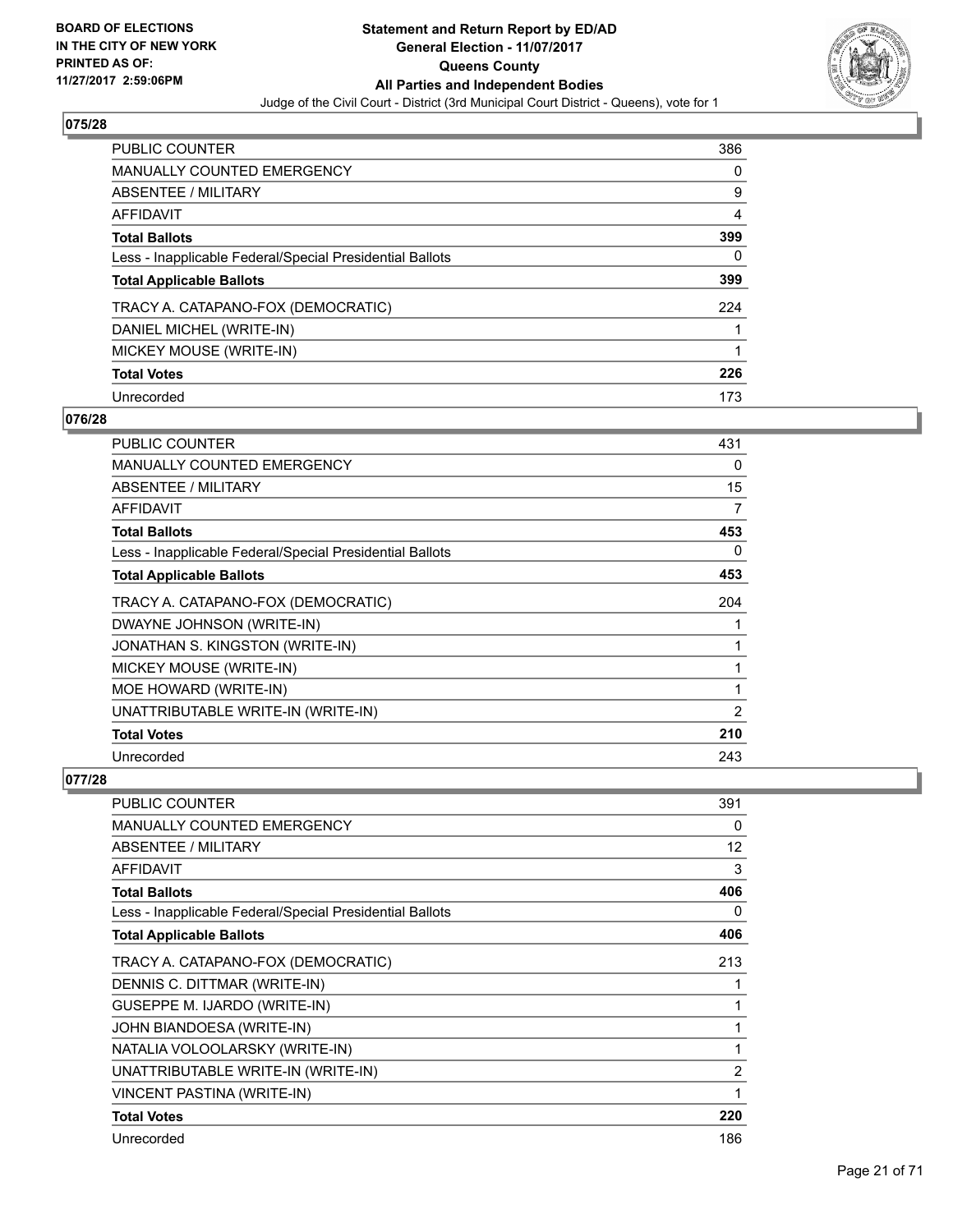## 075/28

| | |
|---|---|
| PUBLIC COUNTER | 386 |
| MANUALLY COUNTED EMERGENCY | 0 |
| ABSENTEE / MILITARY | 9 |
| AFFIDAVIT | 4 |
| **Total Ballots** | **399** |
| Less - Inapplicable Federal/Special Presidential Ballots | 0 |
| **Total Applicable Ballots** | **399** |
| TRACY A. CATAPANO-FOX (DEMOCRATIC) | 224 |
| DANIEL MICHEL (WRITE-IN) | 1 |
| MICKEY MOUSE (WRITE-IN) | 1 |
| **Total Votes** | **226** |
| Unrecorded | 173 |

## 076/28

| | |
|---|---|
| PUBLIC COUNTER | 431 |
| MANUALLY COUNTED EMERGENCY | 0 |
| ABSENTEE / MILITARY | 15 |
| AFFIDAVIT | 7 |
| **Total Ballots** | **453** |
| Less - Inapplicable Federal/Special Presidential Ballots | 0 |
| **Total Applicable Ballots** | **453** |
| TRACY A. CATAPANO-FOX (DEMOCRATIC) | 204 |
| DWAYNE JOHNSON (WRITE-IN) | 1 |
| JONATHAN S. KINGSTON (WRITE-IN) | 1 |
| MICKEY MOUSE (WRITE-IN) | 1 |
| MOE HOWARD (WRITE-IN) | 1 |
| UNATTRIBUTABLE WRITE-IN (WRITE-IN) | 2 |
| **Total Votes** | **210** |
| Unrecorded | 243 |

## 077/28

| | |
|---|---|
| PUBLIC COUNTER | 391 |
| MANUALLY COUNTED EMERGENCY | 0 |
| ABSENTEE / MILITARY | 12 |
| AFFIDAVIT | 3 |
| **Total Ballots** | **406** |
| Less - Inapplicable Federal/Special Presidential Ballots | 0 |
| **Total Applicable Ballots** | **406** |
| TRACY A. CATAPANO-FOX (DEMOCRATIC) | 213 |
| DENNIS C. DITTMAR (WRITE-IN) | 1 |
| GUSEPPE M. IJARDO (WRITE-IN) | 1 |
| JOHN BIANDOESA (WRITE-IN) | 1 |
| NATALIA VOLOOLARSKY (WRITE-IN) | 1 |
| UNATTRIBUTABLE WRITE-IN (WRITE-IN) | 2 |
| VINCENT PASTINA (WRITE-IN) | 1 |
| **Total Votes** | **220** |
| Unrecorded | 186 |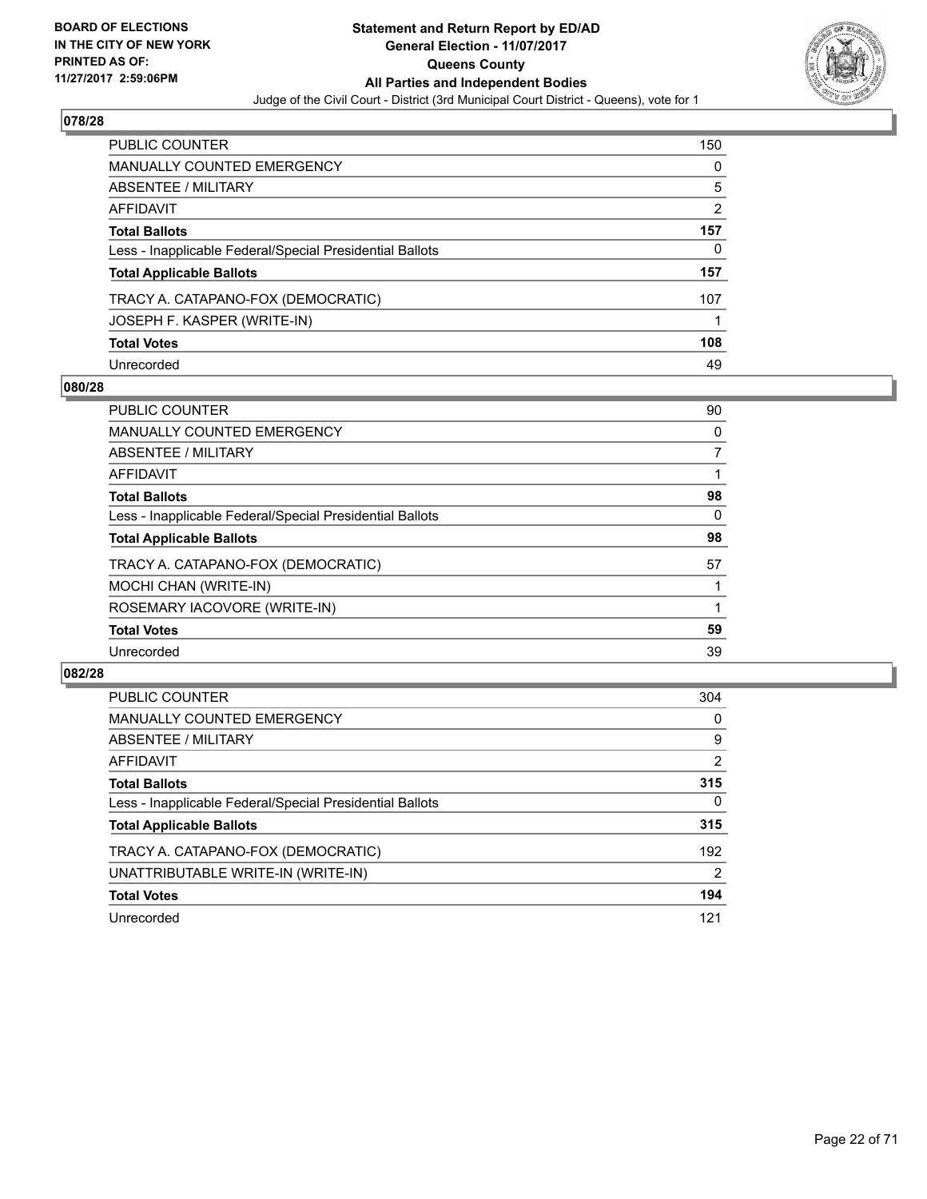**BOARD OF ELECTIONS IN THE CITY OF NEW YORK PRINTED AS OF: 11/27/2017 2:59:06PM**

**Statement and Return Report by ED/AD General Election - 11/07/2017 Queens County All Parties and Independent Bodies**

Judge of the Civil Court - District (3rd Municipal Court District - Queens), vote for 1

## 078/28

| | |
|---|---|
| PUBLIC COUNTER | 150 |
| MANUALLY COUNTED EMERGENCY | 0 |
| ABSENTEE / MILITARY | 5 |
| AFFIDAVIT | 2 |
| **Total Ballots** | **157** |
| Less - Inapplicable Federal/Special Presidential Ballots | 0 |
| **Total Applicable Ballots** | **157** |
| TRACY A. CATAPANO-FOX (DEMOCRATIC) | 107 |
| JOSEPH F. KASPER (WRITE-IN) | 1 |
| **Total Votes** | **108** |
| Unrecorded | 49 |

## 080/28

| | |
|---|---|
| PUBLIC COUNTER | 90 |
| MANUALLY COUNTED EMERGENCY | 0 |
| ABSENTEE / MILITARY | 7 |
| AFFIDAVIT | 1 |
| **Total Ballots** | **98** |
| Less - Inapplicable Federal/Special Presidential Ballots | 0 |
| **Total Applicable Ballots** | **98** |
| TRACY A. CATAPANO-FOX (DEMOCRATIC) | 57 |
| MOCHI CHAN (WRITE-IN) | 1 |
| ROSEMARY IACOVORE (WRITE-IN) | 1 |
| **Total Votes** | **59** |
| Unrecorded | 39 |

## 082/28

| | |
|---|---|
| PUBLIC COUNTER | 304 |
| MANUALLY COUNTED EMERGENCY | 0 |
| ABSENTEE / MILITARY | 9 |
| AFFIDAVIT | 2 |
| **Total Ballots** | **315** |
| Less - Inapplicable Federal/Special Presidential Ballots | 0 |
| **Total Applicable Ballots** | **315** |
| TRACY A. CATAPANO-FOX (DEMOCRATIC) | 192 |
| UNATTRIBUTABLE WRITE-IN (WRITE-IN) | 2 |
| **Total Votes** | **194** |
| Unrecorded | 121 |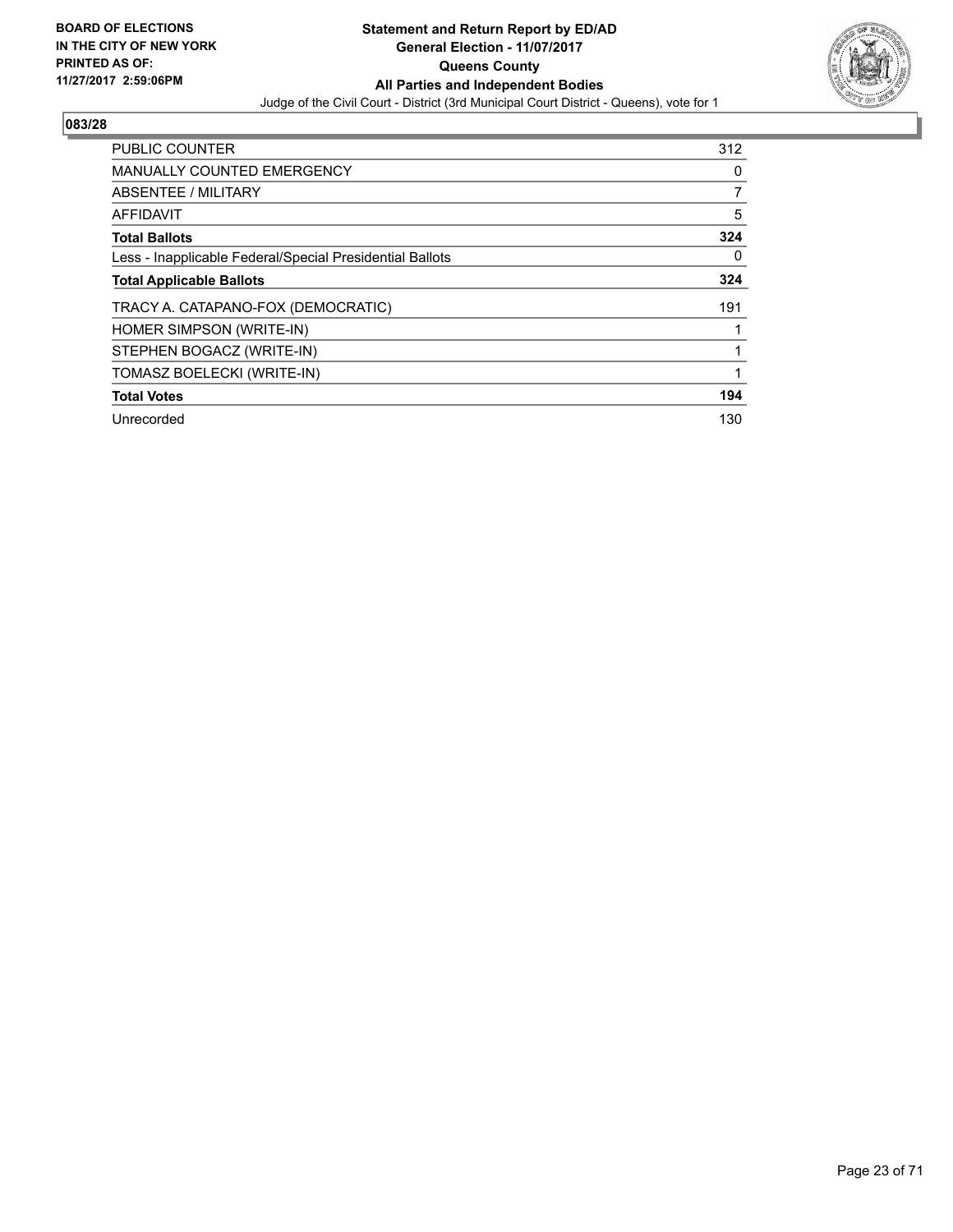**BOARD OF ELECTIONS IN THE CITY OF NEW YORK PRINTED AS OF: 11/27/2017 2:59:06PM**

# Statement and Return Report by ED/AD
## General Election - 11/07/2017
## Queens County
## All Parties and Independent Bodies

Judge of the Civil Court - District (3rd Municipal Court District - Queens), vote for 1

### 083/28

| | |
|---|---|
| PUBLIC COUNTER | 312 |
| MANUALLY COUNTED EMERGENCY | 0 |
| ABSENTEE / MILITARY | 7 |
| AFFIDAVIT | 5 |
| **Total Ballots** | **324** |
| Less - Inapplicable Federal/Special Presidential Ballots | 0 |
| **Total Applicable Ballots** | **324** |
| TRACY A. CATAPANO-FOX (DEMOCRATIC) | 191 |
| HOMER SIMPSON (WRITE-IN) | 1 |
| STEPHEN BOGACZ (WRITE-IN) | 1 |
| TOMASZ BOELECKI (WRITE-IN) | 1 |
| **Total Votes** | **194** |
| Unrecorded | 130 |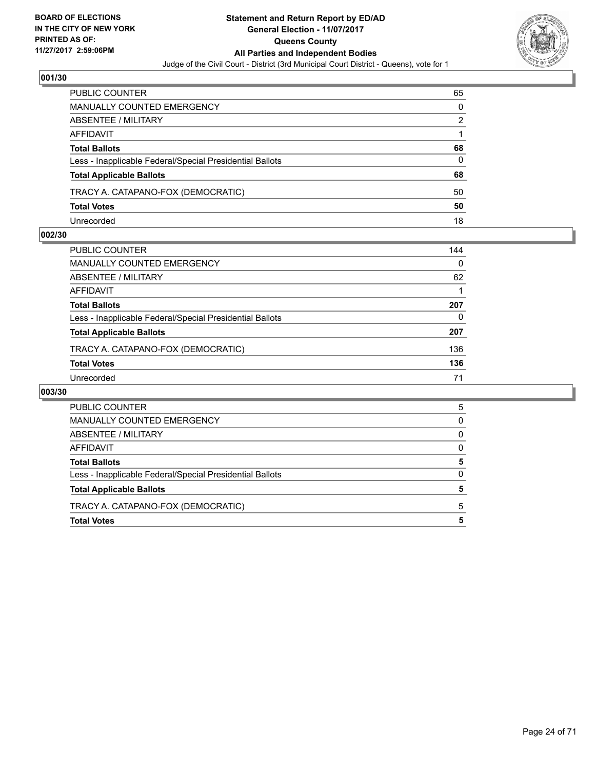**BOARD OF ELECTIONS IN THE CITY OF NEW YORK PRINTED AS OF: 11/27/2017 2:59:06PM**

# Statement and Return Report by ED/AD
## General Election - 11/07/2017
## Queens County
## All Parties and Independent Bodies
Judge of the Civil Court - District (3rd Municipal Court District - Queens), vote for 1

### 001/30

| | |
|---|---|
| PUBLIC COUNTER | 65 |
| MANUALLY COUNTED EMERGENCY | 0 |
| ABSENTEE / MILITARY | 2 |
| AFFIDAVIT | 1 |
| **Total Ballots** | **68** |
| Less - Inapplicable Federal/Special Presidential Ballots | 0 |
| **Total Applicable Ballots** | **68** |
| TRACY A. CATAPANO-FOX (DEMOCRATIC) | 50 |
| **Total Votes** | **50** |
| Unrecorded | 18 |

### 002/30

| | |
|---|---|
| PUBLIC COUNTER | 144 |
| MANUALLY COUNTED EMERGENCY | 0 |
| ABSENTEE / MILITARY | 62 |
| AFFIDAVIT | 1 |
| **Total Ballots** | **207** |
| Less - Inapplicable Federal/Special Presidential Ballots | 0 |
| **Total Applicable Ballots** | **207** |
| TRACY A. CATAPANO-FOX (DEMOCRATIC) | 136 |
| **Total Votes** | **136** |
| Unrecorded | 71 |

### 003/30

| | |
|---|---|
| PUBLIC COUNTER | 5 |
| MANUALLY COUNTED EMERGENCY | 0 |
| ABSENTEE / MILITARY | 0 |
| AFFIDAVIT | 0 |
| **Total Ballots** | **5** |
| Less - Inapplicable Federal/Special Presidential Ballots | 0 |
| **Total Applicable Ballots** | **5** |
| TRACY A. CATAPANO-FOX (DEMOCRATIC) | 5 |
| **Total Votes** | **5** |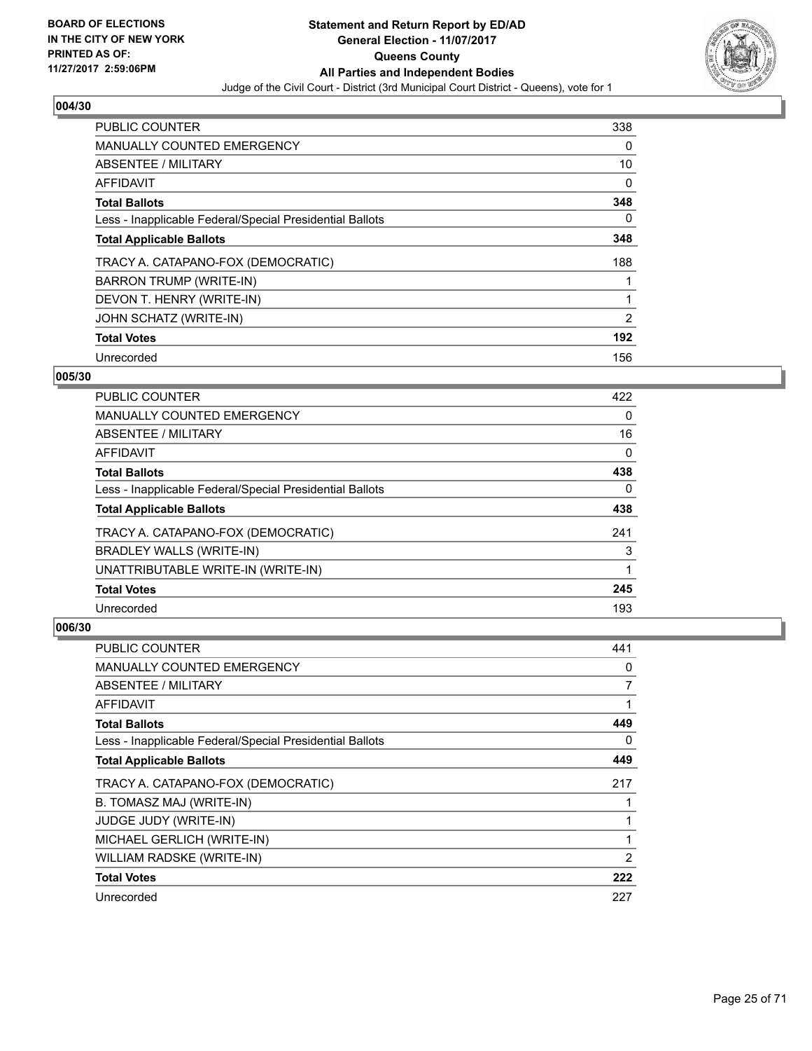BOARD OF ELECTIONS
IN THE CITY OF NEW YORK
PRINTED AS OF:
11/27/2017 2:59:06PM

**Statement and Return Report by ED/AD**
**General Election - 11/07/2017**
**Queens County**
**All Parties and Independent Bodies**
Judge of the Civil Court - District (3rd Municipal Court District - Queens), vote for 1

### 004/30

| | |
|---|---|
| PUBLIC COUNTER | 338 |
| MANUALLY COUNTED EMERGENCY | 0 |
| ABSENTEE / MILITARY | 10 |
| AFFIDAVIT | 0 |
| **Total Ballots** | **348** |
| Less - Inapplicable Federal/Special Presidential Ballots | 0 |
| **Total Applicable Ballots** | **348** |
| TRACY A. CATAPANO-FOX (DEMOCRATIC) | 188 |
| BARRON TRUMP (WRITE-IN) | 1 |
| DEVON T. HENRY (WRITE-IN) | 1 |
| JOHN SCHATZ (WRITE-IN) | 2 |
| **Total Votes** | **192** |
| Unrecorded | 156 |

### 005/30

| | |
|---|---|
| PUBLIC COUNTER | 422 |
| MANUALLY COUNTED EMERGENCY | 0 |
| ABSENTEE / MILITARY | 16 |
| AFFIDAVIT | 0 |
| **Total Ballots** | **438** |
| Less - Inapplicable Federal/Special Presidential Ballots | 0 |
| **Total Applicable Ballots** | **438** |
| TRACY A. CATAPANO-FOX (DEMOCRATIC) | 241 |
| BRADLEY WALLS (WRITE-IN) | 3 |
| UNATTRIBUTABLE WRITE-IN (WRITE-IN) | 1 |
| **Total Votes** | **245** |
| Unrecorded | 193 |

### 006/30

| | |
|---|---|
| PUBLIC COUNTER | 441 |
| MANUALLY COUNTED EMERGENCY | 0 |
| ABSENTEE / MILITARY | 7 |
| AFFIDAVIT | 1 |
| **Total Ballots** | **449** |
| Less - Inapplicable Federal/Special Presidential Ballots | 0 |
| **Total Applicable Ballots** | **449** |
| TRACY A. CATAPANO-FOX (DEMOCRATIC) | 217 |
| B. TOMASZ MAJ (WRITE-IN) | 1 |
| JUDGE JUDY (WRITE-IN) | 1 |
| MICHAEL GERLICH (WRITE-IN) | 1 |
| WILLIAM RADSKE (WRITE-IN) | 2 |
| **Total Votes** | **222** |
| Unrecorded | 227 |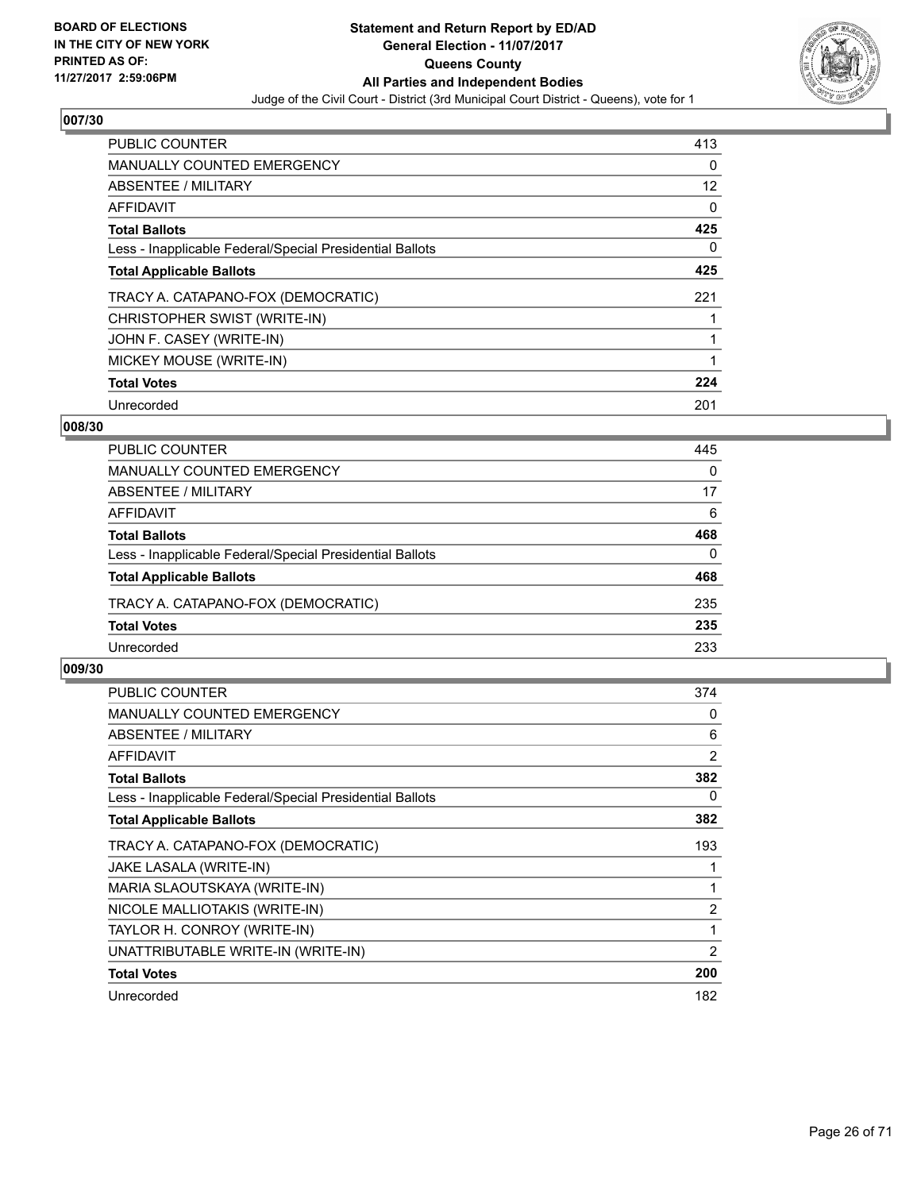**BOARD OF ELECTIONS IN THE CITY OF NEW YORK PRINTED AS OF: 11/27/2017 2:59:06PM**

# Statement and Return Report by ED/AD
## General Election - 11/07/2017
## Queens County
## All Parties and Independent Bodies
Judge of the Civil Court - District (3rd Municipal Court District - Queens), vote for 1

### 007/30

| | |
|---|---|
| PUBLIC COUNTER | 413 |
| MANUALLY COUNTED EMERGENCY | 0 |
| ABSENTEE / MILITARY | 12 |
| AFFIDAVIT | 0 |
| **Total Ballots** | **425** |
| Less - Inapplicable Federal/Special Presidential Ballots | 0 |
| **Total Applicable Ballots** | **425** |
| TRACY A. CATAPANO-FOX (DEMOCRATIC) | 221 |
| CHRISTOPHER SWIST (WRITE-IN) | 1 |
| JOHN F. CASEY (WRITE-IN) | 1 |
| MICKEY MOUSE (WRITE-IN) | 1 |
| **Total Votes** | **224** |
| Unrecorded | 201 |

### 008/30

| | |
|---|---|
| PUBLIC COUNTER | 445 |
| MANUALLY COUNTED EMERGENCY | 0 |
| ABSENTEE / MILITARY | 17 |
| AFFIDAVIT | 6 |
| **Total Ballots** | **468** |
| Less - Inapplicable Federal/Special Presidential Ballots | 0 |
| **Total Applicable Ballots** | **468** |
| TRACY A. CATAPANO-FOX (DEMOCRATIC) | 235 |
| **Total Votes** | **235** |
| Unrecorded | 233 |

### 009/30

| | |
|---|---|
| PUBLIC COUNTER | 374 |
| MANUALLY COUNTED EMERGENCY | 0 |
| ABSENTEE / MILITARY | 6 |
| AFFIDAVIT | 2 |
| **Total Ballots** | **382** |
| Less - Inapplicable Federal/Special Presidential Ballots | 0 |
| **Total Applicable Ballots** | **382** |
| TRACY A. CATAPANO-FOX (DEMOCRATIC) | 193 |
| JAKE LASALA (WRITE-IN) | 1 |
| MARIA SLAOUTSKAYA (WRITE-IN) | 1 |
| NICOLE MALLIOTAKIS (WRITE-IN) | 2 |
| TAYLOR H. CONROY (WRITE-IN) | 1 |
| UNATTRIBUTABLE WRITE-IN (WRITE-IN) | 2 |
| **Total Votes** | **200** |
| Unrecorded | 182 |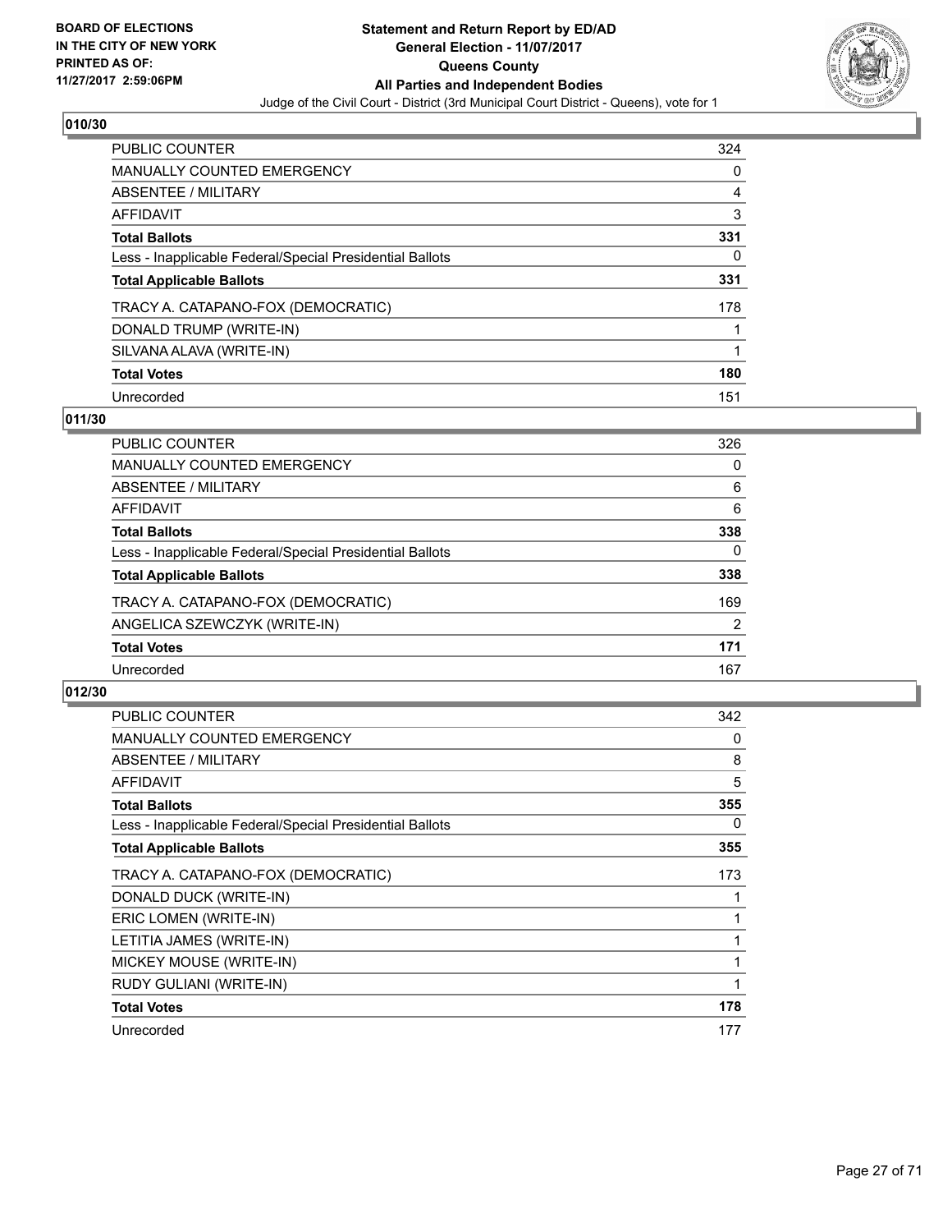**Statement and Return Report by ED/AD**
**General Election - 11/07/2017**
**Queens County**
**All Parties and Independent Bodies**
Judge of the Civil Court - District (3rd Municipal Court District - Queens), vote for 1

BOARD OF ELECTIONS IN THE CITY OF NEW YORK PRINTED AS OF: 11/27/2017 2:59:06PM

## 010/30

| | |
|---|---|
| PUBLIC COUNTER | 324 |
| MANUALLY COUNTED EMERGENCY | 0 |
| ABSENTEE / MILITARY | 4 |
| AFFIDAVIT | 3 |
| **Total Ballots** | **331** |
| Less - Inapplicable Federal/Special Presidential Ballots | 0 |
| **Total Applicable Ballots** | **331** |
| TRACY A. CATAPANO-FOX (DEMOCRATIC) | 178 |
| DONALD TRUMP (WRITE-IN) | 1 |
| SILVANA ALAVA (WRITE-IN) | 1 |
| **Total Votes** | **180** |
| Unrecorded | 151 |

## 011/30

| | |
|---|---|
| PUBLIC COUNTER | 326 |
| MANUALLY COUNTED EMERGENCY | 0 |
| ABSENTEE / MILITARY | 6 |
| AFFIDAVIT | 6 |
| **Total Ballots** | **338** |
| Less - Inapplicable Federal/Special Presidential Ballots | 0 |
| **Total Applicable Ballots** | **338** |
| TRACY A. CATAPANO-FOX (DEMOCRATIC) | 169 |
| ANGELICA SZEWCZYK (WRITE-IN) | 2 |
| **Total Votes** | **171** |
| Unrecorded | 167 |

## 012/30

| | |
|---|---|
| PUBLIC COUNTER | 342 |
| MANUALLY COUNTED EMERGENCY | 0 |
| ABSENTEE / MILITARY | 8 |
| AFFIDAVIT | 5 |
| **Total Ballots** | **355** |
| Less - Inapplicable Federal/Special Presidential Ballots | 0 |
| **Total Applicable Ballots** | **355** |
| TRACY A. CATAPANO-FOX (DEMOCRATIC) | 173 |
| DONALD DUCK (WRITE-IN) | 1 |
| ERIC LOMEN (WRITE-IN) | 1 |
| LETITIA JAMES (WRITE-IN) | 1 |
| MICKEY MOUSE (WRITE-IN) | 1 |
| RUDY GULIANI (WRITE-IN) | 1 |
| **Total Votes** | **178** |
| Unrecorded | 177 |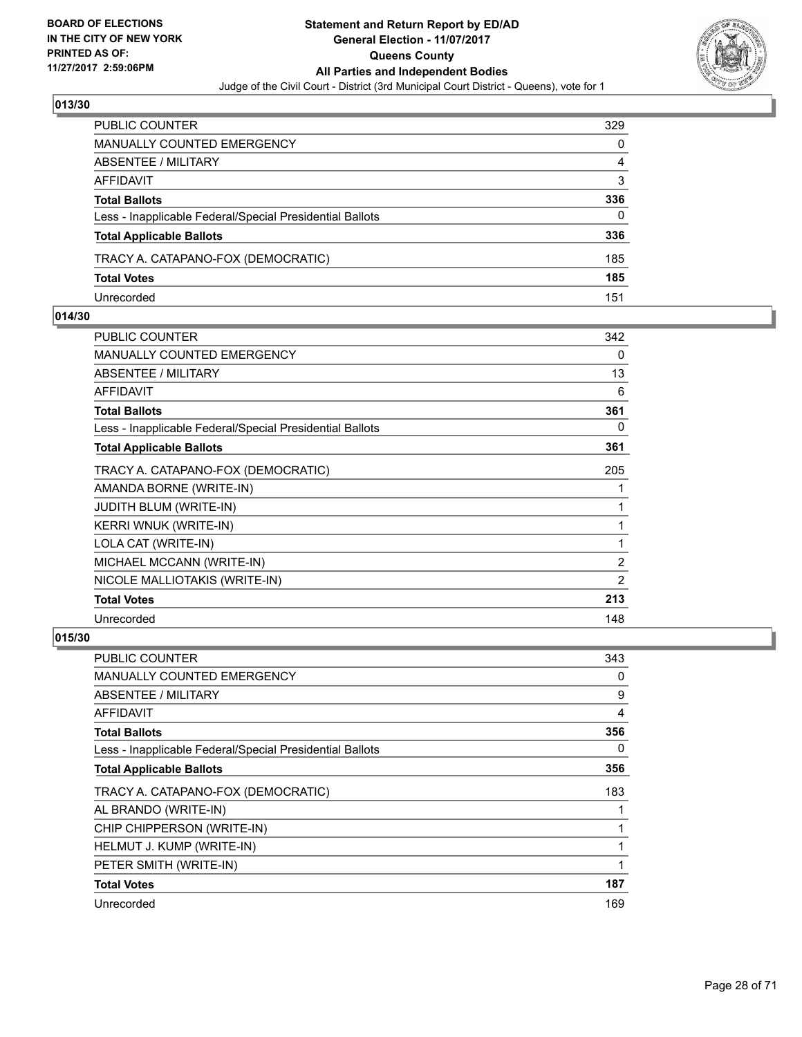## 013/30

| | |
|---|---|
| PUBLIC COUNTER | 329 |
| MANUALLY COUNTED EMERGENCY | 0 |
| ABSENTEE / MILITARY | 4 |
| AFFIDAVIT | 3 |
| **Total Ballots** | **336** |
| Less - Inapplicable Federal/Special Presidential Ballots | 0 |
| **Total Applicable Ballots** | **336** |
| TRACY A. CATAPANO-FOX (DEMOCRATIC) | 185 |
| **Total Votes** | **185** |
| Unrecorded | 151 |

## 014/30

| | |
|---|---|
| PUBLIC COUNTER | 342 |
| MANUALLY COUNTED EMERGENCY | 0 |
| ABSENTEE / MILITARY | 13 |
| AFFIDAVIT | 6 |
| **Total Ballots** | **361** |
| Less - Inapplicable Federal/Special Presidential Ballots | 0 |
| **Total Applicable Ballots** | **361** |
| TRACY A. CATAPANO-FOX (DEMOCRATIC) | 205 |
| AMANDA BORNE (WRITE-IN) | 1 |
| JUDITH BLUM (WRITE-IN) | 1 |
| KERRI WNUK (WRITE-IN) | 1 |
| LOLA CAT (WRITE-IN) | 1 |
| MICHAEL MCCANN (WRITE-IN) | 2 |
| NICOLE MALLIOTAKIS (WRITE-IN) | 2 |
| **Total Votes** | **213** |
| Unrecorded | 148 |

## 015/30

| | |
|---|---|
| PUBLIC COUNTER | 343 |
| MANUALLY COUNTED EMERGENCY | 0 |
| ABSENTEE / MILITARY | 9 |
| AFFIDAVIT | 4 |
| **Total Ballots** | **356** |
| Less - Inapplicable Federal/Special Presidential Ballots | 0 |
| **Total Applicable Ballots** | **356** |
| TRACY A. CATAPANO-FOX (DEMOCRATIC) | 183 |
| AL BRANDO (WRITE-IN) | 1 |
| CHIP CHIPPERSON (WRITE-IN) | 1 |
| HELMUT J. KUMP (WRITE-IN) | 1 |
| PETER SMITH (WRITE-IN) | 1 |
| **Total Votes** | **187** |
| Unrecorded | 169 |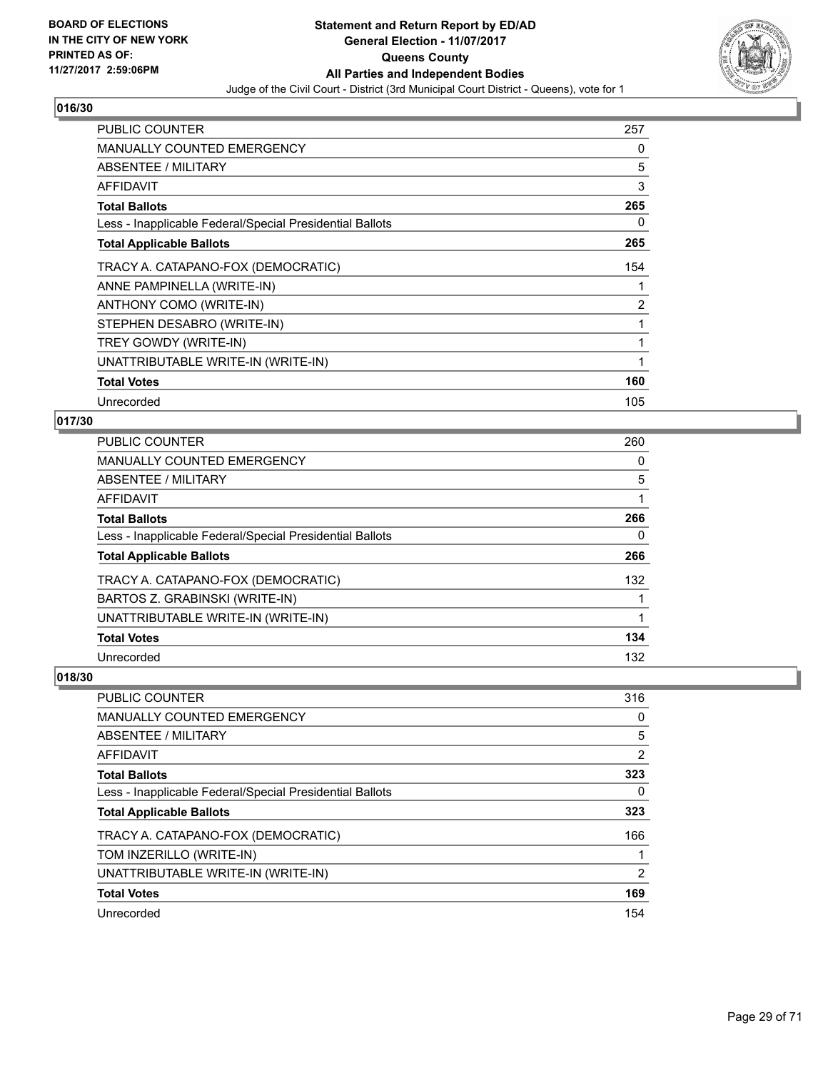**BOARD OF ELECTIONS IN THE CITY OF NEW YORK PRINTED AS OF: 11/27/2017 2:59:06PM**

# Statement and Return Report by ED/AD
## General Election - 11/07/2017
## Queens County
## All Parties and Independent Bodies
Judge of the Civil Court - District (3rd Municipal Court District - Queens), vote for 1

### 016/30

| | |
|---|---|
| PUBLIC COUNTER | 257 |
| MANUALLY COUNTED EMERGENCY | 0 |
| ABSENTEE / MILITARY | 5 |
| AFFIDAVIT | 3 |
| **Total Ballots** | **265** |
| Less - Inapplicable Federal/Special Presidential Ballots | 0 |
| **Total Applicable Ballots** | **265** |
| TRACY A. CATAPANO-FOX (DEMOCRATIC) | 154 |
| ANNE PAMPINELLA (WRITE-IN) | 1 |
| ANTHONY COMO (WRITE-IN) | 2 |
| STEPHEN DESABRO (WRITE-IN) | 1 |
| TREY GOWDY (WRITE-IN) | 1 |
| UNATTRIBUTABLE WRITE-IN (WRITE-IN) | 1 |
| **Total Votes** | **160** |
| Unrecorded | 105 |

### 017/30

| | |
|---|---|
| PUBLIC COUNTER | 260 |
| MANUALLY COUNTED EMERGENCY | 0 |
| ABSENTEE / MILITARY | 5 |
| AFFIDAVIT | 1 |
| **Total Ballots** | **266** |
| Less - Inapplicable Federal/Special Presidential Ballots | 0 |
| **Total Applicable Ballots** | **266** |
| TRACY A. CATAPANO-FOX (DEMOCRATIC) | 132 |
| BARTOS Z. GRABINSKI (WRITE-IN) | 1 |
| UNATTRIBUTABLE WRITE-IN (WRITE-IN) | 1 |
| **Total Votes** | **134** |
| Unrecorded | 132 |

### 018/30

| | |
|---|---|
| PUBLIC COUNTER | 316 |
| MANUALLY COUNTED EMERGENCY | 0 |
| ABSENTEE / MILITARY | 5 |
| AFFIDAVIT | 2 |
| **Total Ballots** | **323** |
| Less - Inapplicable Federal/Special Presidential Ballots | 0 |
| **Total Applicable Ballots** | **323** |
| TRACY A. CATAPANO-FOX (DEMOCRATIC) | 166 |
| TOM INZERILLO (WRITE-IN) | 1 |
| UNATTRIBUTABLE WRITE-IN (WRITE-IN) | 2 |
| **Total Votes** | **169** |
| Unrecorded | 154 |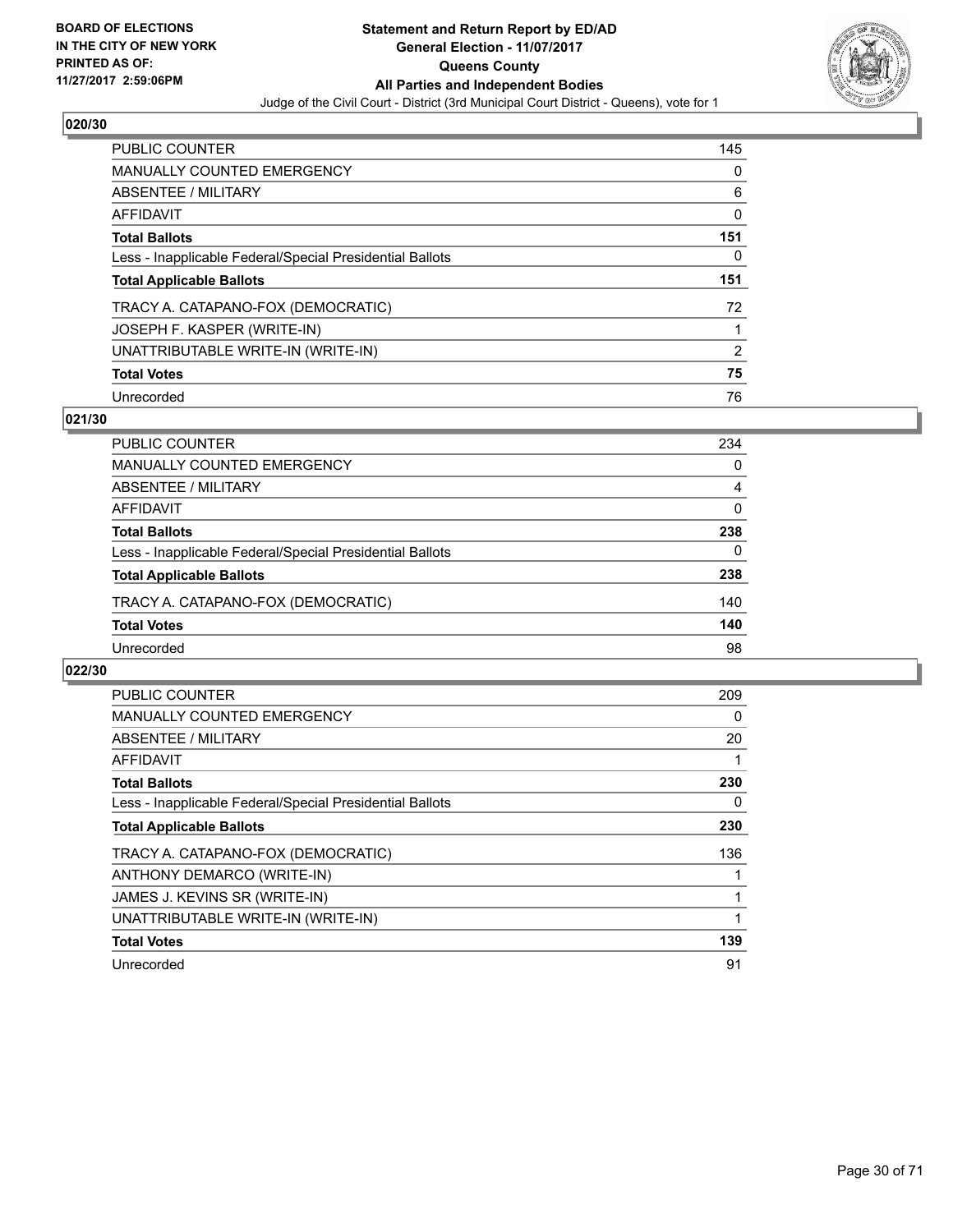**BOARD OF ELECTIONS IN THE CITY OF NEW YORK PRINTED AS OF: 11/27/2017 2:59:06PM**

**Statement and Return Report by ED/AD General Election - 11/07/2017 Queens County All Parties and Independent Bodies**

Judge of the Civil Court - District (3rd Municipal Court District - Queens), vote for 1

### 020/30

| | |
|---|---|
| PUBLIC COUNTER | 145 |
| MANUALLY COUNTED EMERGENCY | 0 |
| ABSENTEE / MILITARY | 6 |
| AFFIDAVIT | 0 |
| **Total Ballots** | **151** |
| Less - Inapplicable Federal/Special Presidential Ballots | 0 |
| **Total Applicable Ballots** | **151** |
| TRACY A. CATAPANO-FOX (DEMOCRATIC) | 72 |
| JOSEPH F. KASPER (WRITE-IN) | 1 |
| UNATTRIBUTABLE WRITE-IN (WRITE-IN) | 2 |
| **Total Votes** | **75** |
| Unrecorded | 76 |

### 021/30

| | |
|---|---|
| PUBLIC COUNTER | 234 |
| MANUALLY COUNTED EMERGENCY | 0 |
| ABSENTEE / MILITARY | 4 |
| AFFIDAVIT | 0 |
| **Total Ballots** | **238** |
| Less - Inapplicable Federal/Special Presidential Ballots | 0 |
| **Total Applicable Ballots** | **238** |
| TRACY A. CATAPANO-FOX (DEMOCRATIC) | 140 |
| **Total Votes** | **140** |
| Unrecorded | 98 |

### 022/30

| | |
|---|---|
| PUBLIC COUNTER | 209 |
| MANUALLY COUNTED EMERGENCY | 0 |
| ABSENTEE / MILITARY | 20 |
| AFFIDAVIT | 1 |
| **Total Ballots** | **230** |
| Less - Inapplicable Federal/Special Presidential Ballots | 0 |
| **Total Applicable Ballots** | **230** |
| TRACY A. CATAPANO-FOX (DEMOCRATIC) | 136 |
| ANTHONY DEMARCO (WRITE-IN) | 1 |
| JAMES J. KEVINS SR (WRITE-IN) | 1 |
| UNATTRIBUTABLE WRITE-IN (WRITE-IN) | 1 |
| **Total Votes** | **139** |
| Unrecorded | 91 |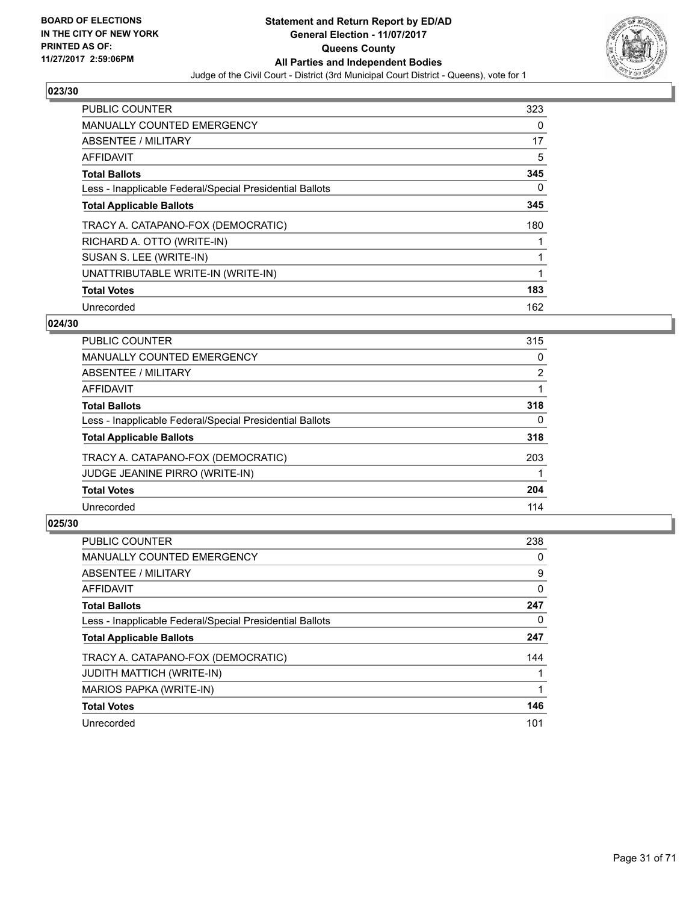**BOARD OF ELECTIONS IN THE CITY OF NEW YORK PRINTED AS OF: 11/27/2017 2:59:06PM**

**Statement and Return Report by ED/AD General Election - 11/07/2017 Queens County All Parties and Independent Bodies**

Judge of the Civil Court - District (3rd Municipal Court District - Queens), vote for 1

## 023/30

| | |
|---|---|
| PUBLIC COUNTER | 323 |
| MANUALLY COUNTED EMERGENCY | 0 |
| ABSENTEE / MILITARY | 17 |
| AFFIDAVIT | 5 |
| **Total Ballots** | **345** |
| Less - Inapplicable Federal/Special Presidential Ballots | 0 |
| **Total Applicable Ballots** | **345** |
| TRACY A. CATAPANO-FOX (DEMOCRATIC) | 180 |
| RICHARD A. OTTO (WRITE-IN) | 1 |
| SUSAN S. LEE (WRITE-IN) | 1 |
| UNATTRIBUTABLE WRITE-IN (WRITE-IN) | 1 |
| **Total Votes** | **183** |
| Unrecorded | 162 |

## 024/30

| | |
|---|---|
| PUBLIC COUNTER | 315 |
| MANUALLY COUNTED EMERGENCY | 0 |
| ABSENTEE / MILITARY | 2 |
| AFFIDAVIT | 1 |
| **Total Ballots** | **318** |
| Less - Inapplicable Federal/Special Presidential Ballots | 0 |
| **Total Applicable Ballots** | **318** |
| TRACY A. CATAPANO-FOX (DEMOCRATIC) | 203 |
| JUDGE JEANINE PIRRO (WRITE-IN) | 1 |
| **Total Votes** | **204** |
| Unrecorded | 114 |

## 025/30

| | |
|---|---|
| PUBLIC COUNTER | 238 |
| MANUALLY COUNTED EMERGENCY | 0 |
| ABSENTEE / MILITARY | 9 |
| AFFIDAVIT | 0 |
| **Total Ballots** | **247** |
| Less - Inapplicable Federal/Special Presidential Ballots | 0 |
| **Total Applicable Ballots** | **247** |
| TRACY A. CATAPANO-FOX (DEMOCRATIC) | 144 |
| JUDITH MATTICH (WRITE-IN) | 1 |
| MARIOS PAPKA (WRITE-IN) | 1 |
| **Total Votes** | **146** |
| Unrecorded | 101 |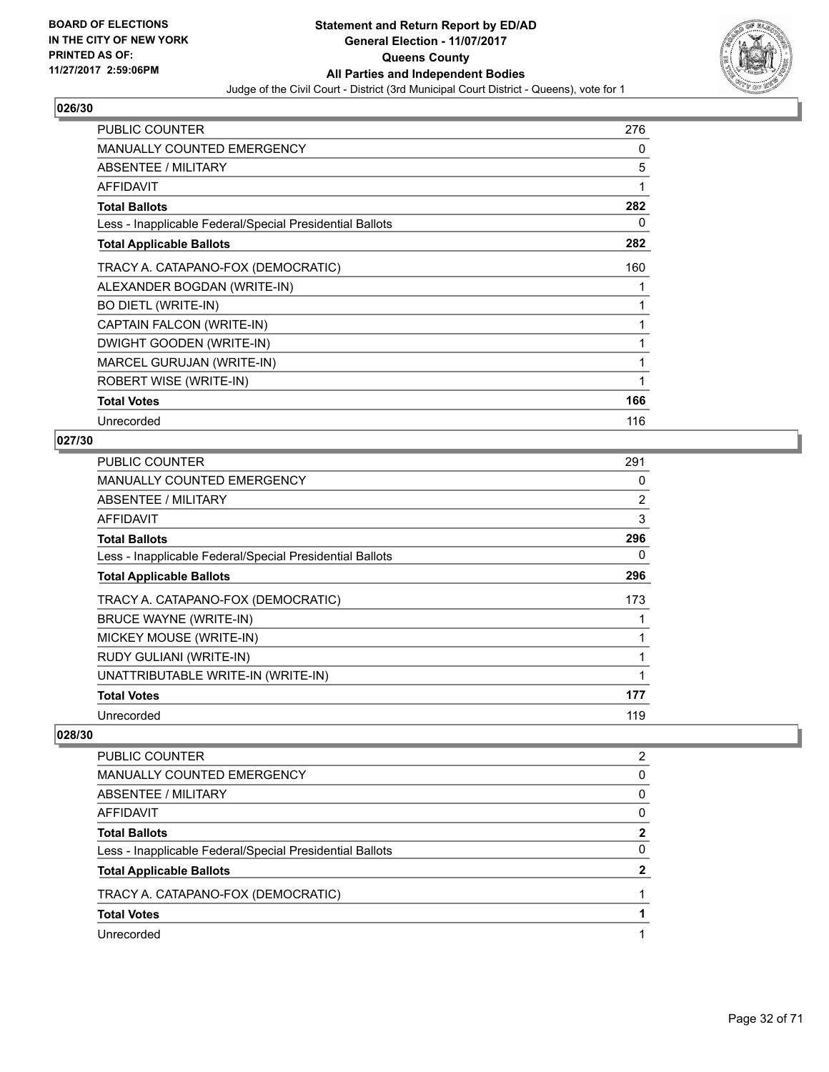## 026/30

| | |
|---|---|
| PUBLIC COUNTER | 276 |
| MANUALLY COUNTED EMERGENCY | 0 |
| ABSENTEE / MILITARY | 5 |
| AFFIDAVIT | 1 |
| **Total Ballots** | **282** |
| Less - Inapplicable Federal/Special Presidential Ballots | 0 |
| **Total Applicable Ballots** | **282** |
| TRACY A. CATAPANO-FOX (DEMOCRATIC) | 160 |
| ALEXANDER BOGDAN (WRITE-IN) | 1 |
| BO DIETL (WRITE-IN) | 1 |
| CAPTAIN FALCON (WRITE-IN) | 1 |
| DWIGHT GOODEN (WRITE-IN) | 1 |
| MARCEL GURUJAN (WRITE-IN) | 1 |
| ROBERT WISE (WRITE-IN) | 1 |
| **Total Votes** | **166** |
| Unrecorded | 116 |

## 027/30

| | |
|---|---|
| PUBLIC COUNTER | 291 |
| MANUALLY COUNTED EMERGENCY | 0 |
| ABSENTEE / MILITARY | 2 |
| AFFIDAVIT | 3 |
| **Total Ballots** | **296** |
| Less - Inapplicable Federal/Special Presidential Ballots | 0 |
| **Total Applicable Ballots** | **296** |
| TRACY A. CATAPANO-FOX (DEMOCRATIC) | 173 |
| BRUCE WAYNE (WRITE-IN) | 1 |
| MICKEY MOUSE (WRITE-IN) | 1 |
| RUDY GULIANI (WRITE-IN) | 1 |
| UNATTRIBUTABLE WRITE-IN (WRITE-IN) | 1 |
| **Total Votes** | **177** |
| Unrecorded | 119 |

## 028/30

| | |
|---|---|
| PUBLIC COUNTER | 2 |
| MANUALLY COUNTED EMERGENCY | 0 |
| ABSENTEE / MILITARY | 0 |
| AFFIDAVIT | 0 |
| **Total Ballots** | **2** |
| Less - Inapplicable Federal/Special Presidential Ballots | 0 |
| **Total Applicable Ballots** | **2** |
| TRACY A. CATAPANO-FOX (DEMOCRATIC) | 1 |
| **Total Votes** | **1** |
| Unrecorded | 1 |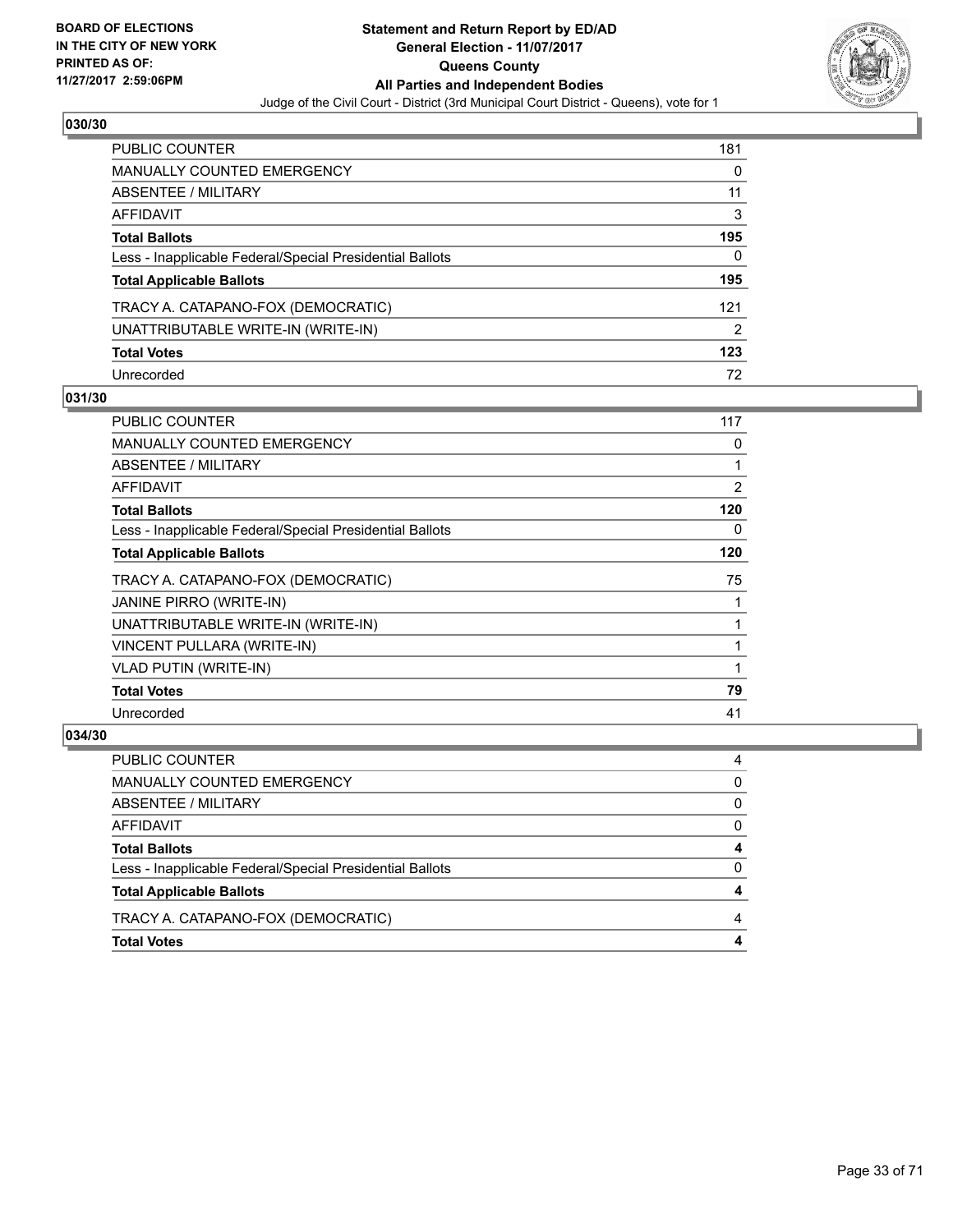BOARD OF ELECTIONS
IN THE CITY OF NEW YORK
PRINTED AS OF:
11/27/2017 2:59:06PM

**Statement and Return Report by ED/AD**
**General Election - 11/07/2017**
**Queens County**
**All Parties and Independent Bodies**
Judge of the Civil Court - District (3rd Municipal Court District - Queens), vote for 1

### 030/30

| | |
|---|---|
| PUBLIC COUNTER | 181 |
| MANUALLY COUNTED EMERGENCY | 0 |
| ABSENTEE / MILITARY | 11 |
| AFFIDAVIT | 3 |
| **Total Ballots** | **195** |
| Less - Inapplicable Federal/Special Presidential Ballots | 0 |
| **Total Applicable Ballots** | **195** |
| TRACY A. CATAPANO-FOX (DEMOCRATIC) | 121 |
| UNATTRIBUTABLE WRITE-IN (WRITE-IN) | 2 |
| **Total Votes** | **123** |
| Unrecorded | 72 |

### 031/30

| | |
|---|---|
| PUBLIC COUNTER | 117 |
| MANUALLY COUNTED EMERGENCY | 0 |
| ABSENTEE / MILITARY | 1 |
| AFFIDAVIT | 2 |
| **Total Ballots** | **120** |
| Less - Inapplicable Federal/Special Presidential Ballots | 0 |
| **Total Applicable Ballots** | **120** |
| TRACY A. CATAPANO-FOX (DEMOCRATIC) | 75 |
| JANINE PIRRO (WRITE-IN) | 1 |
| UNATTRIBUTABLE WRITE-IN (WRITE-IN) | 1 |
| VINCENT PULLARA (WRITE-IN) | 1 |
| VLAD PUTIN (WRITE-IN) | 1 |
| **Total Votes** | **79** |
| Unrecorded | 41 |

### 034/30

| | |
|---|---|
| PUBLIC COUNTER | 4 |
| MANUALLY COUNTED EMERGENCY | 0 |
| ABSENTEE / MILITARY | 0 |
| AFFIDAVIT | 0 |
| **Total Ballots** | **4** |
| Less - Inapplicable Federal/Special Presidential Ballots | 0 |
| **Total Applicable Ballots** | **4** |
| TRACY A. CATAPANO-FOX (DEMOCRATIC) | 4 |
| **Total Votes** | **4** |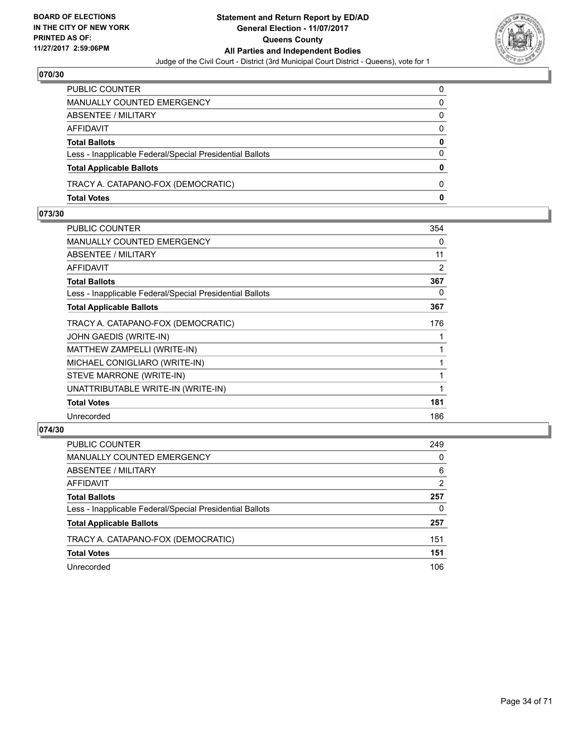BOARD OF ELECTIONS
IN THE CITY OF NEW YORK
PRINTED AS OF:
11/27/2017 2:59:06PM

**Statement and Return Report by ED/AD**
**General Election - 11/07/2017**
**Queens County**
**All Parties and Independent Bodies**
Judge of the Civil Court - District (3rd Municipal Court District - Queens), vote for 1

## 070/30

| | |
|---|---|
| PUBLIC COUNTER | 0 |
| MANUALLY COUNTED EMERGENCY | 0 |
| ABSENTEE / MILITARY | 0 |
| AFFIDAVIT | 0 |
| **Total Ballots** | **0** |
| Less - Inapplicable Federal/Special Presidential Ballots | 0 |
| **Total Applicable Ballots** | **0** |
| TRACY A. CATAPANO-FOX (DEMOCRATIC) | 0 |
| **Total Votes** | **0** |

## 073/30

| | |
|---|---|
| PUBLIC COUNTER | 354 |
| MANUALLY COUNTED EMERGENCY | 0 |
| ABSENTEE / MILITARY | 11 |
| AFFIDAVIT | 2 |
| **Total Ballots** | **367** |
| Less - Inapplicable Federal/Special Presidential Ballots | 0 |
| **Total Applicable Ballots** | **367** |
| TRACY A. CATAPANO-FOX (DEMOCRATIC) | 176 |
| JOHN GAEDIS (WRITE-IN) | 1 |
| MATTHEW ZAMPELLI (WRITE-IN) | 1 |
| MICHAEL CONIGLIARO (WRITE-IN) | 1 |
| STEVE MARRONE (WRITE-IN) | 1 |
| UNATTRIBUTABLE WRITE-IN (WRITE-IN) | 1 |
| **Total Votes** | **181** |
| Unrecorded | 186 |

## 074/30

| | |
|---|---|
| PUBLIC COUNTER | 249 |
| MANUALLY COUNTED EMERGENCY | 0 |
| ABSENTEE / MILITARY | 6 |
| AFFIDAVIT | 2 |
| **Total Ballots** | **257** |
| Less - Inapplicable Federal/Special Presidential Ballots | 0 |
| **Total Applicable Ballots** | **257** |
| TRACY A. CATAPANO-FOX (DEMOCRATIC) | 151 |
| **Total Votes** | **151** |
| Unrecorded | 106 |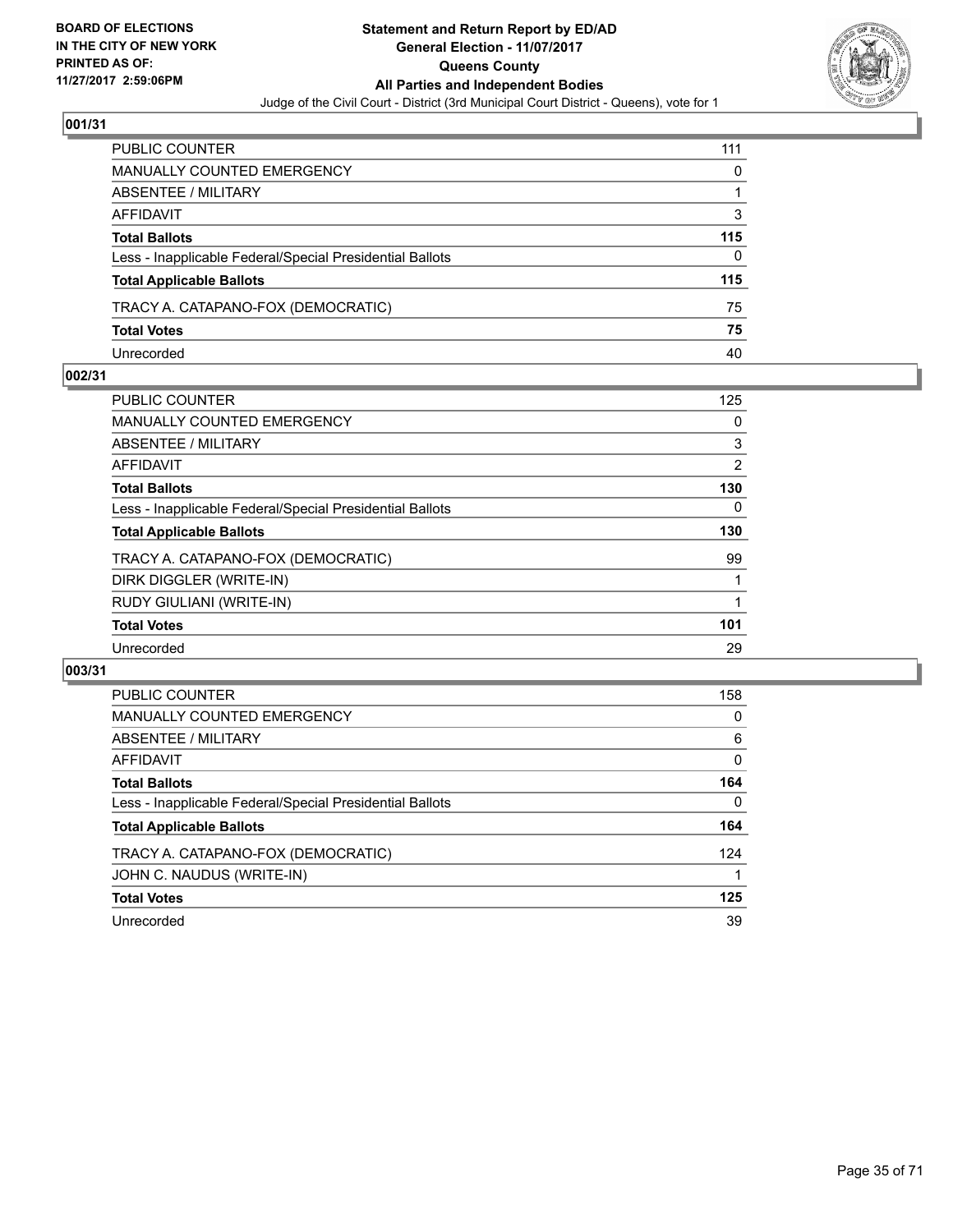**BOARD OF ELECTIONS IN THE CITY OF NEW YORK PRINTED AS OF: 11/27/2017 2:59:06PM**

# Statement and Return Report by ED/AD
## General Election - 11/07/2017
## Queens County
## All Parties and Independent Bodies
Judge of the Civil Court - District (3rd Municipal Court District - Queens), vote for 1

### 001/31

| | |
|---|---|
| PUBLIC COUNTER | 111 |
| MANUALLY COUNTED EMERGENCY | 0 |
| ABSENTEE / MILITARY | 1 |
| AFFIDAVIT | 3 |
| **Total Ballots** | **115** |
| Less - Inapplicable Federal/Special Presidential Ballots | 0 |
| **Total Applicable Ballots** | **115** |
| TRACY A. CATAPANO-FOX (DEMOCRATIC) | 75 |
| **Total Votes** | **75** |
| Unrecorded | 40 |

### 002/31

| | |
|---|---|
| PUBLIC COUNTER | 125 |
| MANUALLY COUNTED EMERGENCY | 0 |
| ABSENTEE / MILITARY | 3 |
| AFFIDAVIT | 2 |
| **Total Ballots** | **130** |
| Less - Inapplicable Federal/Special Presidential Ballots | 0 |
| **Total Applicable Ballots** | **130** |
| TRACY A. CATAPANO-FOX (DEMOCRATIC) | 99 |
| DIRK DIGGLER (WRITE-IN) | 1 |
| RUDY GIULIANI (WRITE-IN) | 1 |
| **Total Votes** | **101** |
| Unrecorded | 29 |

### 003/31

| | |
|---|---|
| PUBLIC COUNTER | 158 |
| MANUALLY COUNTED EMERGENCY | 0 |
| ABSENTEE / MILITARY | 6 |
| AFFIDAVIT | 0 |
| **Total Ballots** | **164** |
| Less - Inapplicable Federal/Special Presidential Ballots | 0 |
| **Total Applicable Ballots** | **164** |
| TRACY A. CATAPANO-FOX (DEMOCRATIC) | 124 |
| JOHN C. NAUDUS (WRITE-IN) | 1 |
| **Total Votes** | **125** |
| Unrecorded | 39 |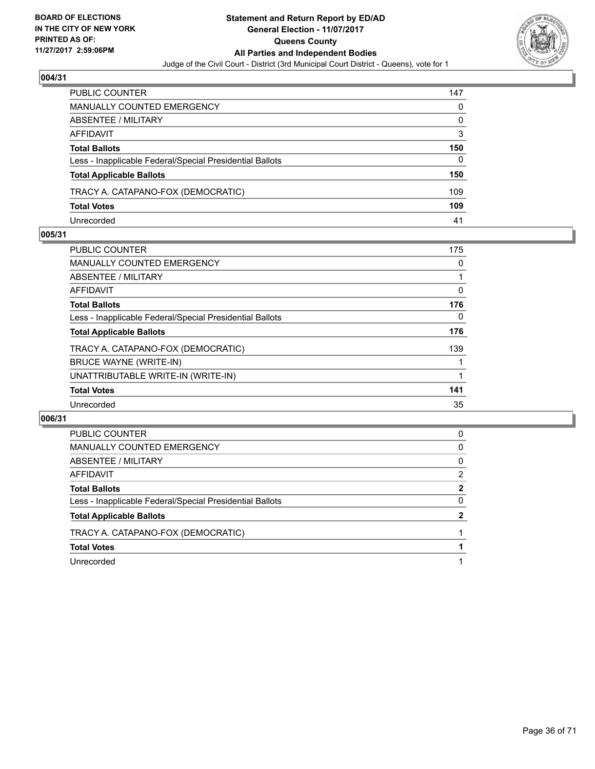**BOARD OF ELECTIONS IN THE CITY OF NEW YORK PRINTED AS OF: 11/27/2017 2:59:06PM**

# Statement and Return Report by ED/AD
## General Election - 11/07/2017
## Queens County
## All Parties and Independent Bodies
Judge of the Civil Court - District (3rd Municipal Court District - Queens), vote for 1

### 004/31

| | |
|---|---|
| PUBLIC COUNTER | 147 |
| MANUALLY COUNTED EMERGENCY | 0 |
| ABSENTEE / MILITARY | 0 |
| AFFIDAVIT | 3 |
| **Total Ballots** | **150** |
| Less - Inapplicable Federal/Special Presidential Ballots | 0 |
| **Total Applicable Ballots** | **150** |
| TRACY A. CATAPANO-FOX (DEMOCRATIC) | 109 |
| **Total Votes** | **109** |
| Unrecorded | 41 |

### 005/31

| | |
|---|---|
| PUBLIC COUNTER | 175 |
| MANUALLY COUNTED EMERGENCY | 0 |
| ABSENTEE / MILITARY | 1 |
| AFFIDAVIT | 0 |
| **Total Ballots** | **176** |
| Less - Inapplicable Federal/Special Presidential Ballots | 0 |
| **Total Applicable Ballots** | **176** |
| TRACY A. CATAPANO-FOX (DEMOCRATIC) | 139 |
| BRUCE WAYNE (WRITE-IN) | 1 |
| UNATTRIBUTABLE WRITE-IN (WRITE-IN) | 1 |
| **Total Votes** | **141** |
| Unrecorded | 35 |

### 006/31

| | |
|---|---|
| PUBLIC COUNTER | 0 |
| MANUALLY COUNTED EMERGENCY | 0 |
| ABSENTEE / MILITARY | 0 |
| AFFIDAVIT | 2 |
| **Total Ballots** | **2** |
| Less - Inapplicable Federal/Special Presidential Ballots | 0 |
| **Total Applicable Ballots** | **2** |
| TRACY A. CATAPANO-FOX (DEMOCRATIC) | 1 |
| **Total Votes** | **1** |
| Unrecorded | 1 |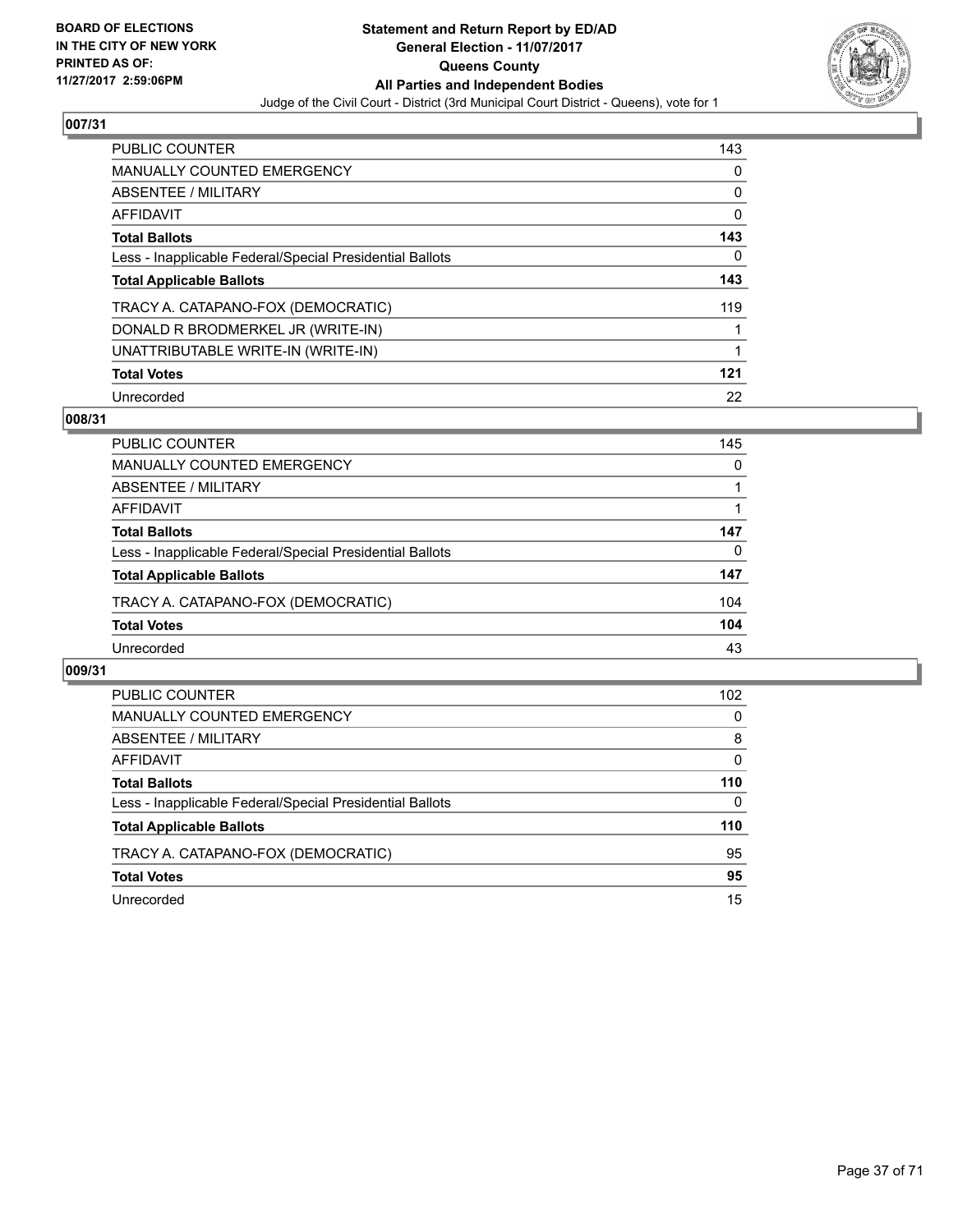BOARD OF ELECTIONS
IN THE CITY OF NEW YORK
PRINTED AS OF:
11/27/2017 2:59:06PM

**Statement and Return Report by ED/AD**
**General Election - 11/07/2017**
**Queens County**
**All Parties and Independent Bodies**
Judge of the Civil Court - District (3rd Municipal Court District - Queens), vote for 1

## 007/31

| | |
|---|---|
| PUBLIC COUNTER | 143 |
| MANUALLY COUNTED EMERGENCY | 0 |
| ABSENTEE / MILITARY | 0 |
| AFFIDAVIT | 0 |
| **Total Ballots** | **143** |
| Less - Inapplicable Federal/Special Presidential Ballots | 0 |
| **Total Applicable Ballots** | **143** |
| TRACY A. CATAPANO-FOX (DEMOCRATIC) | 119 |
| DONALD R BRODMERKEL JR (WRITE-IN) | 1 |
| UNATTRIBUTABLE WRITE-IN (WRITE-IN) | 1 |
| **Total Votes** | **121** |
| Unrecorded | 22 |

## 008/31

| | |
|---|---|
| PUBLIC COUNTER | 145 |
| MANUALLY COUNTED EMERGENCY | 0 |
| ABSENTEE / MILITARY | 1 |
| AFFIDAVIT | 1 |
| **Total Ballots** | **147** |
| Less - Inapplicable Federal/Special Presidential Ballots | 0 |
| **Total Applicable Ballots** | **147** |
| TRACY A. CATAPANO-FOX (DEMOCRATIC) | 104 |
| **Total Votes** | **104** |
| Unrecorded | 43 |

## 009/31

| | |
|---|---|
| PUBLIC COUNTER | 102 |
| MANUALLY COUNTED EMERGENCY | 0 |
| ABSENTEE / MILITARY | 8 |
| AFFIDAVIT | 0 |
| **Total Ballots** | **110** |
| Less - Inapplicable Federal/Special Presidential Ballots | 0 |
| **Total Applicable Ballots** | **110** |
| TRACY A. CATAPANO-FOX (DEMOCRATIC) | 95 |
| **Total Votes** | **95** |
| Unrecorded | 15 |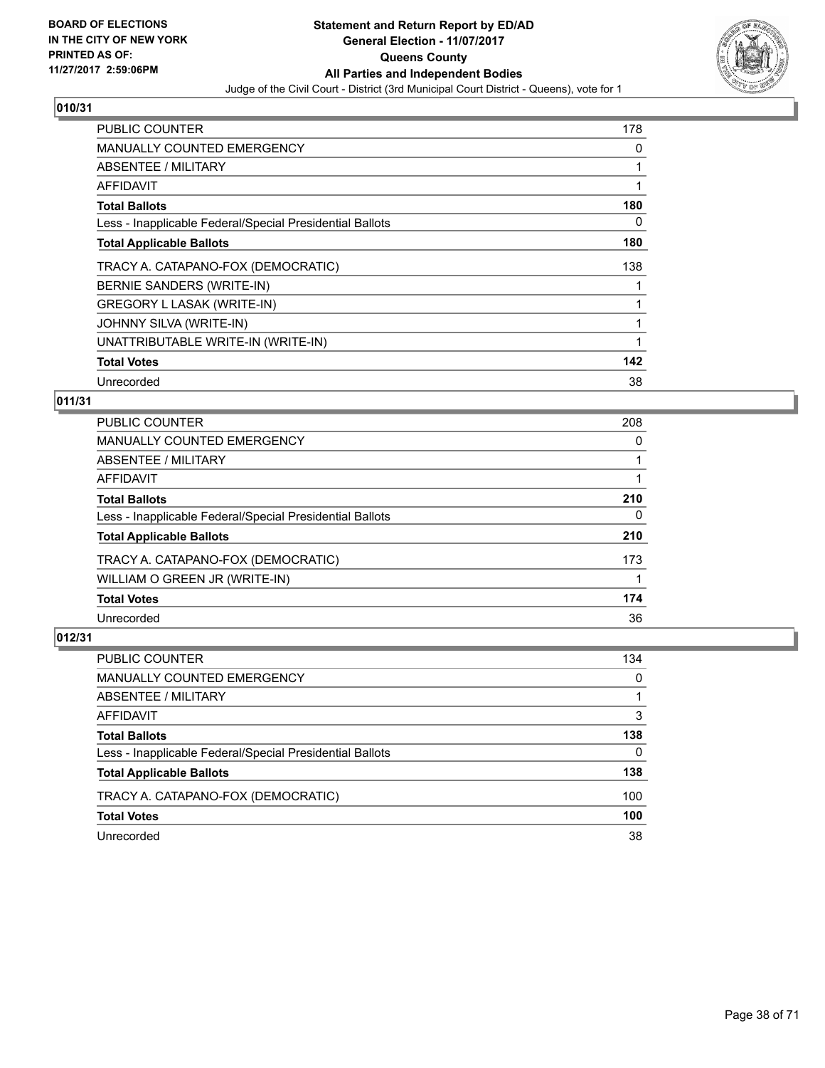**BOARD OF ELECTIONS IN THE CITY OF NEW YORK PRINTED AS OF: 11/27/2017 2:59:06PM**

# Statement and Return Report by ED/AD
## General Election - 11/07/2017
## Queens County
## All Parties and Independent Bodies
### Judge of the Civil Court - District (3rd Municipal Court District - Queens), vote for 1

### 010/31

| | |
|---|---|
| PUBLIC COUNTER | 178 |
| MANUALLY COUNTED EMERGENCY | 0 |
| ABSENTEE / MILITARY | 1 |
| AFFIDAVIT | 1 |
| **Total Ballots** | **180** |
| Less - Inapplicable Federal/Special Presidential Ballots | 0 |
| **Total Applicable Ballots** | **180** |
| TRACY A. CATAPANO-FOX (DEMOCRATIC) | 138 |
| BERNIE SANDERS (WRITE-IN) | 1 |
| GREGORY L LASAK (WRITE-IN) | 1 |
| JOHNNY SILVA (WRITE-IN) | 1 |
| UNATTRIBUTABLE WRITE-IN (WRITE-IN) | 1 |
| **Total Votes** | **142** |
| Unrecorded | 38 |

### 011/31

| | |
|---|---|
| PUBLIC COUNTER | 208 |
| MANUALLY COUNTED EMERGENCY | 0 |
| ABSENTEE / MILITARY | 1 |
| AFFIDAVIT | 1 |
| **Total Ballots** | **210** |
| Less - Inapplicable Federal/Special Presidential Ballots | 0 |
| **Total Applicable Ballots** | **210** |
| TRACY A. CATAPANO-FOX (DEMOCRATIC) | 173 |
| WILLIAM O GREEN JR (WRITE-IN) | 1 |
| **Total Votes** | **174** |
| Unrecorded | 36 |

### 012/31

| | |
|---|---|
| PUBLIC COUNTER | 134 |
| MANUALLY COUNTED EMERGENCY | 0 |
| ABSENTEE / MILITARY | 1 |
| AFFIDAVIT | 3 |
| **Total Ballots** | **138** |
| Less - Inapplicable Federal/Special Presidential Ballots | 0 |
| **Total Applicable Ballots** | **138** |
| TRACY A. CATAPANO-FOX (DEMOCRATIC) | 100 |
| **Total Votes** | **100** |
| Unrecorded | 38 |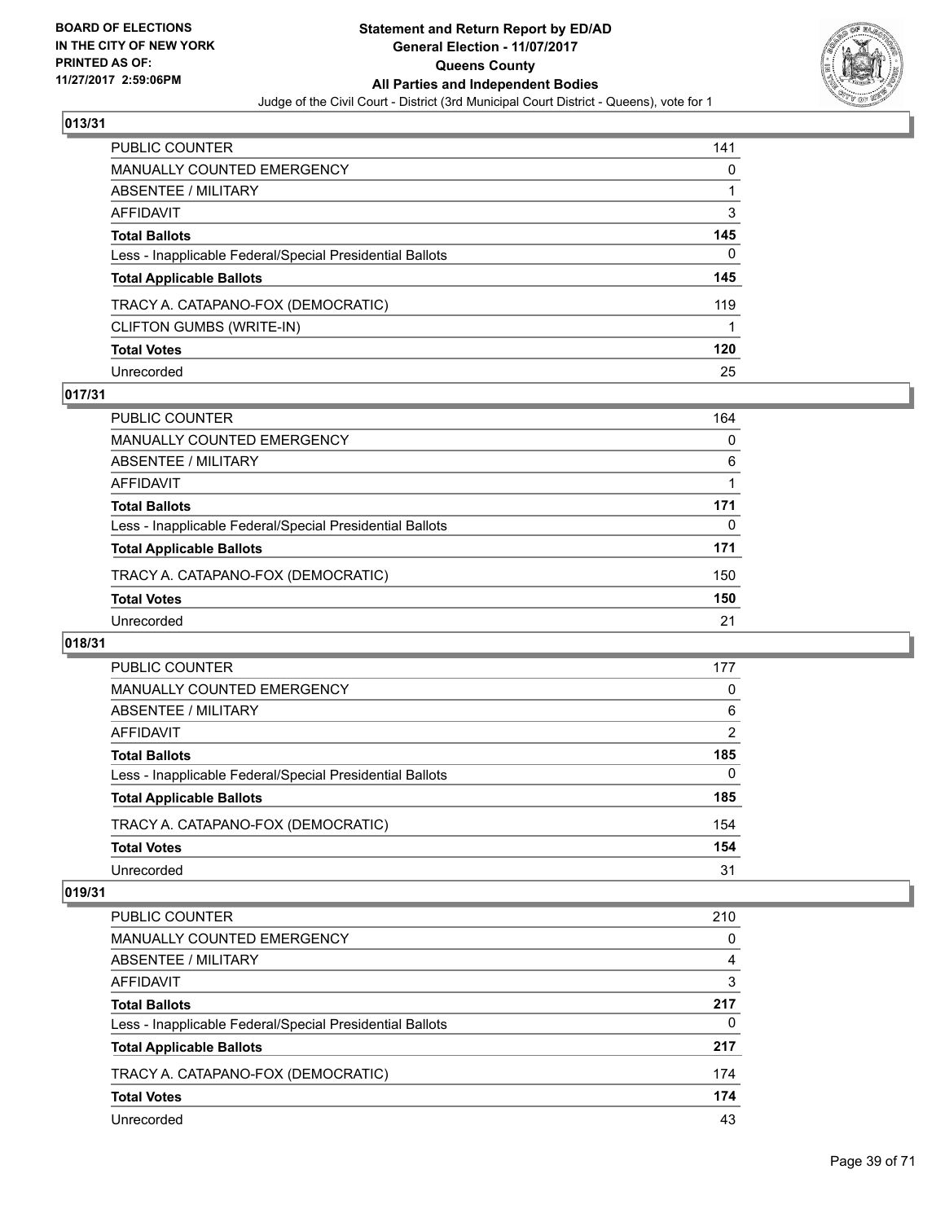**013/31**

| | |
|---|---|
| PUBLIC COUNTER | 141 |
| MANUALLY COUNTED EMERGENCY | 0 |
| ABSENTEE / MILITARY | 1 |
| AFFIDAVIT | 3 |
| **Total Ballots** | **145** |
| Less - Inapplicable Federal/Special Presidential Ballots | 0 |
| **Total Applicable Ballots** | **145** |
| TRACY A. CATAPANO-FOX (DEMOCRATIC) | 119 |
| CLIFTON GUMBS (WRITE-IN) | 1 |
| **Total Votes** | **120** |
| Unrecorded | 25 |

**017/31**

| | |
|---|---|
| PUBLIC COUNTER | 164 |
| MANUALLY COUNTED EMERGENCY | 0 |
| ABSENTEE / MILITARY | 6 |
| AFFIDAVIT | 1 |
| **Total Ballots** | **171** |
| Less - Inapplicable Federal/Special Presidential Ballots | 0 |
| **Total Applicable Ballots** | **171** |
| TRACY A. CATAPANO-FOX (DEMOCRATIC) | 150 |
| **Total Votes** | **150** |
| Unrecorded | 21 |

**018/31**

| | |
|---|---|
| PUBLIC COUNTER | 177 |
| MANUALLY COUNTED EMERGENCY | 0 |
| ABSENTEE / MILITARY | 6 |
| AFFIDAVIT | 2 |
| **Total Ballots** | **185** |
| Less - Inapplicable Federal/Special Presidential Ballots | 0 |
| **Total Applicable Ballots** | **185** |
| TRACY A. CATAPANO-FOX (DEMOCRATIC) | 154 |
| **Total Votes** | **154** |
| Unrecorded | 31 |

**019/31**

| | |
|---|---|
| PUBLIC COUNTER | 210 |
| MANUALLY COUNTED EMERGENCY | 0 |
| ABSENTEE / MILITARY | 4 |
| AFFIDAVIT | 3 |
| **Total Ballots** | **217** |
| Less - Inapplicable Federal/Special Presidential Ballots | 0 |
| **Total Applicable Ballots** | **217** |
| TRACY A. CATAPANO-FOX (DEMOCRATIC) | 174 |
| **Total Votes** | **174** |
| Unrecorded | 43 |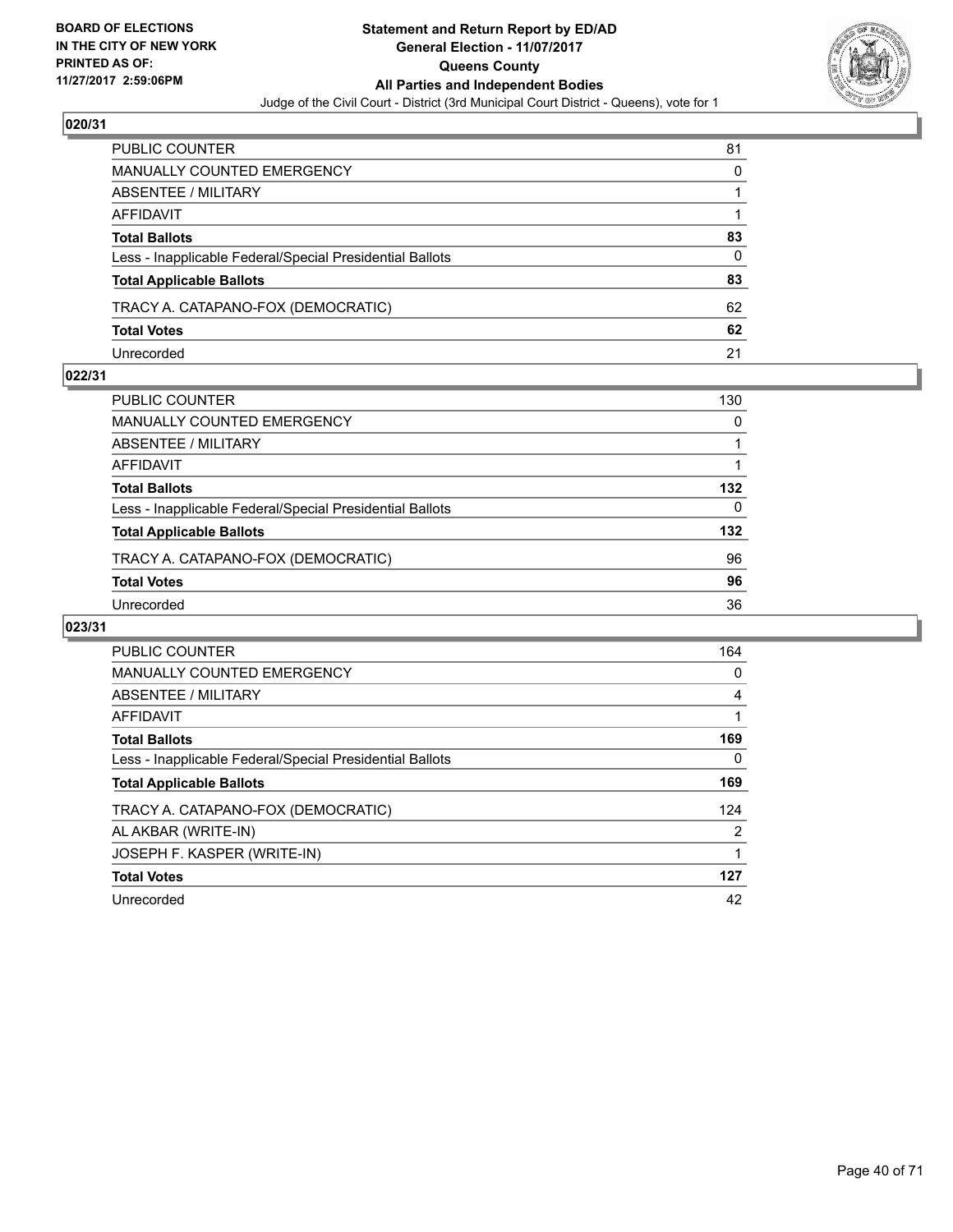BOARD OF ELECTIONS
IN THE CITY OF NEW YORK
PRINTED AS OF:
11/27/2017 2:59:06PM

**Statement and Return Report by ED/AD**
**General Election - 11/07/2017**
**Queens County**
**All Parties and Independent Bodies**
Judge of the Civil Court - District (3rd Municipal Court District - Queens), vote for 1

## 020/31

| | |
|---|---|
| PUBLIC COUNTER | 81 |
| MANUALLY COUNTED EMERGENCY | 0 |
| ABSENTEE / MILITARY | 1 |
| AFFIDAVIT | 1 |
| **Total Ballots** | **83** |
| Less - Inapplicable Federal/Special Presidential Ballots | 0 |
| **Total Applicable Ballots** | **83** |
| TRACY A. CATAPANO-FOX (DEMOCRATIC) | 62 |
| **Total Votes** | **62** |
| Unrecorded | 21 |

## 022/31

| | |
|---|---|
| PUBLIC COUNTER | 130 |
| MANUALLY COUNTED EMERGENCY | 0 |
| ABSENTEE / MILITARY | 1 |
| AFFIDAVIT | 1 |
| **Total Ballots** | **132** |
| Less - Inapplicable Federal/Special Presidential Ballots | 0 |
| **Total Applicable Ballots** | **132** |
| TRACY A. CATAPANO-FOX (DEMOCRATIC) | 96 |
| **Total Votes** | **96** |
| Unrecorded | 36 |

## 023/31

| | |
|---|---|
| PUBLIC COUNTER | 164 |
| MANUALLY COUNTED EMERGENCY | 0 |
| ABSENTEE / MILITARY | 4 |
| AFFIDAVIT | 1 |
| **Total Ballots** | **169** |
| Less - Inapplicable Federal/Special Presidential Ballots | 0 |
| **Total Applicable Ballots** | **169** |
| TRACY A. CATAPANO-FOX (DEMOCRATIC) | 124 |
| AL AKBAR (WRITE-IN) | 2 |
| JOSEPH F. KASPER (WRITE-IN) | 1 |
| **Total Votes** | **127** |
| Unrecorded | 42 |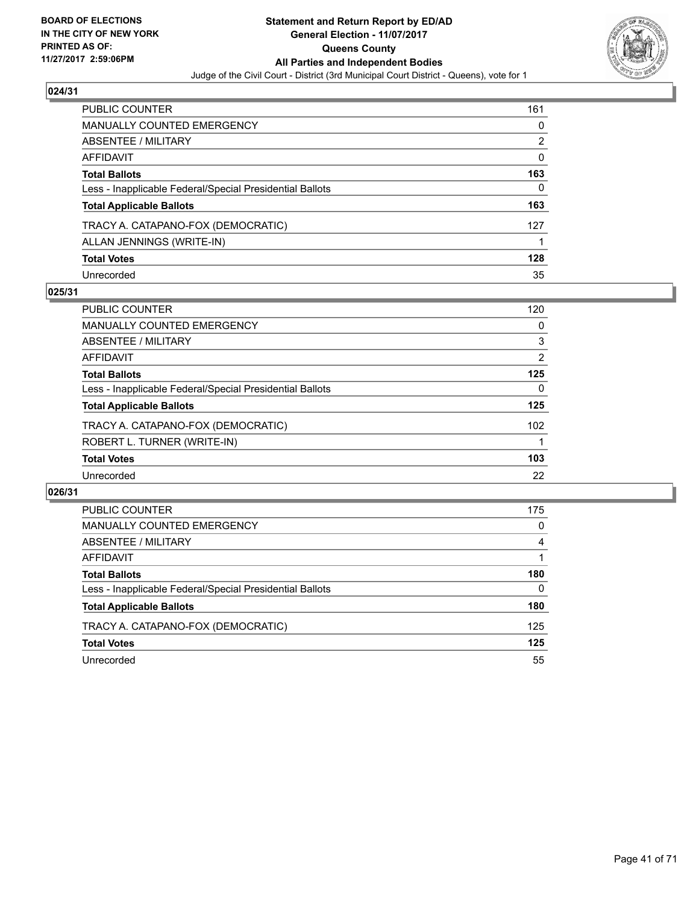**BOARD OF ELECTIONS IN THE CITY OF NEW YORK PRINTED AS OF: 11/27/2017 2:59:06PM**

**Statement and Return Report by ED/AD**
**General Election - 11/07/2017**
**Queens County**
**All Parties and Independent Bodies**
Judge of the Civil Court - District (3rd Municipal Court District - Queens), vote for 1

## 024/31

| | |
|---|---|
| PUBLIC COUNTER | 161 |
| MANUALLY COUNTED EMERGENCY | 0 |
| ABSENTEE / MILITARY | 2 |
| AFFIDAVIT | 0 |
| **Total Ballots** | **163** |
| Less - Inapplicable Federal/Special Presidential Ballots | 0 |
| **Total Applicable Ballots** | **163** |
| TRACY A. CATAPANO-FOX (DEMOCRATIC) | 127 |
| ALLAN JENNINGS (WRITE-IN) | 1 |
| **Total Votes** | **128** |
| Unrecorded | 35 |

## 025/31

| | |
|---|---|
| PUBLIC COUNTER | 120 |
| MANUALLY COUNTED EMERGENCY | 0 |
| ABSENTEE / MILITARY | 3 |
| AFFIDAVIT | 2 |
| **Total Ballots** | **125** |
| Less - Inapplicable Federal/Special Presidential Ballots | 0 |
| **Total Applicable Ballots** | **125** |
| TRACY A. CATAPANO-FOX (DEMOCRATIC) | 102 |
| ROBERT L. TURNER (WRITE-IN) | 1 |
| **Total Votes** | **103** |
| Unrecorded | 22 |

## 026/31

| | |
|---|---|
| PUBLIC COUNTER | 175 |
| MANUALLY COUNTED EMERGENCY | 0 |
| ABSENTEE / MILITARY | 4 |
| AFFIDAVIT | 1 |
| **Total Ballots** | **180** |
| Less - Inapplicable Federal/Special Presidential Ballots | 0 |
| **Total Applicable Ballots** | **180** |
| TRACY A. CATAPANO-FOX (DEMOCRATIC) | 125 |
| **Total Votes** | **125** |
| Unrecorded | 55 |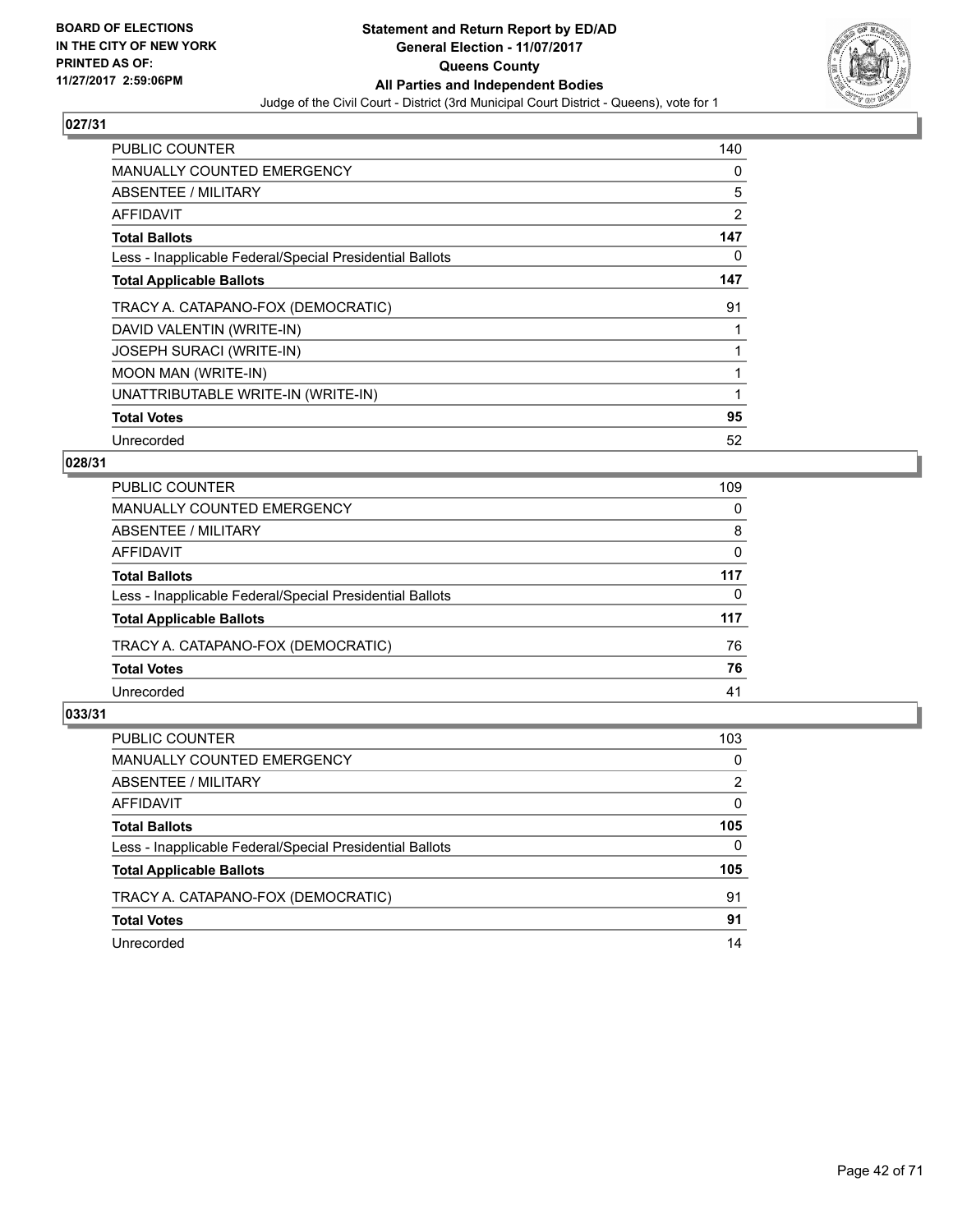**BOARD OF ELECTIONS IN THE CITY OF NEW YORK PRINTED AS OF: 11/27/2017 2:59:06PM**

**Statement and Return Report by ED/AD General Election - 11/07/2017 Queens County All Parties and Independent Bodies**

Judge of the Civil Court - District (3rd Municipal Court District - Queens), vote for 1

## 027/31

| | |
|---|---|
| PUBLIC COUNTER | 140 |
| MANUALLY COUNTED EMERGENCY | 0 |
| ABSENTEE / MILITARY | 5 |
| AFFIDAVIT | 2 |
| **Total Ballots** | **147** |
| Less - Inapplicable Federal/Special Presidential Ballots | 0 |
| **Total Applicable Ballots** | **147** |
| TRACY A. CATAPANO-FOX (DEMOCRATIC) | 91 |
| DAVID VALENTIN (WRITE-IN) | 1 |
| JOSEPH SURACI (WRITE-IN) | 1 |
| MOON MAN (WRITE-IN) | 1 |
| UNATTRIBUTABLE WRITE-IN (WRITE-IN) | 1 |
| **Total Votes** | **95** |
| Unrecorded | 52 |

## 028/31

| | |
|---|---|
| PUBLIC COUNTER | 109 |
| MANUALLY COUNTED EMERGENCY | 0 |
| ABSENTEE / MILITARY | 8 |
| AFFIDAVIT | 0 |
| **Total Ballots** | **117** |
| Less - Inapplicable Federal/Special Presidential Ballots | 0 |
| **Total Applicable Ballots** | **117** |
| TRACY A. CATAPANO-FOX (DEMOCRATIC) | 76 |
| **Total Votes** | **76** |
| Unrecorded | 41 |

## 033/31

| | |
|---|---|
| PUBLIC COUNTER | 103 |
| MANUALLY COUNTED EMERGENCY | 0 |
| ABSENTEE / MILITARY | 2 |
| AFFIDAVIT | 0 |
| **Total Ballots** | **105** |
| Less - Inapplicable Federal/Special Presidential Ballots | 0 |
| **Total Applicable Ballots** | **105** |
| TRACY A. CATAPANO-FOX (DEMOCRATIC) | 91 |
| **Total Votes** | **91** |
| Unrecorded | 14 |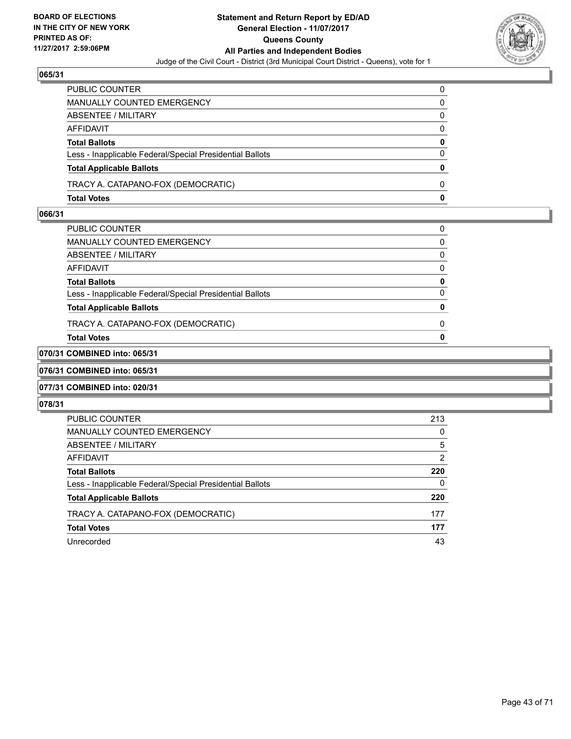**BOARD OF ELECTIONS IN THE CITY OF NEW YORK PRINTED AS OF: 11/27/2017 2:59:06PM**

# Statement and Return Report by ED/AD
## General Election - 11/07/2017
## Queens County
## All Parties and Independent Bodies
Judge of the Civil Court - District (3rd Municipal Court District - Queens), vote for 1

### 065/31

| | |
|---|---|
| PUBLIC COUNTER | 0 |
| MANUALLY COUNTED EMERGENCY | 0 |
| ABSENTEE / MILITARY | 0 |
| AFFIDAVIT | 0 |
| **Total Ballots** | **0** |
| Less - Inapplicable Federal/Special Presidential Ballots | 0 |
| **Total Applicable Ballots** | **0** |
| TRACY A. CATAPANO-FOX (DEMOCRATIC) | 0 |
| **Total Votes** | **0** |

### 066/31

| | |
|---|---|
| PUBLIC COUNTER | 0 |
| MANUALLY COUNTED EMERGENCY | 0 |
| ABSENTEE / MILITARY | 0 |
| AFFIDAVIT | 0 |
| **Total Ballots** | **0** |
| Less - Inapplicable Federal/Special Presidential Ballots | 0 |
| **Total Applicable Ballots** | **0** |
| TRACY A. CATAPANO-FOX (DEMOCRATIC) | 0 |
| **Total Votes** | **0** |

### 070/31 COMBINED into: 065/31

### 076/31 COMBINED into: 065/31

### 077/31 COMBINED into: 020/31

### 078/31

| | |
|---|---|
| PUBLIC COUNTER | 213 |
| MANUALLY COUNTED EMERGENCY | 0 |
| ABSENTEE / MILITARY | 5 |
| AFFIDAVIT | 2 |
| **Total Ballots** | **220** |
| Less - Inapplicable Federal/Special Presidential Ballots | 0 |
| **Total Applicable Ballots** | **220** |
| TRACY A. CATAPANO-FOX (DEMOCRATIC) | 177 |
| **Total Votes** | **177** |
| Unrecorded | 43 |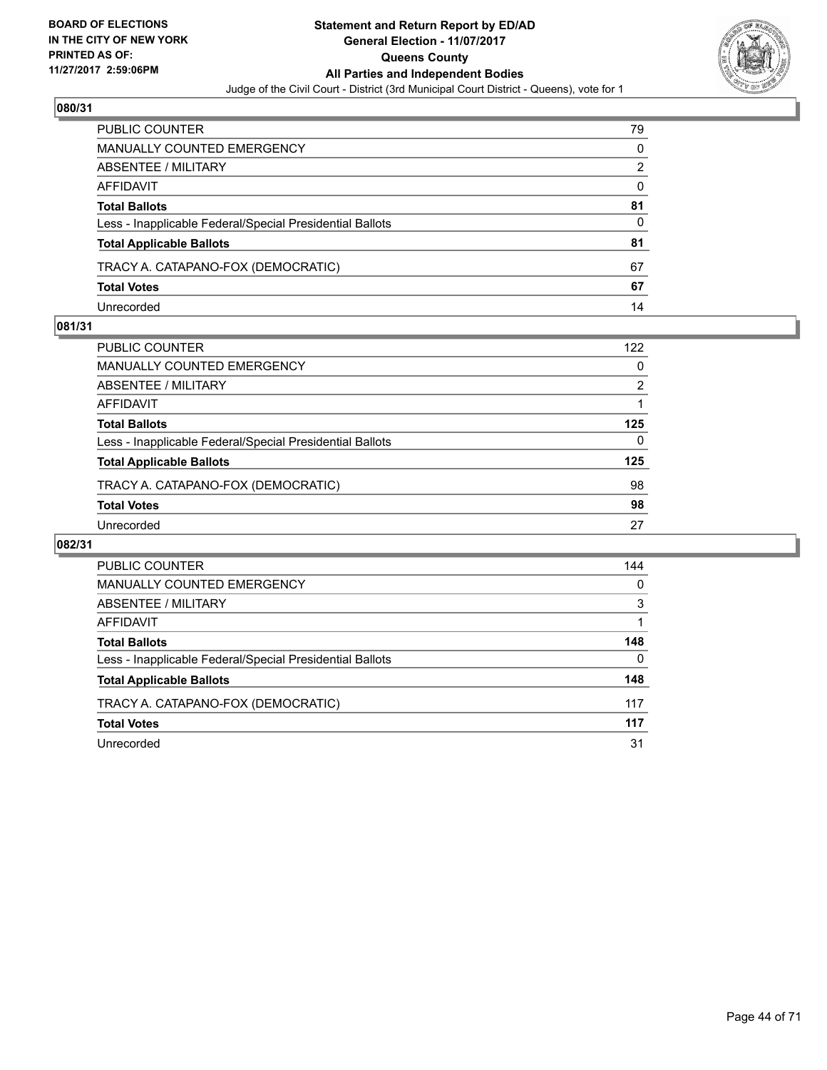**BOARD OF ELECTIONS IN THE CITY OF NEW YORK PRINTED AS OF: 11/27/2017 2:59:06PM**

# Statement and Return Report by ED/AD
## General Election - 11/07/2017
## Queens County
## All Parties and Independent Bodies
Judge of the Civil Court - District (3rd Municipal Court District - Queens), vote for 1

### 080/31

| | |
|---|---|
| PUBLIC COUNTER | 79 |
| MANUALLY COUNTED EMERGENCY | 0 |
| ABSENTEE / MILITARY | 2 |
| AFFIDAVIT | 0 |
| **Total Ballots** | **81** |
| Less - Inapplicable Federal/Special Presidential Ballots | 0 |
| **Total Applicable Ballots** | **81** |
| TRACY A. CATAPANO-FOX (DEMOCRATIC) | 67 |
| **Total Votes** | **67** |
| Unrecorded | 14 |

### 081/31

| | |
|---|---|
| PUBLIC COUNTER | 122 |
| MANUALLY COUNTED EMERGENCY | 0 |
| ABSENTEE / MILITARY | 2 |
| AFFIDAVIT | 1 |
| **Total Ballots** | **125** |
| Less - Inapplicable Federal/Special Presidential Ballots | 0 |
| **Total Applicable Ballots** | **125** |
| TRACY A. CATAPANO-FOX (DEMOCRATIC) | 98 |
| **Total Votes** | **98** |
| Unrecorded | 27 |

### 082/31

| | |
|---|---|
| PUBLIC COUNTER | 144 |
| MANUALLY COUNTED EMERGENCY | 0 |
| ABSENTEE / MILITARY | 3 |
| AFFIDAVIT | 1 |
| **Total Ballots** | **148** |
| Less - Inapplicable Federal/Special Presidential Ballots | 0 |
| **Total Applicable Ballots** | **148** |
| TRACY A. CATAPANO-FOX (DEMOCRATIC) | 117 |
| **Total Votes** | **117** |
| Unrecorded | 31 |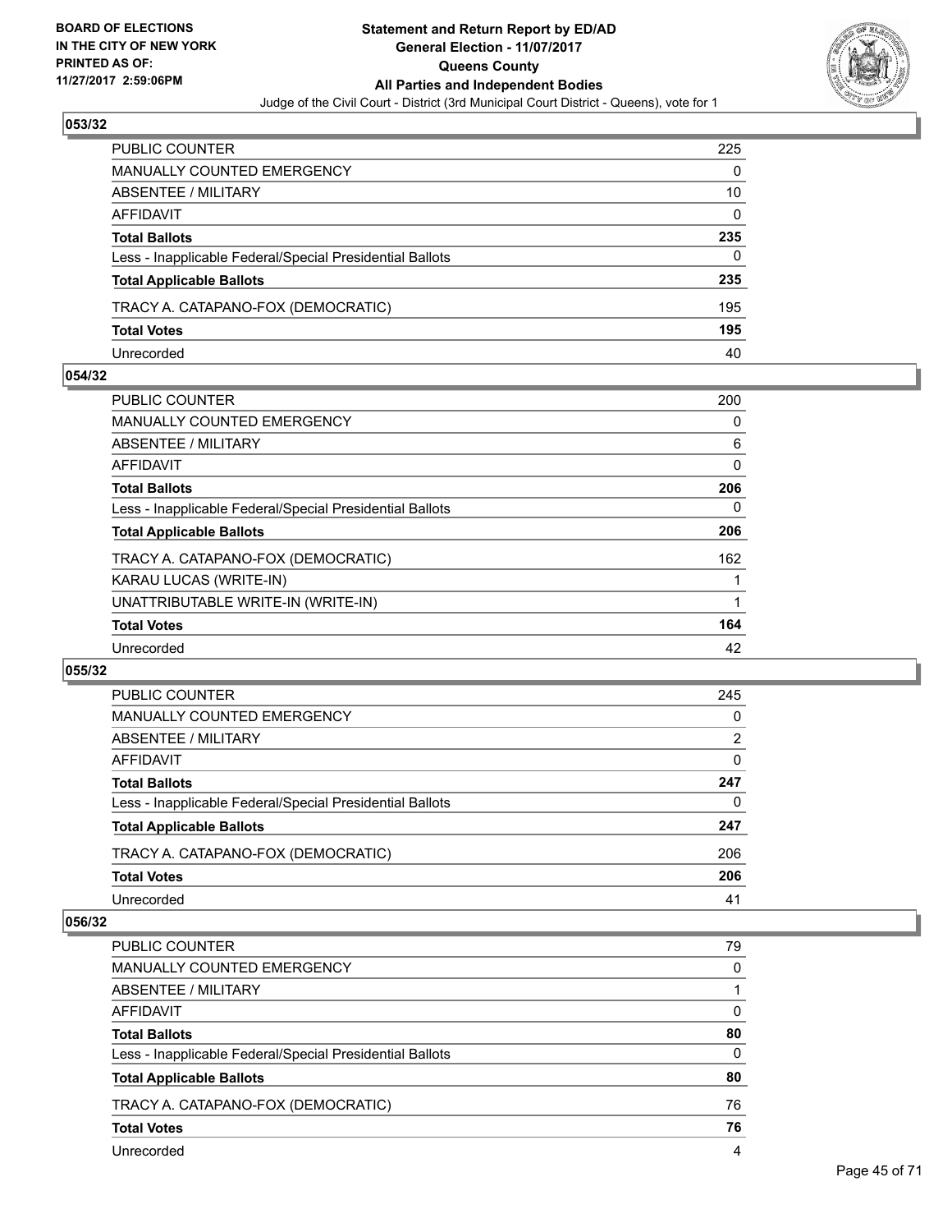**BOARD OF ELECTIONS IN THE CITY OF NEW YORK PRINTED AS OF: 11/27/2017 2:59:06PM**

**Statement and Return Report by ED/AD General Election - 11/07/2017 Queens County All Parties and Independent Bodies**

Judge of the Civil Court - District (3rd Municipal Court District - Queens), vote for 1

### 053/32

| | |
|---|---|
| PUBLIC COUNTER | 225 |
| MANUALLY COUNTED EMERGENCY | 0 |
| ABSENTEE / MILITARY | 10 |
| AFFIDAVIT | 0 |
| **Total Ballots** | **235** |
| Less - Inapplicable Federal/Special Presidential Ballots | 0 |
| **Total Applicable Ballots** | **235** |
| TRACY A. CATAPANO-FOX (DEMOCRATIC) | 195 |
| **Total Votes** | **195** |
| Unrecorded | 40 |

### 054/32

| | |
|---|---|
| PUBLIC COUNTER | 200 |
| MANUALLY COUNTED EMERGENCY | 0 |
| ABSENTEE / MILITARY | 6 |
| AFFIDAVIT | 0 |
| **Total Ballots** | **206** |
| Less - Inapplicable Federal/Special Presidential Ballots | 0 |
| **Total Applicable Ballots** | **206** |
| TRACY A. CATAPANO-FOX (DEMOCRATIC) | 162 |
| KARAU LUCAS (WRITE-IN) | 1 |
| UNATTRIBUTABLE WRITE-IN (WRITE-IN) | 1 |
| **Total Votes** | **164** |
| Unrecorded | 42 |

### 055/32

| | |
|---|---|
| PUBLIC COUNTER | 245 |
| MANUALLY COUNTED EMERGENCY | 0 |
| ABSENTEE / MILITARY | 2 |
| AFFIDAVIT | 0 |
| **Total Ballots** | **247** |
| Less - Inapplicable Federal/Special Presidential Ballots | 0 |
| **Total Applicable Ballots** | **247** |
| TRACY A. CATAPANO-FOX (DEMOCRATIC) | 206 |
| **Total Votes** | **206** |
| Unrecorded | 41 |

### 056/32

| | |
|---|---|
| PUBLIC COUNTER | 79 |
| MANUALLY COUNTED EMERGENCY | 0 |
| ABSENTEE / MILITARY | 1 |
| AFFIDAVIT | 0 |
| **Total Ballots** | **80** |
| Less - Inapplicable Federal/Special Presidential Ballots | 0 |
| **Total Applicable Ballots** | **80** |
| TRACY A. CATAPANO-FOX (DEMOCRATIC) | 76 |
| **Total Votes** | **76** |
| Unrecorded | 4 |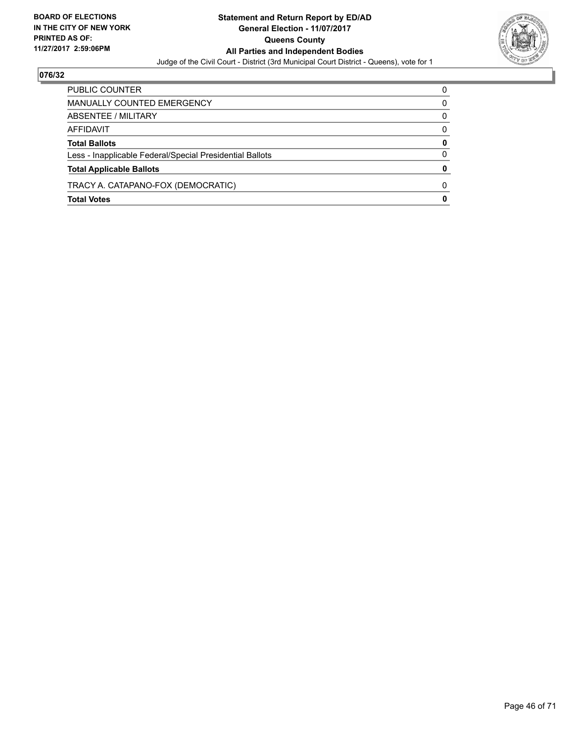BOARD OF ELECTIONS
IN THE CITY OF NEW YORK
PRINTED AS OF:
11/27/2017 2:59:06PM

**Statement and Return Report by ED/AD**
**General Election - 11/07/2017**
**Queens County**
**All Parties and Independent Bodies**
Judge of the Civil Court - District (3rd Municipal Court District - Queens), vote for 1

**076/32**

| | |
|---|---|
| PUBLIC COUNTER | 0 |
| MANUALLY COUNTED EMERGENCY | 0 |
| ABSENTEE / MILITARY | 0 |
| AFFIDAVIT | 0 |
| **Total Ballots** | **0** |
| Less - Inapplicable Federal/Special Presidential Ballots | 0 |
| **Total Applicable Ballots** | **0** |
| TRACY A. CATAPANO-FOX (DEMOCRATIC) | 0 |
| **Total Votes** | **0** |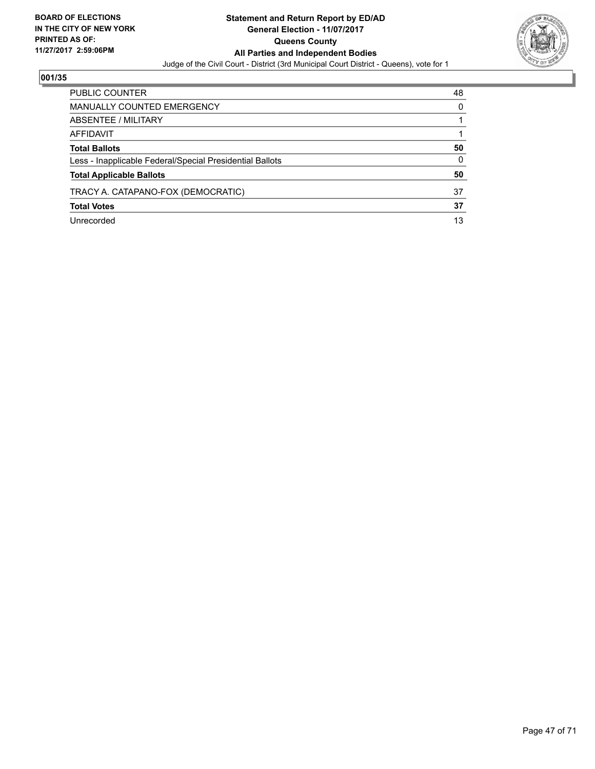BOARD OF ELECTIONS
IN THE CITY OF NEW YORK
PRINTED AS OF:
11/27/2017 2:59:06PM

**Statement and Return Report by ED/AD**
**General Election - 11/07/2017**
**Queens County**
**All Parties and Independent Bodies**
Judge of the Civil Court - District (3rd Municipal Court District - Queens), vote for 1

## 001/35

| | |
|---|---|
| PUBLIC COUNTER | 48 |
| MANUALLY COUNTED EMERGENCY | 0 |
| ABSENTEE / MILITARY | 1 |
| AFFIDAVIT | 1 |
| **Total Ballots** | **50** |
| Less - Inapplicable Federal/Special Presidential Ballots | 0 |
| **Total Applicable Ballots** | **50** |
| TRACY A. CATAPANO-FOX (DEMOCRATIC) | 37 |
| **Total Votes** | **37** |
| Unrecorded | 13 |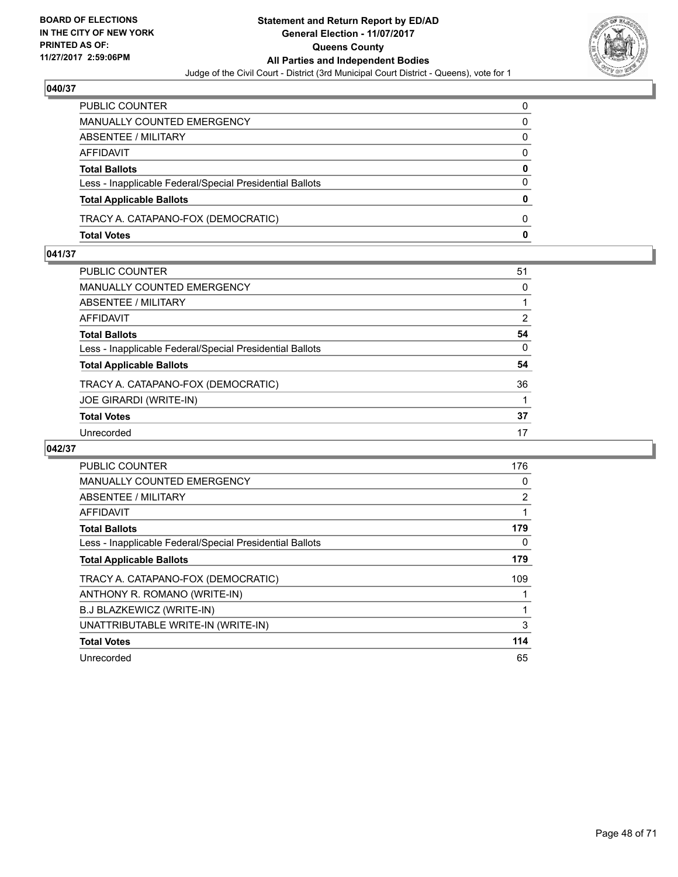## 040/37

| | |
|---|---|
| PUBLIC COUNTER | 0 |
| MANUALLY COUNTED EMERGENCY | 0 |
| ABSENTEE / MILITARY | 0 |
| AFFIDAVIT | 0 |
| **Total Ballots** | **0** |
| Less - Inapplicable Federal/Special Presidential Ballots | 0 |
| **Total Applicable Ballots** | **0** |
| TRACY A. CATAPANO-FOX (DEMOCRATIC) | 0 |
| **Total Votes** | **0** |

## 041/37

| | |
|---|---|
| PUBLIC COUNTER | 51 |
| MANUALLY COUNTED EMERGENCY | 0 |
| ABSENTEE / MILITARY | 1 |
| AFFIDAVIT | 2 |
| **Total Ballots** | **54** |
| Less - Inapplicable Federal/Special Presidential Ballots | 0 |
| **Total Applicable Ballots** | **54** |
| TRACY A. CATAPANO-FOX (DEMOCRATIC) | 36 |
| JOE GIRARDI (WRITE-IN) | 1 |
| **Total Votes** | **37** |
| Unrecorded | 17 |

## 042/37

| | |
|---|---|
| PUBLIC COUNTER | 176 |
| MANUALLY COUNTED EMERGENCY | 0 |
| ABSENTEE / MILITARY | 2 |
| AFFIDAVIT | 1 |
| **Total Ballots** | **179** |
| Less - Inapplicable Federal/Special Presidential Ballots | 0 |
| **Total Applicable Ballots** | **179** |
| TRACY A. CATAPANO-FOX (DEMOCRATIC) | 109 |
| ANTHONY R. ROMANO (WRITE-IN) | 1 |
| B.J BLAZKEWICZ (WRITE-IN) | 1 |
| UNATTRIBUTABLE WRITE-IN (WRITE-IN) | 3 |
| **Total Votes** | **114** |
| Unrecorded | 65 |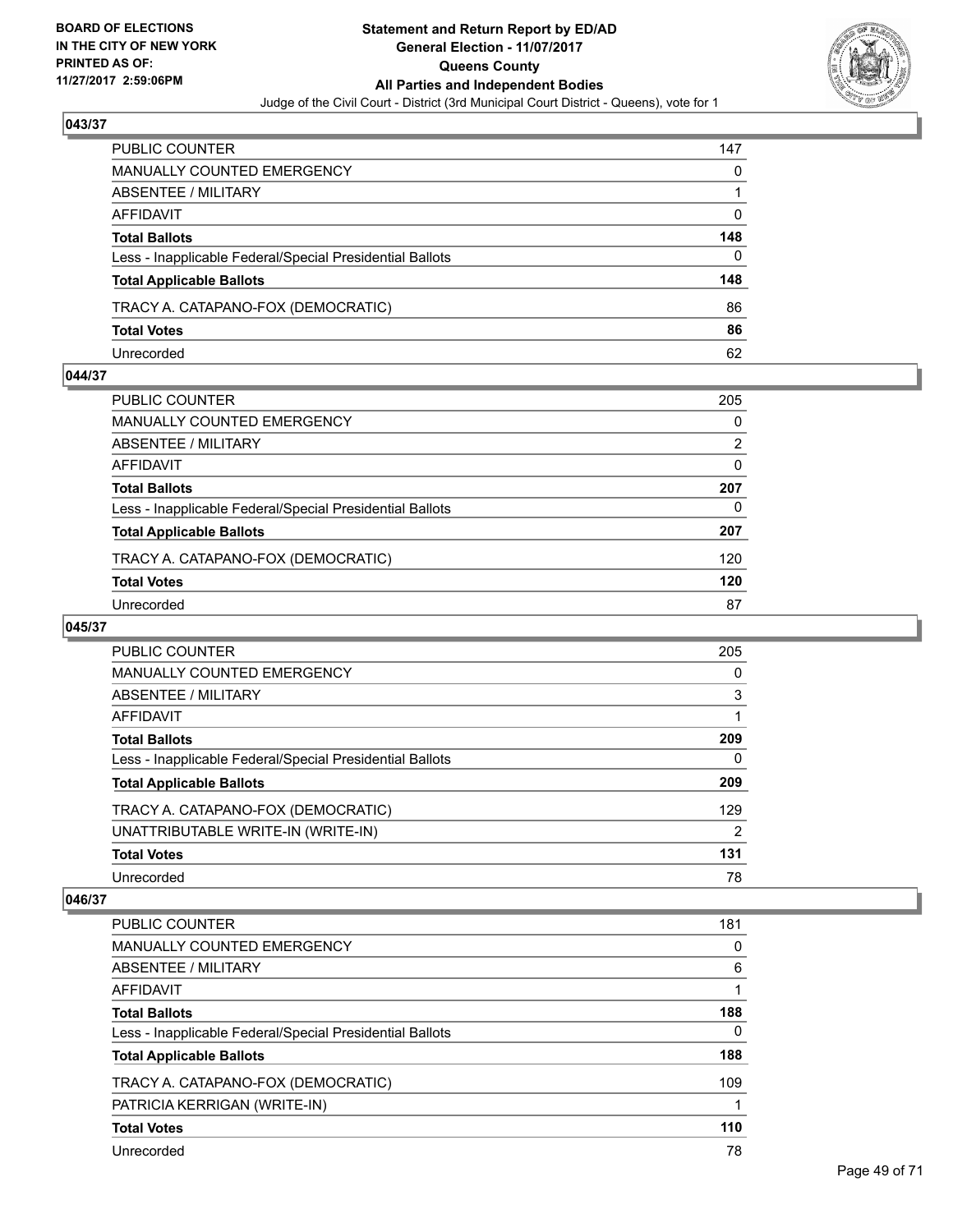**BOARD OF ELECTIONS IN THE CITY OF NEW YORK PRINTED AS OF: 11/27/2017 2:59:06PM**

**Statement and Return Report by ED/AD General Election - 11/07/2017 Queens County All Parties and Independent Bodies**

Judge of the Civil Court - District (3rd Municipal Court District - Queens), vote for 1

## 043/37

| | |
|---|---|
| PUBLIC COUNTER | 147 |
| MANUALLY COUNTED EMERGENCY | 0 |
| ABSENTEE / MILITARY | 1 |
| AFFIDAVIT | 0 |
| **Total Ballots** | **148** |
| Less - Inapplicable Federal/Special Presidential Ballots | 0 |
| **Total Applicable Ballots** | **148** |
| TRACY A. CATAPANO-FOX (DEMOCRATIC) | 86 |
| **Total Votes** | **86** |
| Unrecorded | 62 |

## 044/37

| | |
|---|---|
| PUBLIC COUNTER | 205 |
| MANUALLY COUNTED EMERGENCY | 0 |
| ABSENTEE / MILITARY | 2 |
| AFFIDAVIT | 0 |
| **Total Ballots** | **207** |
| Less - Inapplicable Federal/Special Presidential Ballots | 0 |
| **Total Applicable Ballots** | **207** |
| TRACY A. CATAPANO-FOX (DEMOCRATIC) | 120 |
| **Total Votes** | **120** |
| Unrecorded | 87 |

## 045/37

| | |
|---|---|
| PUBLIC COUNTER | 205 |
| MANUALLY COUNTED EMERGENCY | 0 |
| ABSENTEE / MILITARY | 3 |
| AFFIDAVIT | 1 |
| **Total Ballots** | **209** |
| Less - Inapplicable Federal/Special Presidential Ballots | 0 |
| **Total Applicable Ballots** | **209** |
| TRACY A. CATAPANO-FOX (DEMOCRATIC) | 129 |
| UNATTRIBUTABLE WRITE-IN (WRITE-IN) | 2 |
| **Total Votes** | **131** |
| Unrecorded | 78 |

## 046/37

| | |
|---|---|
| PUBLIC COUNTER | 181 |
| MANUALLY COUNTED EMERGENCY | 0 |
| ABSENTEE / MILITARY | 6 |
| AFFIDAVIT | 1 |
| **Total Ballots** | **188** |
| Less - Inapplicable Federal/Special Presidential Ballots | 0 |
| **Total Applicable Ballots** | **188** |
| TRACY A. CATAPANO-FOX (DEMOCRATIC) | 109 |
| PATRICIA KERRIGAN (WRITE-IN) | 1 |
| **Total Votes** | **110** |
| Unrecorded | 78 |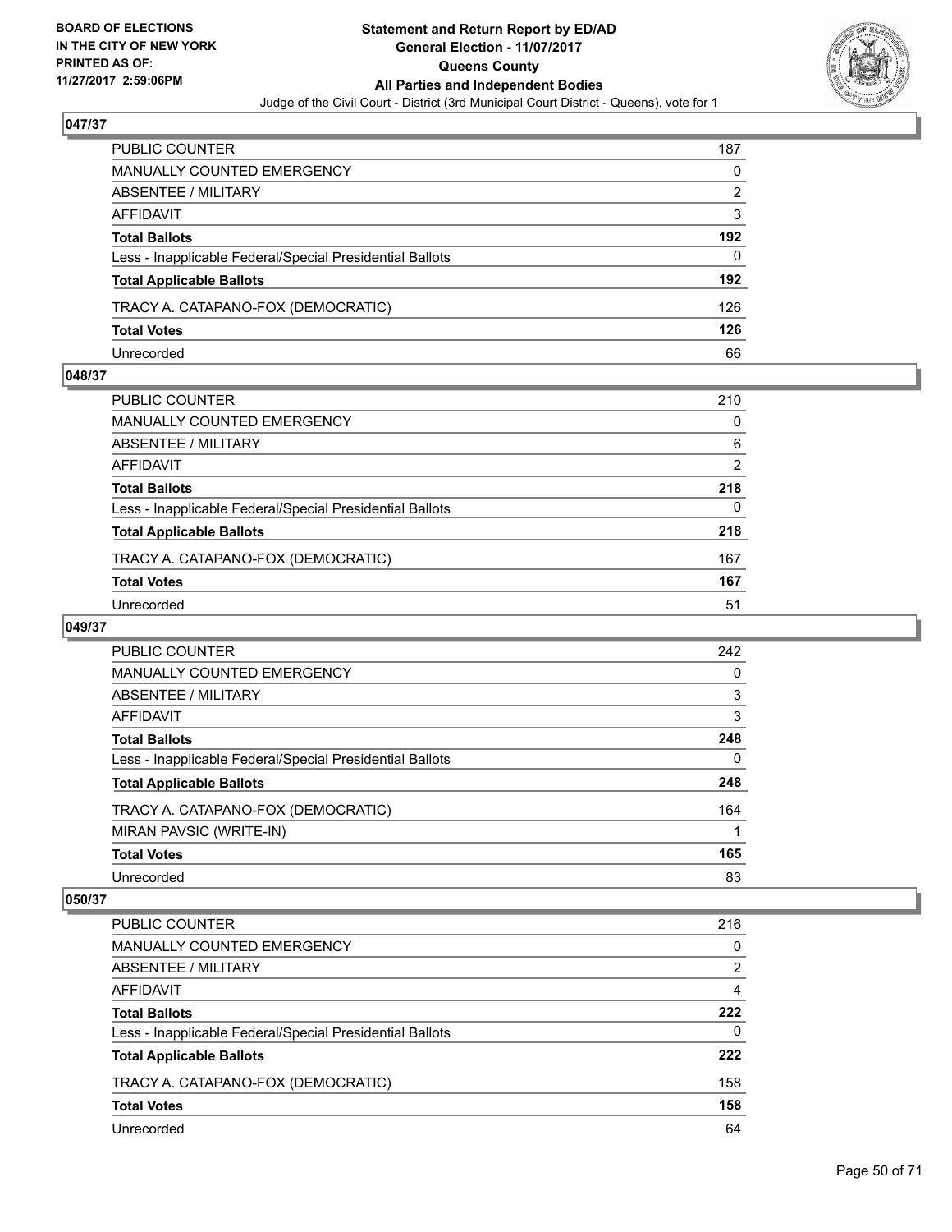**BOARD OF ELECTIONS IN THE CITY OF NEW YORK PRINTED AS OF: 11/27/2017 2:59:06PM**

# Statement and Return Report by ED/AD
## General Election - 11/07/2017
## Queens County
## All Parties and Independent Bodies
Judge of the Civil Court - District (3rd Municipal Court District - Queens), vote for 1

### 047/37

| | |
|---|---|
| PUBLIC COUNTER | 187 |
| MANUALLY COUNTED EMERGENCY | 0 |
| ABSENTEE / MILITARY | 2 |
| AFFIDAVIT | 3 |
| **Total Ballots** | **192** |
| Less - Inapplicable Federal/Special Presidential Ballots | 0 |
| **Total Applicable Ballots** | **192** |
| TRACY A. CATAPANO-FOX (DEMOCRATIC) | 126 |
| **Total Votes** | **126** |
| Unrecorded | 66 |

### 048/37

| | |
|---|---|
| PUBLIC COUNTER | 210 |
| MANUALLY COUNTED EMERGENCY | 0 |
| ABSENTEE / MILITARY | 6 |
| AFFIDAVIT | 2 |
| **Total Ballots** | **218** |
| Less - Inapplicable Federal/Special Presidential Ballots | 0 |
| **Total Applicable Ballots** | **218** |
| TRACY A. CATAPANO-FOX (DEMOCRATIC) | 167 |
| **Total Votes** | **167** |
| Unrecorded | 51 |

### 049/37

| | |
|---|---|
| PUBLIC COUNTER | 242 |
| MANUALLY COUNTED EMERGENCY | 0 |
| ABSENTEE / MILITARY | 3 |
| AFFIDAVIT | 3 |
| **Total Ballots** | **248** |
| Less - Inapplicable Federal/Special Presidential Ballots | 0 |
| **Total Applicable Ballots** | **248** |
| TRACY A. CATAPANO-FOX (DEMOCRATIC) | 164 |
| MIRAN PAVSIC (WRITE-IN) | 1 |
| **Total Votes** | **165** |
| Unrecorded | 83 |

### 050/37

| | |
|---|---|
| PUBLIC COUNTER | 216 |
| MANUALLY COUNTED EMERGENCY | 0 |
| ABSENTEE / MILITARY | 2 |
| AFFIDAVIT | 4 |
| **Total Ballots** | **222** |
| Less - Inapplicable Federal/Special Presidential Ballots | 0 |
| **Total Applicable Ballots** | **222** |
| TRACY A. CATAPANO-FOX (DEMOCRATIC) | 158 |
| **Total Votes** | **158** |
| Unrecorded | 64 |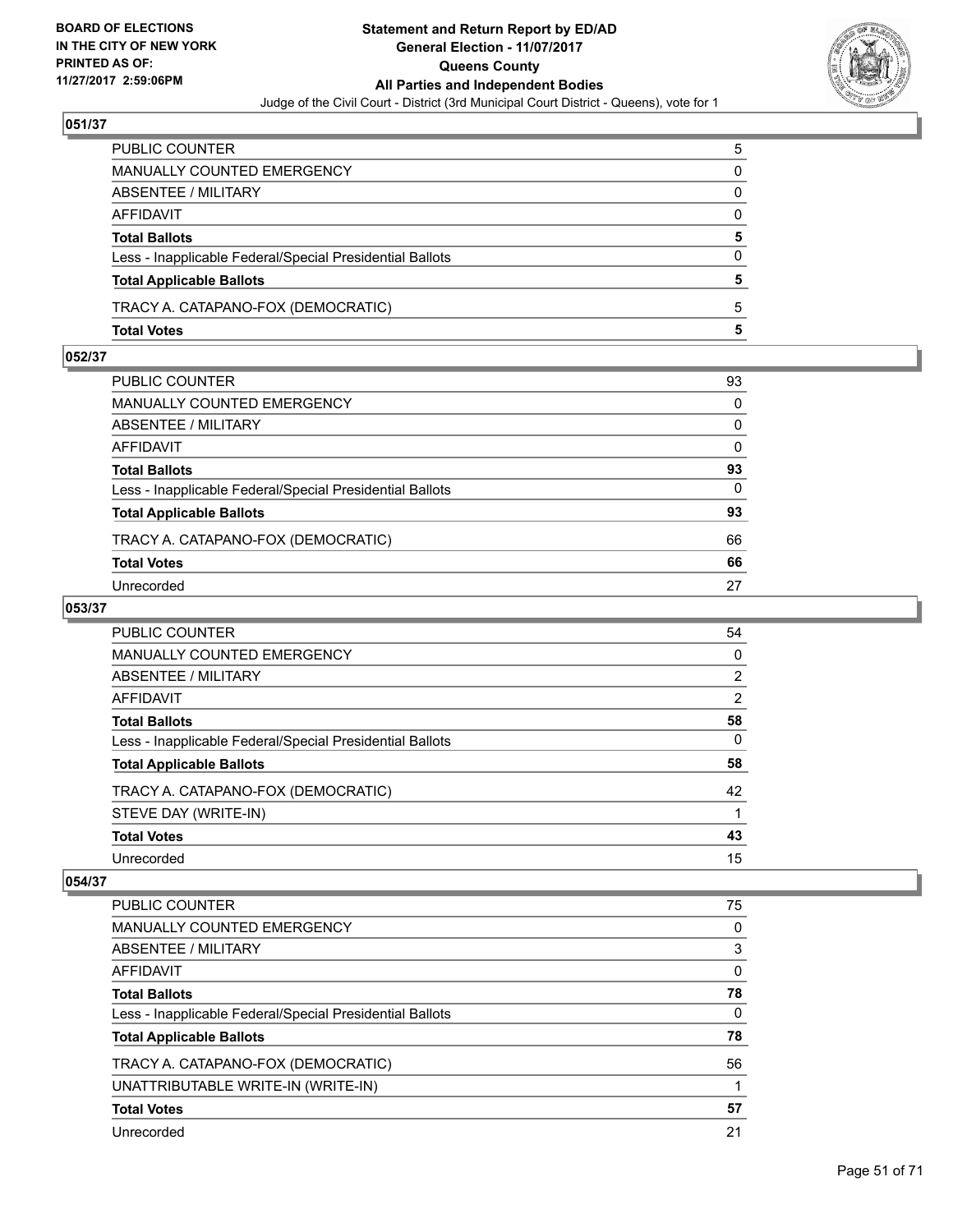## 051/37

| | |
|---|---|
| PUBLIC COUNTER | 5 |
| MANUALLY COUNTED EMERGENCY | 0 |
| ABSENTEE / MILITARY | 0 |
| AFFIDAVIT | 0 |
| **Total Ballots** | **5** |
| Less - Inapplicable Federal/Special Presidential Ballots | 0 |
| **Total Applicable Ballots** | **5** |
| TRACY A. CATAPANO-FOX (DEMOCRATIC) | 5 |
| **Total Votes** | **5** |

## 052/37

| | |
|---|---|
| PUBLIC COUNTER | 93 |
| MANUALLY COUNTED EMERGENCY | 0 |
| ABSENTEE / MILITARY | 0 |
| AFFIDAVIT | 0 |
| **Total Ballots** | **93** |
| Less - Inapplicable Federal/Special Presidential Ballots | 0 |
| **Total Applicable Ballots** | **93** |
| TRACY A. CATAPANO-FOX (DEMOCRATIC) | 66 |
| **Total Votes** | **66** |
| Unrecorded | 27 |

## 053/37

| | |
|---|---|
| PUBLIC COUNTER | 54 |
| MANUALLY COUNTED EMERGENCY | 0 |
| ABSENTEE / MILITARY | 2 |
| AFFIDAVIT | 2 |
| **Total Ballots** | **58** |
| Less - Inapplicable Federal/Special Presidential Ballots | 0 |
| **Total Applicable Ballots** | **58** |
| TRACY A. CATAPANO-FOX (DEMOCRATIC) | 42 |
| STEVE DAY (WRITE-IN) | 1 |
| **Total Votes** | **43** |
| Unrecorded | 15 |

## 054/37

| | |
|---|---|
| PUBLIC COUNTER | 75 |
| MANUALLY COUNTED EMERGENCY | 0 |
| ABSENTEE / MILITARY | 3 |
| AFFIDAVIT | 0 |
| **Total Ballots** | **78** |
| Less - Inapplicable Federal/Special Presidential Ballots | 0 |
| **Total Applicable Ballots** | **78** |
| TRACY A. CATAPANO-FOX (DEMOCRATIC) | 56 |
| UNATTRIBUTABLE WRITE-IN (WRITE-IN) | 1 |
| **Total Votes** | **57** |
| Unrecorded | 21 |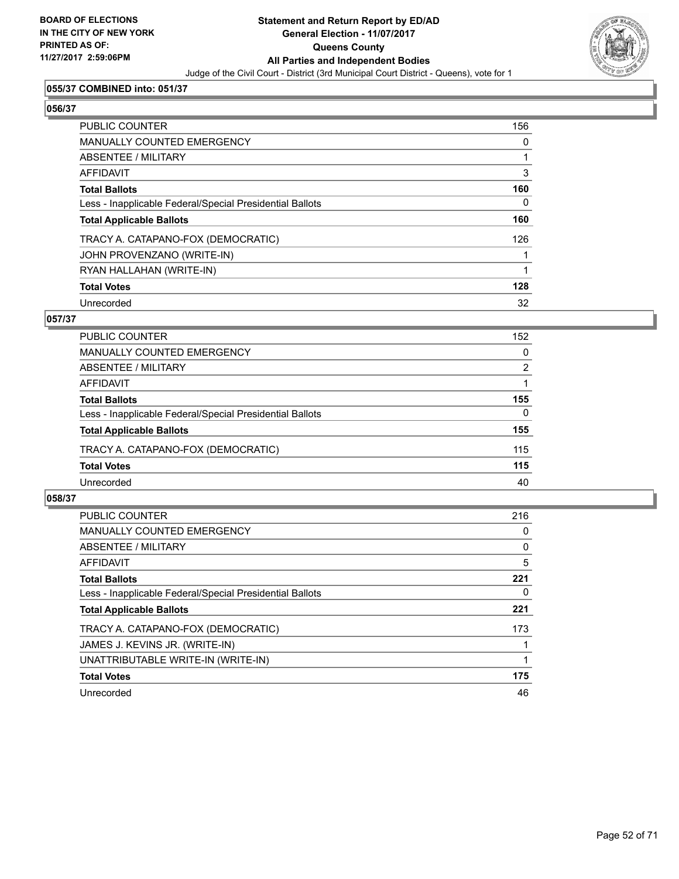**BOARD OF ELECTIONS IN THE CITY OF NEW YORK PRINTED AS OF: 11/27/2017 2:59:06PM**

**Statement and Return Report by ED/AD**
**General Election - 11/07/2017**
**Queens County**
**All Parties and Independent Bodies**
Judge of the Civil Court - District (3rd Municipal Court District - Queens), vote for 1

### 055/37 COMBINED into: 051/37

### 056/37

| | |
|---|---|
| PUBLIC COUNTER | 156 |
| MANUALLY COUNTED EMERGENCY | 0 |
| ABSENTEE / MILITARY | 1 |
| AFFIDAVIT | 3 |
| **Total Ballots** | **160** |
| Less - Inapplicable Federal/Special Presidential Ballots | 0 |
| **Total Applicable Ballots** | **160** |
| TRACY A. CATAPANO-FOX (DEMOCRATIC) | 126 |
| JOHN PROVENZANO (WRITE-IN) | 1 |
| RYAN HALLAHAN (WRITE-IN) | 1 |
| **Total Votes** | **128** |
| Unrecorded | 32 |

### 057/37

| | |
|---|---|
| PUBLIC COUNTER | 152 |
| MANUALLY COUNTED EMERGENCY | 0 |
| ABSENTEE / MILITARY | 2 |
| AFFIDAVIT | 1 |
| **Total Ballots** | **155** |
| Less - Inapplicable Federal/Special Presidential Ballots | 0 |
| **Total Applicable Ballots** | **155** |
| TRACY A. CATAPANO-FOX (DEMOCRATIC) | 115 |
| **Total Votes** | **115** |
| Unrecorded | 40 |

### 058/37

| | |
|---|---|
| PUBLIC COUNTER | 216 |
| MANUALLY COUNTED EMERGENCY | 0 |
| ABSENTEE / MILITARY | 0 |
| AFFIDAVIT | 5 |
| **Total Ballots** | **221** |
| Less - Inapplicable Federal/Special Presidential Ballots | 0 |
| **Total Applicable Ballots** | **221** |
| TRACY A. CATAPANO-FOX (DEMOCRATIC) | 173 |
| JAMES J. KEVINS JR. (WRITE-IN) | 1 |
| UNATTRIBUTABLE WRITE-IN (WRITE-IN) | 1 |
| **Total Votes** | **175** |
| Unrecorded | 46 |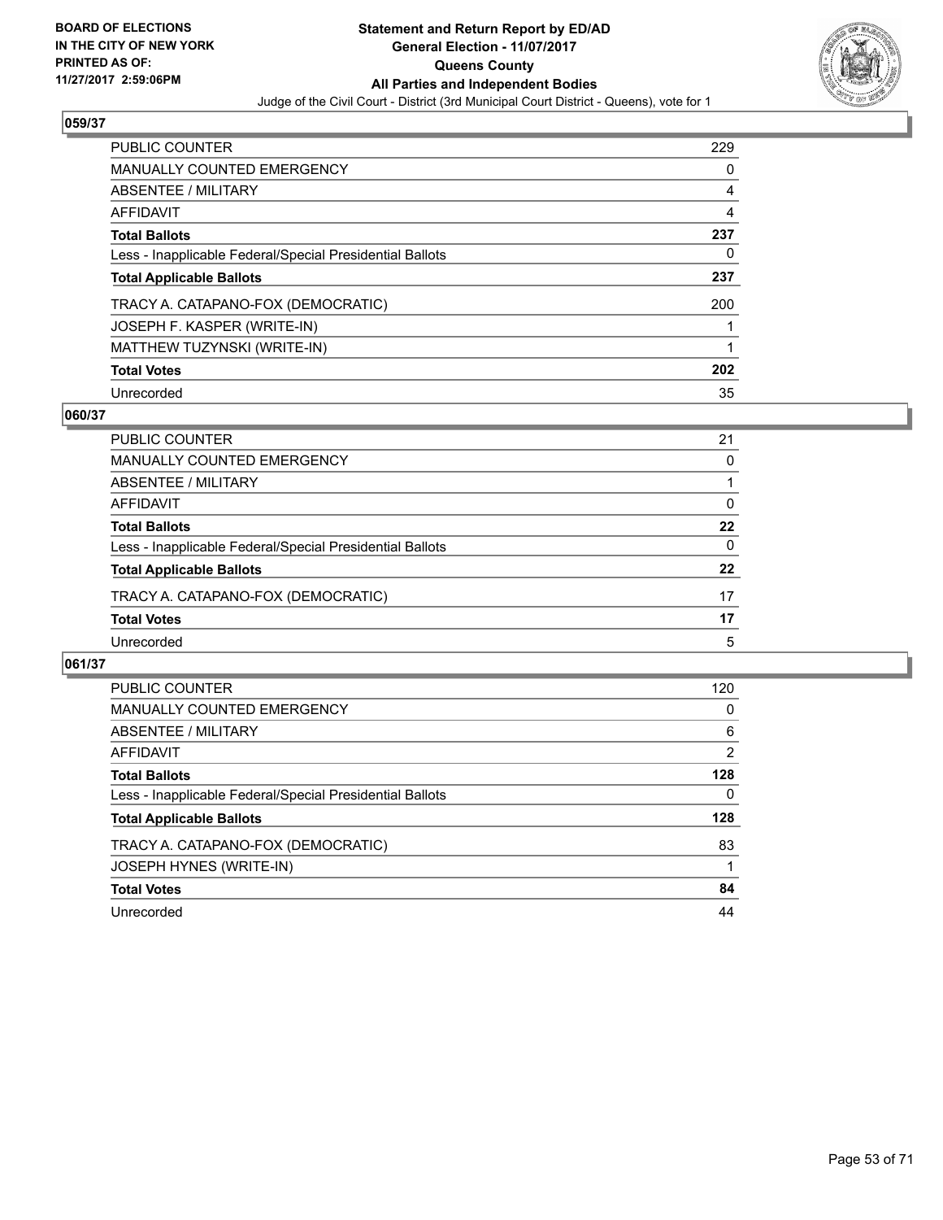**BOARD OF ELECTIONS IN THE CITY OF NEW YORK PRINTED AS OF: 11/27/2017 2:59:06PM**

# Statement and Return Report by ED/AD
## General Election - 11/07/2017
## Queens County
## All Parties and Independent Bodies
Judge of the Civil Court - District (3rd Municipal Court District - Queens), vote for 1

### 059/37

| | |
|---|---|
| PUBLIC COUNTER | 229 |
| MANUALLY COUNTED EMERGENCY | 0 |
| ABSENTEE / MILITARY | 4 |
| AFFIDAVIT | 4 |
| **Total Ballots** | **237** |
| Less - Inapplicable Federal/Special Presidential Ballots | 0 |
| **Total Applicable Ballots** | **237** |
| TRACY A. CATAPANO-FOX (DEMOCRATIC) | 200 |
| JOSEPH F. KASPER (WRITE-IN) | 1 |
| MATTHEW TUZYNSKI (WRITE-IN) | 1 |
| **Total Votes** | **202** |
| Unrecorded | 35 |

### 060/37

| | |
|---|---|
| PUBLIC COUNTER | 21 |
| MANUALLY COUNTED EMERGENCY | 0 |
| ABSENTEE / MILITARY | 1 |
| AFFIDAVIT | 0 |
| **Total Ballots** | **22** |
| Less - Inapplicable Federal/Special Presidential Ballots | 0 |
| **Total Applicable Ballots** | **22** |
| TRACY A. CATAPANO-FOX (DEMOCRATIC) | 17 |
| **Total Votes** | **17** |
| Unrecorded | 5 |

### 061/37

| | |
|---|---|
| PUBLIC COUNTER | 120 |
| MANUALLY COUNTED EMERGENCY | 0 |
| ABSENTEE / MILITARY | 6 |
| AFFIDAVIT | 2 |
| **Total Ballots** | **128** |
| Less - Inapplicable Federal/Special Presidential Ballots | 0 |
| **Total Applicable Ballots** | **128** |
| TRACY A. CATAPANO-FOX (DEMOCRATIC) | 83 |
| JOSEPH HYNES (WRITE-IN) | 1 |
| **Total Votes** | **84** |
| Unrecorded | 44 |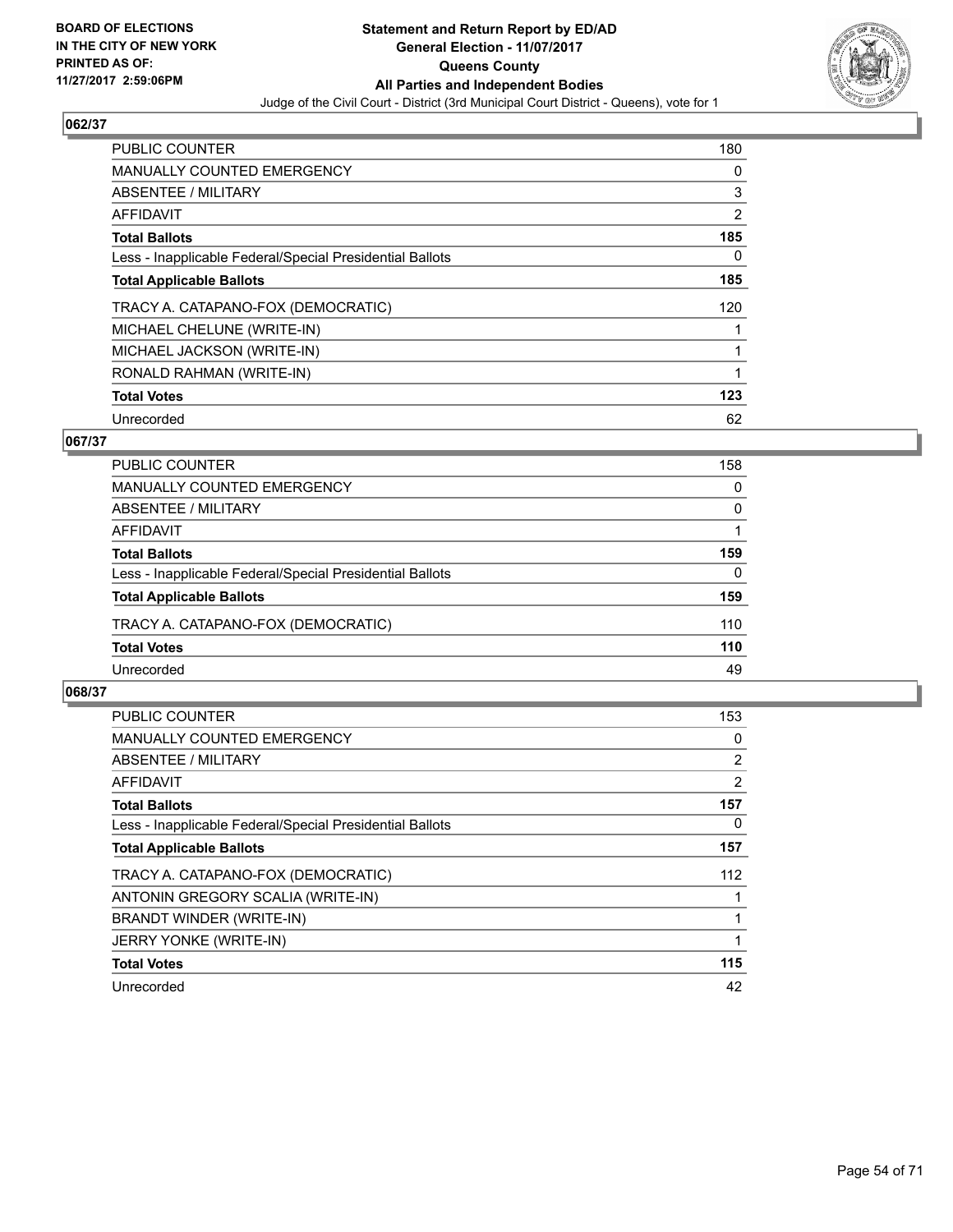**BOARD OF ELECTIONS IN THE CITY OF NEW YORK PRINTED AS OF: 11/27/2017 2:59:06PM**

**Statement and Return Report by ED/AD**
**General Election - 11/07/2017**
**Queens County**
**All Parties and Independent Bodies**
Judge of the Civil Court - District (3rd Municipal Court District - Queens), vote for 1

### 062/37

| | |
|---|---|
| PUBLIC COUNTER | 180 |
| MANUALLY COUNTED EMERGENCY | 0 |
| ABSENTEE / MILITARY | 3 |
| AFFIDAVIT | 2 |
| **Total Ballots** | **185** |
| Less - Inapplicable Federal/Special Presidential Ballots | 0 |
| **Total Applicable Ballots** | **185** |
| TRACY A. CATAPANO-FOX (DEMOCRATIC) | 120 |
| MICHAEL CHELUNE (WRITE-IN) | 1 |
| MICHAEL JACKSON (WRITE-IN) | 1 |
| RONALD RAHMAN (WRITE-IN) | 1 |
| **Total Votes** | **123** |
| Unrecorded | 62 |

### 067/37

| | |
|---|---|
| PUBLIC COUNTER | 158 |
| MANUALLY COUNTED EMERGENCY | 0 |
| ABSENTEE / MILITARY | 0 |
| AFFIDAVIT | 1 |
| **Total Ballots** | **159** |
| Less - Inapplicable Federal/Special Presidential Ballots | 0 |
| **Total Applicable Ballots** | **159** |
| TRACY A. CATAPANO-FOX (DEMOCRATIC) | 110 |
| **Total Votes** | **110** |
| Unrecorded | 49 |

### 068/37

| | |
|---|---|
| PUBLIC COUNTER | 153 |
| MANUALLY COUNTED EMERGENCY | 0 |
| ABSENTEE / MILITARY | 2 |
| AFFIDAVIT | 2 |
| **Total Ballots** | **157** |
| Less - Inapplicable Federal/Special Presidential Ballots | 0 |
| **Total Applicable Ballots** | **157** |
| TRACY A. CATAPANO-FOX (DEMOCRATIC) | 112 |
| ANTONIN GREGORY SCALIA (WRITE-IN) | 1 |
| BRANDT WINDER (WRITE-IN) | 1 |
| JERRY YONKE (WRITE-IN) | 1 |
| **Total Votes** | **115** |
| Unrecorded | 42 |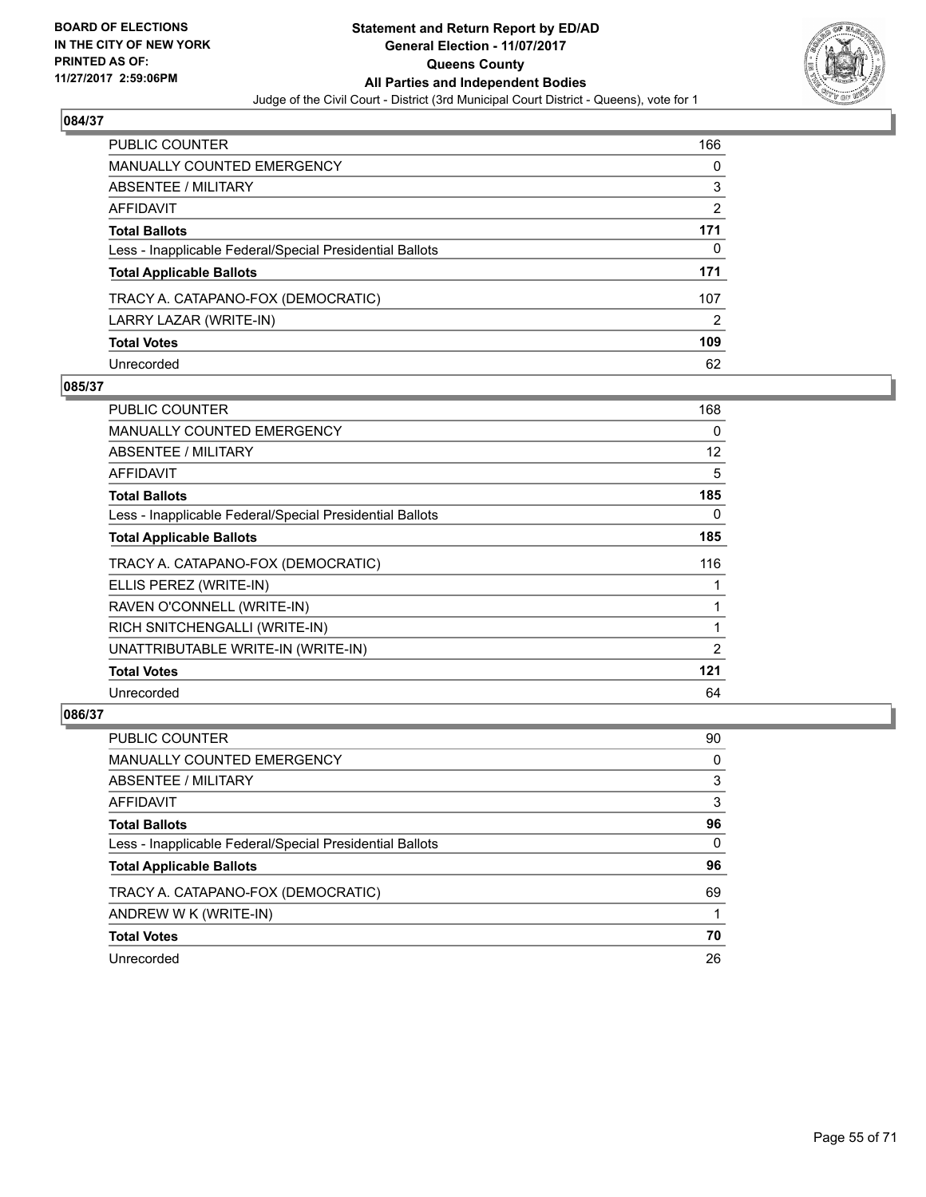**BOARD OF ELECTIONS IN THE CITY OF NEW YORK PRINTED AS OF: 11/27/2017 2:59:06PM**

# Statement and Return Report by ED/AD
## General Election - 11/07/2017
## Queens County
## All Parties and Independent Bodies
Judge of the Civil Court - District (3rd Municipal Court District - Queens), vote for 1

### 084/37

| | |
|---|---|
| PUBLIC COUNTER | 166 |
| MANUALLY COUNTED EMERGENCY | 0 |
| ABSENTEE / MILITARY | 3 |
| AFFIDAVIT | 2 |
| **Total Ballots** | **171** |
| Less - Inapplicable Federal/Special Presidential Ballots | 0 |
| **Total Applicable Ballots** | **171** |
| TRACY A. CATAPANO-FOX (DEMOCRATIC) | 107 |
| LARRY LAZAR (WRITE-IN) | 2 |
| **Total Votes** | **109** |
| Unrecorded | 62 |

### 085/37

| | |
|---|---|
| PUBLIC COUNTER | 168 |
| MANUALLY COUNTED EMERGENCY | 0 |
| ABSENTEE / MILITARY | 12 |
| AFFIDAVIT | 5 |
| **Total Ballots** | **185** |
| Less - Inapplicable Federal/Special Presidential Ballots | 0 |
| **Total Applicable Ballots** | **185** |
| TRACY A. CATAPANO-FOX (DEMOCRATIC) | 116 |
| ELLIS PEREZ (WRITE-IN) | 1 |
| RAVEN O'CONNELL (WRITE-IN) | 1 |
| RICH SNITCHENGALLI (WRITE-IN) | 1 |
| UNATTRIBUTABLE WRITE-IN (WRITE-IN) | 2 |
| **Total Votes** | **121** |
| Unrecorded | 64 |

### 086/37

| | |
|---|---|
| PUBLIC COUNTER | 90 |
| MANUALLY COUNTED EMERGENCY | 0 |
| ABSENTEE / MILITARY | 3 |
| AFFIDAVIT | 3 |
| **Total Ballots** | **96** |
| Less - Inapplicable Federal/Special Presidential Ballots | 0 |
| **Total Applicable Ballots** | **96** |
| TRACY A. CATAPANO-FOX (DEMOCRATIC) | 69 |
| ANDREW W K (WRITE-IN) | 1 |
| **Total Votes** | **70** |
| Unrecorded | 26 |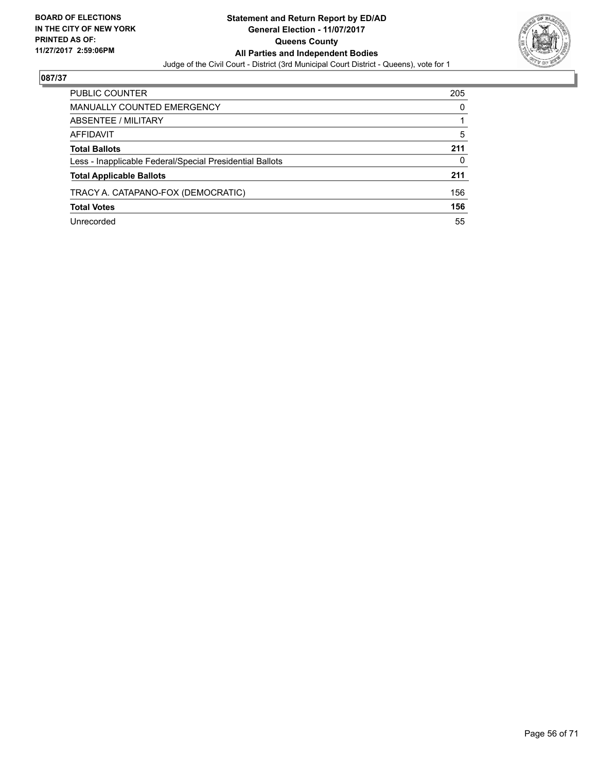**BOARD OF ELECTIONS IN THE CITY OF NEW YORK PRINTED AS OF: 11/27/2017 2:59:06PM**

**Statement and Return Report by ED/AD**
**General Election - 11/07/2017**
**Queens County**
**All Parties and Independent Bodies**
Judge of the Civil Court - District (3rd Municipal Court District - Queens), vote for 1

## 087/37

| | |
|---|---|
| PUBLIC COUNTER | 205 |
| MANUALLY COUNTED EMERGENCY | 0 |
| ABSENTEE / MILITARY | 1 |
| AFFIDAVIT | 5 |
| **Total Ballots** | **211** |
| Less - Inapplicable Federal/Special Presidential Ballots | 0 |
| **Total Applicable Ballots** | **211** |
| TRACY A. CATAPANO-FOX (DEMOCRATIC) | 156 |
| **Total Votes** | **156** |
| Unrecorded | 55 |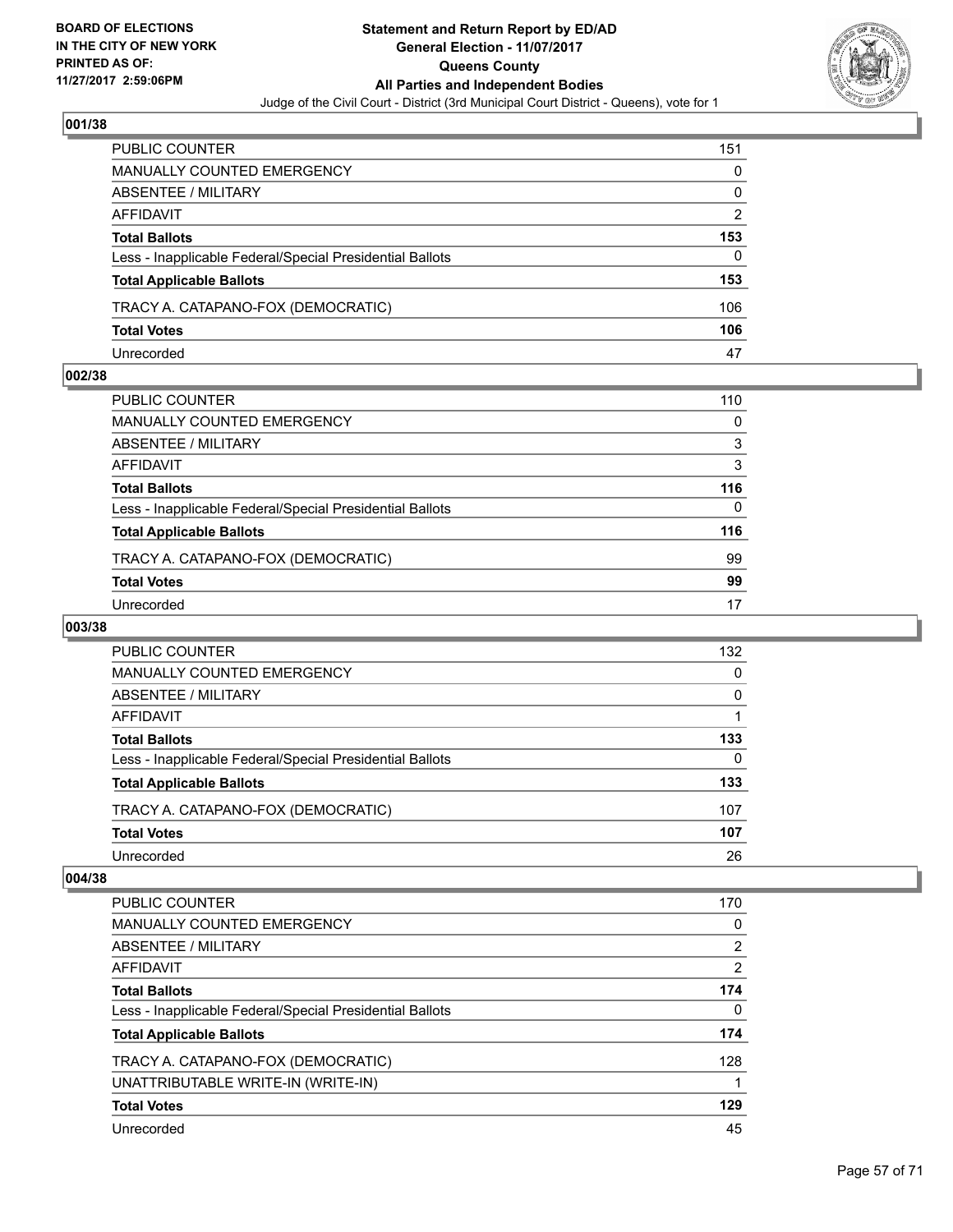BOARD OF ELECTIONS
IN THE CITY OF NEW YORK
PRINTED AS OF:
11/27/2017 2:59:06PM

**Statement and Return Report by ED/AD**
**General Election - 11/07/2017**
**Queens County**
**All Parties and Independent Bodies**
Judge of the Civil Court - District (3rd Municipal Court District - Queens), vote for 1

### 001/38

| | |
|---|---|
| PUBLIC COUNTER | 151 |
| MANUALLY COUNTED EMERGENCY | 0 |
| ABSENTEE / MILITARY | 0 |
| AFFIDAVIT | 2 |
| **Total Ballots** | **153** |
| Less - Inapplicable Federal/Special Presidential Ballots | 0 |
| **Total Applicable Ballots** | **153** |
| TRACY A. CATAPANO-FOX (DEMOCRATIC) | 106 |
| **Total Votes** | **106** |
| Unrecorded | 47 |

### 002/38

| | |
|---|---|
| PUBLIC COUNTER | 110 |
| MANUALLY COUNTED EMERGENCY | 0 |
| ABSENTEE / MILITARY | 3 |
| AFFIDAVIT | 3 |
| **Total Ballots** | **116** |
| Less - Inapplicable Federal/Special Presidential Ballots | 0 |
| **Total Applicable Ballots** | **116** |
| TRACY A. CATAPANO-FOX (DEMOCRATIC) | 99 |
| **Total Votes** | **99** |
| Unrecorded | 17 |

### 003/38

| | |
|---|---|
| PUBLIC COUNTER | 132 |
| MANUALLY COUNTED EMERGENCY | 0 |
| ABSENTEE / MILITARY | 0 |
| AFFIDAVIT | 1 |
| **Total Ballots** | **133** |
| Less - Inapplicable Federal/Special Presidential Ballots | 0 |
| **Total Applicable Ballots** | **133** |
| TRACY A. CATAPANO-FOX (DEMOCRATIC) | 107 |
| **Total Votes** | **107** |
| Unrecorded | 26 |

### 004/38

| | |
|---|---|
| PUBLIC COUNTER | 170 |
| MANUALLY COUNTED EMERGENCY | 0 |
| ABSENTEE / MILITARY | 2 |
| AFFIDAVIT | 2 |
| **Total Ballots** | **174** |
| Less - Inapplicable Federal/Special Presidential Ballots | 0 |
| **Total Applicable Ballots** | **174** |
| TRACY A. CATAPANO-FOX (DEMOCRATIC) | 128 |
| UNATTRIBUTABLE WRITE-IN (WRITE-IN) | 1 |
| **Total Votes** | **129** |
| Unrecorded | 45 |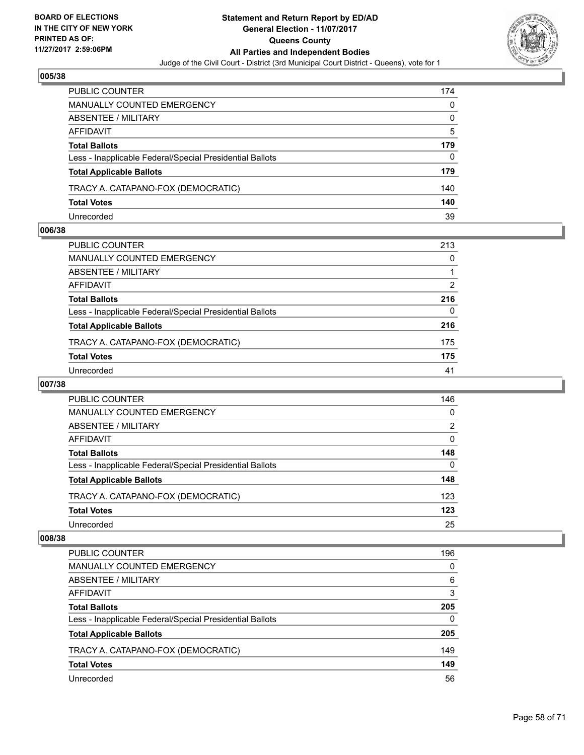**BOARD OF ELECTIONS IN THE CITY OF NEW YORK PRINTED AS OF: 11/27/2017 2:59:06PM**

# Statement and Return Report by ED/AD
## General Election - 11/07/2017
## Queens County
## All Parties and Independent Bodies
Judge of the Civil Court - District (3rd Municipal Court District - Queens), vote for 1

### 005/38

| | |
|---|---|
| PUBLIC COUNTER | 174 |
| MANUALLY COUNTED EMERGENCY | 0 |
| ABSENTEE / MILITARY | 0 |
| AFFIDAVIT | 5 |
| **Total Ballots** | **179** |
| Less - Inapplicable Federal/Special Presidential Ballots | 0 |
| **Total Applicable Ballots** | **179** |
| TRACY A. CATAPANO-FOX (DEMOCRATIC) | 140 |
| **Total Votes** | **140** |
| Unrecorded | 39 |

### 006/38

| | |
|---|---|
| PUBLIC COUNTER | 213 |
| MANUALLY COUNTED EMERGENCY | 0 |
| ABSENTEE / MILITARY | 1 |
| AFFIDAVIT | 2 |
| **Total Ballots** | **216** |
| Less - Inapplicable Federal/Special Presidential Ballots | 0 |
| **Total Applicable Ballots** | **216** |
| TRACY A. CATAPANO-FOX (DEMOCRATIC) | 175 |
| **Total Votes** | **175** |
| Unrecorded | 41 |

### 007/38

| | |
|---|---|
| PUBLIC COUNTER | 146 |
| MANUALLY COUNTED EMERGENCY | 0 |
| ABSENTEE / MILITARY | 2 |
| AFFIDAVIT | 0 |
| **Total Ballots** | **148** |
| Less - Inapplicable Federal/Special Presidential Ballots | 0 |
| **Total Applicable Ballots** | **148** |
| TRACY A. CATAPANO-FOX (DEMOCRATIC) | 123 |
| **Total Votes** | **123** |
| Unrecorded | 25 |

### 008/38

| | |
|---|---|
| PUBLIC COUNTER | 196 |
| MANUALLY COUNTED EMERGENCY | 0 |
| ABSENTEE / MILITARY | 6 |
| AFFIDAVIT | 3 |
| **Total Ballots** | **205** |
| Less - Inapplicable Federal/Special Presidential Ballots | 0 |
| **Total Applicable Ballots** | **205** |
| TRACY A. CATAPANO-FOX (DEMOCRATIC) | 149 |
| **Total Votes** | **149** |
| Unrecorded | 56 |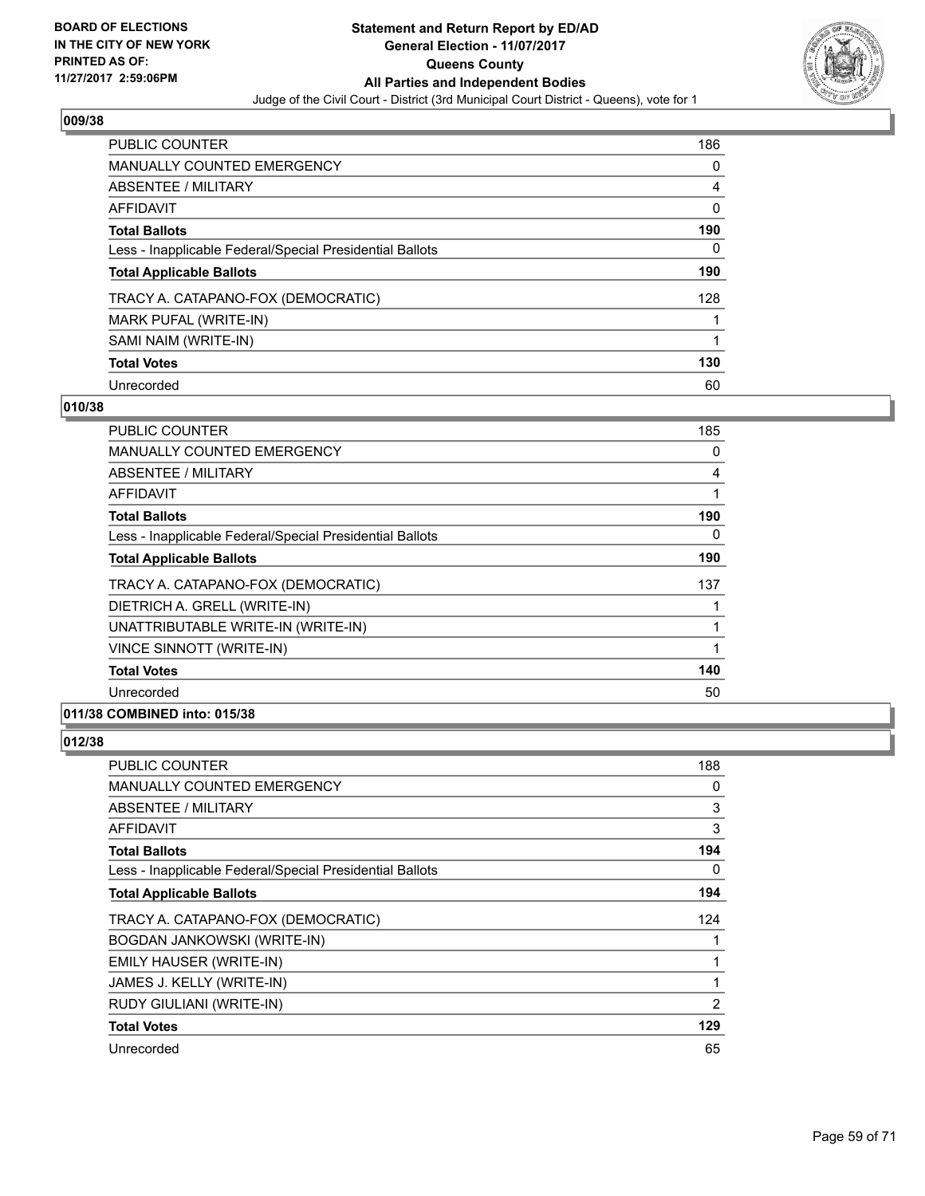**Statement and Return Report by ED/AD**
**General Election - 11/07/2017**
**Queens County**
**All Parties and Independent Bodies**
Judge of the Civil Court - District (3rd Municipal Court District - Queens), vote for 1

BOARD OF ELECTIONS
IN THE CITY OF NEW YORK
PRINTED AS OF:
11/27/2017 2:59:06PM

## 009/38

| | |
|---|---|
| PUBLIC COUNTER | 186 |
| MANUALLY COUNTED EMERGENCY | 0 |
| ABSENTEE / MILITARY | 4 |
| AFFIDAVIT | 0 |
| **Total Ballots** | **190** |
| Less - Inapplicable Federal/Special Presidential Ballots | 0 |
| **Total Applicable Ballots** | **190** |
| TRACY A. CATAPANO-FOX (DEMOCRATIC) | 128 |
| MARK PUFAL (WRITE-IN) | 1 |
| SAMI NAIM (WRITE-IN) | 1 |
| **Total Votes** | **130** |
| Unrecorded | 60 |

## 010/38

| | |
|---|---|
| PUBLIC COUNTER | 185 |
| MANUALLY COUNTED EMERGENCY | 0 |
| ABSENTEE / MILITARY | 4 |
| AFFIDAVIT | 1 |
| **Total Ballots** | **190** |
| Less - Inapplicable Federal/Special Presidential Ballots | 0 |
| **Total Applicable Ballots** | **190** |
| TRACY A. CATAPANO-FOX (DEMOCRATIC) | 137 |
| DIETRICH A. GRELL (WRITE-IN) | 1 |
| UNATTRIBUTABLE WRITE-IN (WRITE-IN) | 1 |
| VINCE SINNOTT (WRITE-IN) | 1 |
| **Total Votes** | **140** |
| Unrecorded | 50 |

## 011/38 COMBINED into: 015/38

## 012/38

| | |
|---|---|
| PUBLIC COUNTER | 188 |
| MANUALLY COUNTED EMERGENCY | 0 |
| ABSENTEE / MILITARY | 3 |
| AFFIDAVIT | 3 |
| **Total Ballots** | **194** |
| Less - Inapplicable Federal/Special Presidential Ballots | 0 |
| **Total Applicable Ballots** | **194** |
| TRACY A. CATAPANO-FOX (DEMOCRATIC) | 124 |
| BOGDAN JANKOWSKI (WRITE-IN) | 1 |
| EMILY HAUSER (WRITE-IN) | 1 |
| JAMES J. KELLY (WRITE-IN) | 1 |
| RUDY GIULIANI (WRITE-IN) | 2 |
| **Total Votes** | **129** |
| Unrecorded | 65 |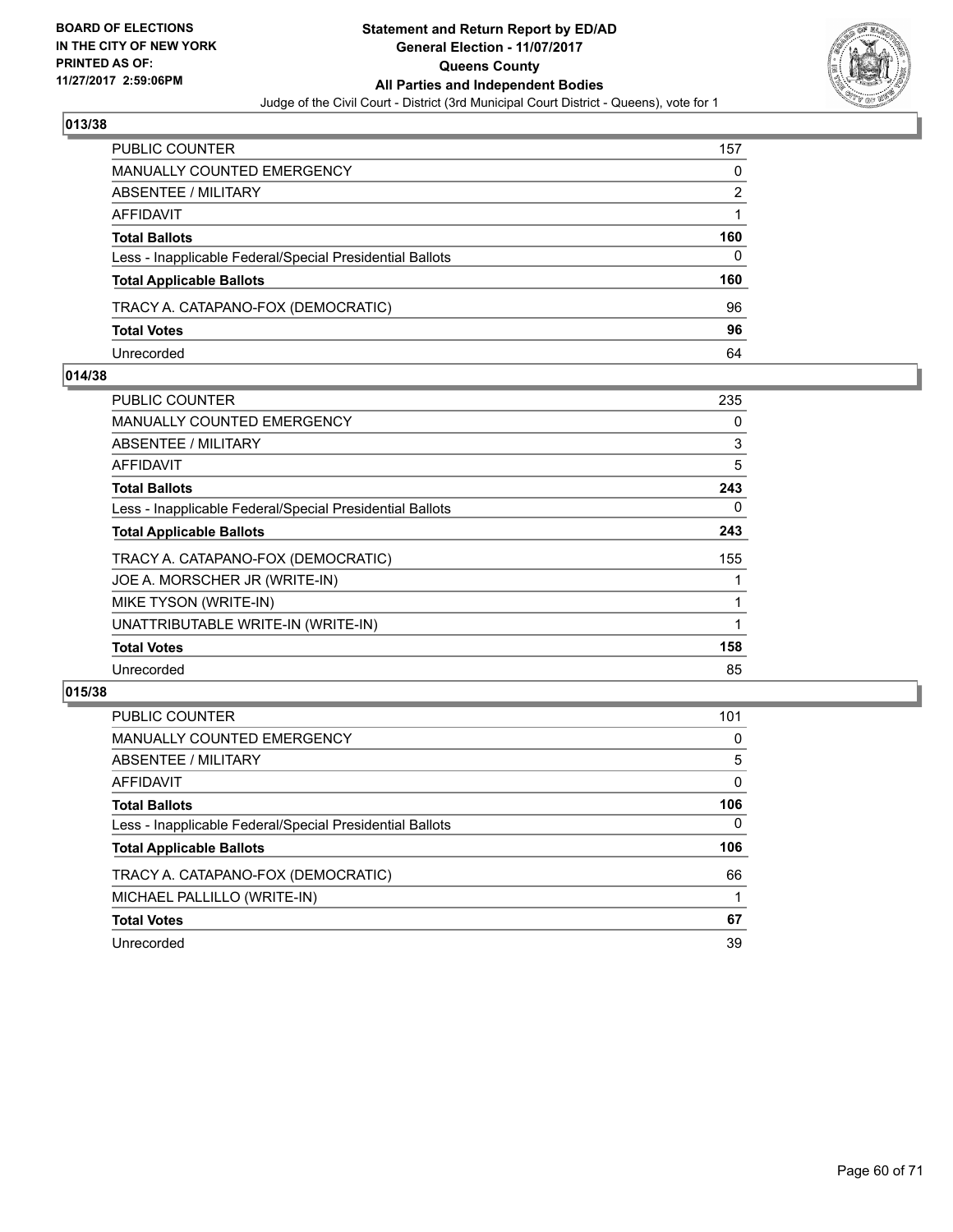BOARD OF ELECTIONS
IN THE CITY OF NEW YORK
PRINTED AS OF:
11/27/2017 2:59:06PM

**Statement and Return Report by ED/AD**
**General Election - 11/07/2017**
**Queens County**
**All Parties and Independent Bodies**
Judge of the Civil Court - District (3rd Municipal Court District - Queens), vote for 1

## 013/38

| | |
|---|---|
| PUBLIC COUNTER | 157 |
| MANUALLY COUNTED EMERGENCY | 0 |
| ABSENTEE / MILITARY | 2 |
| AFFIDAVIT | 1 |
| **Total Ballots** | **160** |
| Less - Inapplicable Federal/Special Presidential Ballots | 0 |
| **Total Applicable Ballots** | **160** |
| TRACY A. CATAPANO-FOX (DEMOCRATIC) | 96 |
| **Total Votes** | **96** |
| Unrecorded | 64 |

## 014/38

| | |
|---|---|
| PUBLIC COUNTER | 235 |
| MANUALLY COUNTED EMERGENCY | 0 |
| ABSENTEE / MILITARY | 3 |
| AFFIDAVIT | 5 |
| **Total Ballots** | **243** |
| Less - Inapplicable Federal/Special Presidential Ballots | 0 |
| **Total Applicable Ballots** | **243** |
| TRACY A. CATAPANO-FOX (DEMOCRATIC) | 155 |
| JOE A. MORSCHER JR (WRITE-IN) | 1 |
| MIKE TYSON (WRITE-IN) | 1 |
| UNATTRIBUTABLE WRITE-IN (WRITE-IN) | 1 |
| **Total Votes** | **158** |
| Unrecorded | 85 |

## 015/38

| | |
|---|---|
| PUBLIC COUNTER | 101 |
| MANUALLY COUNTED EMERGENCY | 0 |
| ABSENTEE / MILITARY | 5 |
| AFFIDAVIT | 0 |
| **Total Ballots** | **106** |
| Less - Inapplicable Federal/Special Presidential Ballots | 0 |
| **Total Applicable Ballots** | **106** |
| TRACY A. CATAPANO-FOX (DEMOCRATIC) | 66 |
| MICHAEL PALLILLO (WRITE-IN) | 1 |
| **Total Votes** | **67** |
| Unrecorded | 39 |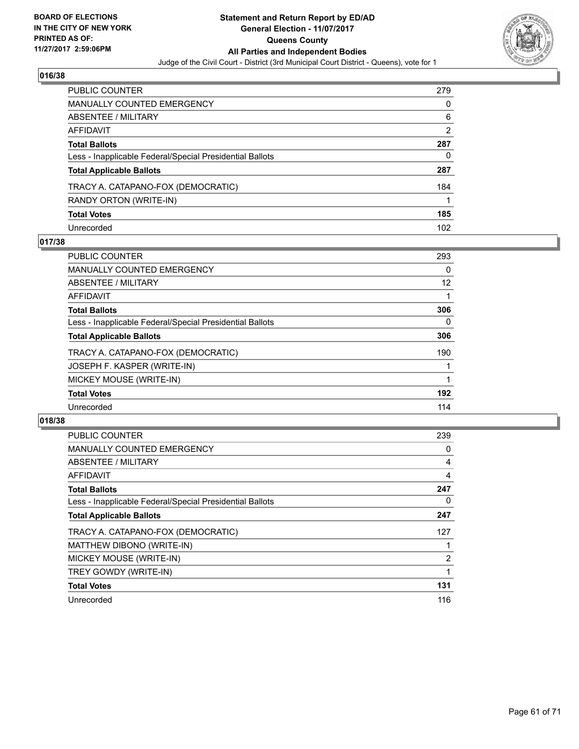**BOARD OF ELECTIONS IN THE CITY OF NEW YORK PRINTED AS OF: 11/27/2017 2:59:06PM**

**Statement and Return Report by ED/AD**
**General Election - 11/07/2017**
**Queens County**
**All Parties and Independent Bodies**
Judge of the Civil Court - District (3rd Municipal Court District - Queens), vote for 1

## 016/38

| | |
|---|---|
| PUBLIC COUNTER | 279 |
| MANUALLY COUNTED EMERGENCY | 0 |
| ABSENTEE / MILITARY | 6 |
| AFFIDAVIT | 2 |
| **Total Ballots** | **287** |
| Less - Inapplicable Federal/Special Presidential Ballots | 0 |
| **Total Applicable Ballots** | **287** |
| TRACY A. CATAPANO-FOX (DEMOCRATIC) | 184 |
| RANDY ORTON (WRITE-IN) | 1 |
| **Total Votes** | **185** |
| Unrecorded | 102 |

## 017/38

| | |
|---|---|
| PUBLIC COUNTER | 293 |
| MANUALLY COUNTED EMERGENCY | 0 |
| ABSENTEE / MILITARY | 12 |
| AFFIDAVIT | 1 |
| **Total Ballots** | **306** |
| Less - Inapplicable Federal/Special Presidential Ballots | 0 |
| **Total Applicable Ballots** | **306** |
| TRACY A. CATAPANO-FOX (DEMOCRATIC) | 190 |
| JOSEPH F. KASPER (WRITE-IN) | 1 |
| MICKEY MOUSE (WRITE-IN) | 1 |
| **Total Votes** | **192** |
| Unrecorded | 114 |

## 018/38

| | |
|---|---|
| PUBLIC COUNTER | 239 |
| MANUALLY COUNTED EMERGENCY | 0 |
| ABSENTEE / MILITARY | 4 |
| AFFIDAVIT | 4 |
| **Total Ballots** | **247** |
| Less - Inapplicable Federal/Special Presidential Ballots | 0 |
| **Total Applicable Ballots** | **247** |
| TRACY A. CATAPANO-FOX (DEMOCRATIC) | 127 |
| MATTHEW DIBONO (WRITE-IN) | 1 |
| MICKEY MOUSE (WRITE-IN) | 2 |
| TREY GOWDY (WRITE-IN) | 1 |
| **Total Votes** | **131** |
| Unrecorded | 116 |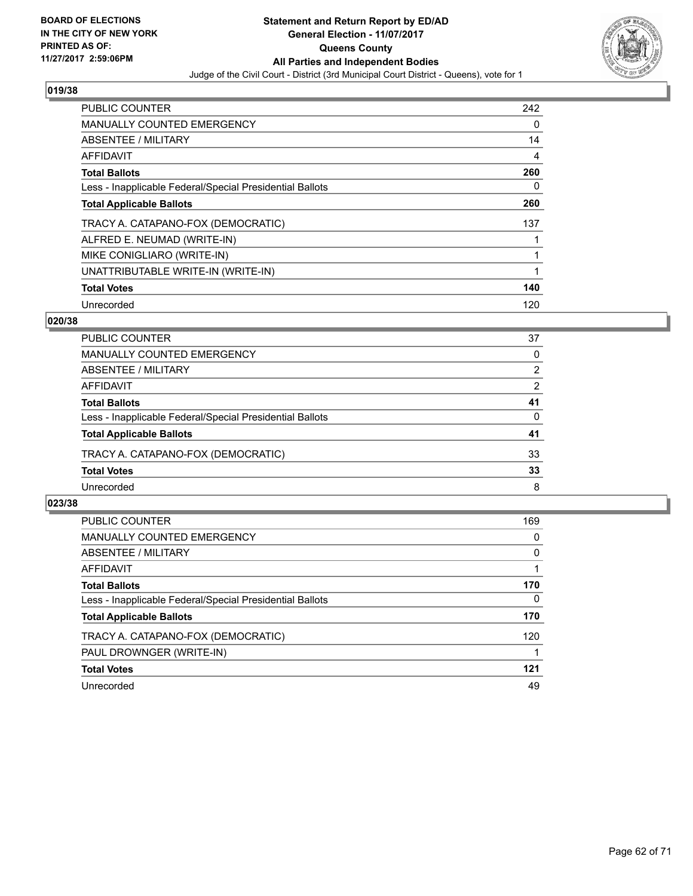BOARD OF ELECTIONS
IN THE CITY OF NEW YORK
PRINTED AS OF:
11/27/2017 2:59:06PM

**Statement and Return Report by ED/AD**
**General Election - 11/07/2017**
**Queens County**
**All Parties and Independent Bodies**
Judge of the Civil Court - District (3rd Municipal Court District - Queens), vote for 1

### 019/38

| | |
|---|---|
| PUBLIC COUNTER | 242 |
| MANUALLY COUNTED EMERGENCY | 0 |
| ABSENTEE / MILITARY | 14 |
| AFFIDAVIT | 4 |
| **Total Ballots** | **260** |
| Less - Inapplicable Federal/Special Presidential Ballots | 0 |
| **Total Applicable Ballots** | **260** |
| TRACY A. CATAPANO-FOX (DEMOCRATIC) | 137 |
| ALFRED E. NEUMAD (WRITE-IN) | 1 |
| MIKE CONIGLIARO (WRITE-IN) | 1 |
| UNATTRIBUTABLE WRITE-IN (WRITE-IN) | 1 |
| **Total Votes** | **140** |
| Unrecorded | 120 |

### 020/38

| | |
|---|---|
| PUBLIC COUNTER | 37 |
| MANUALLY COUNTED EMERGENCY | 0 |
| ABSENTEE / MILITARY | 2 |
| AFFIDAVIT | 2 |
| **Total Ballots** | **41** |
| Less - Inapplicable Federal/Special Presidential Ballots | 0 |
| **Total Applicable Ballots** | **41** |
| TRACY A. CATAPANO-FOX (DEMOCRATIC) | 33 |
| **Total Votes** | **33** |
| Unrecorded | 8 |

### 023/38

| | |
|---|---|
| PUBLIC COUNTER | 169 |
| MANUALLY COUNTED EMERGENCY | 0 |
| ABSENTEE / MILITARY | 0 |
| AFFIDAVIT | 1 |
| **Total Ballots** | **170** |
| Less - Inapplicable Federal/Special Presidential Ballots | 0 |
| **Total Applicable Ballots** | **170** |
| TRACY A. CATAPANO-FOX (DEMOCRATIC) | 120 |
| PAUL DROWNGER (WRITE-IN) | 1 |
| **Total Votes** | **121** |
| Unrecorded | 49 |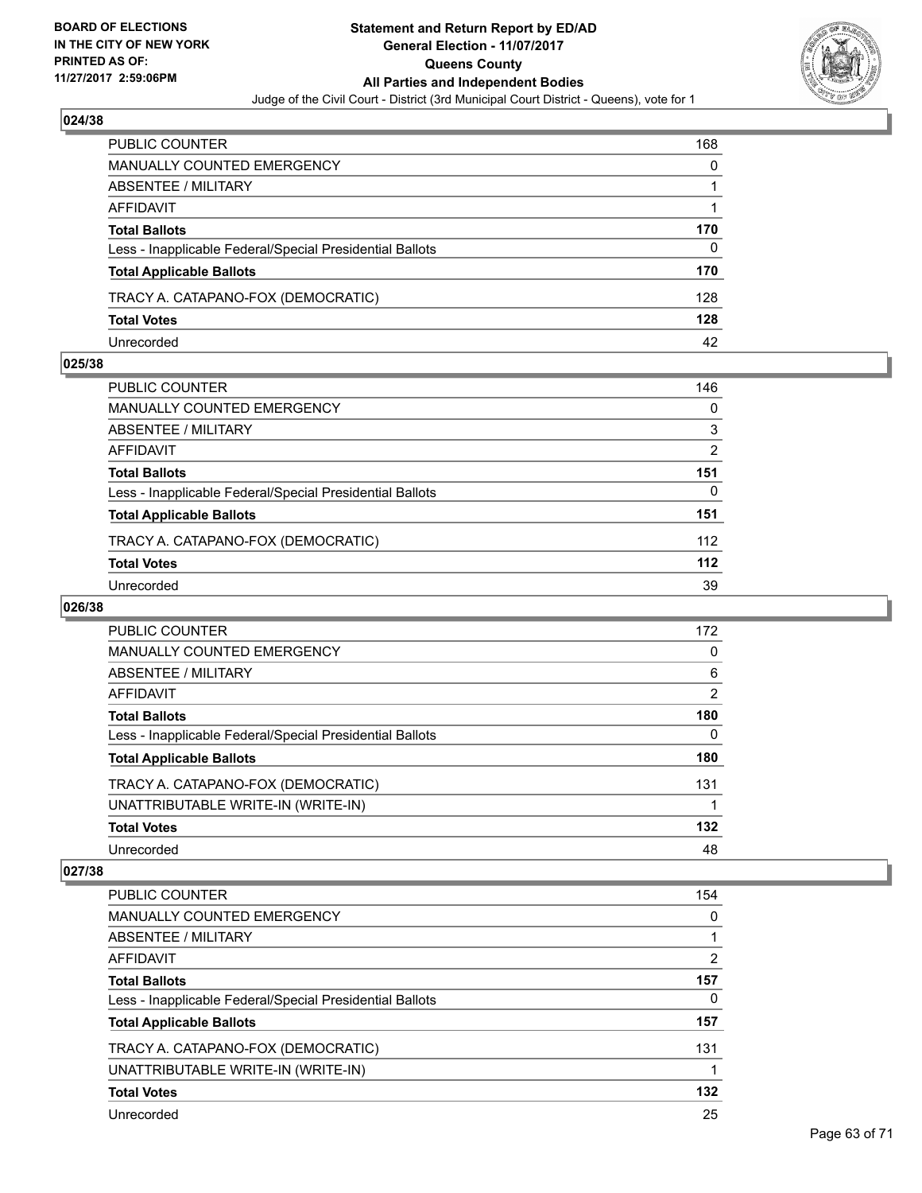## 024/38

| | |
|---|---|
| PUBLIC COUNTER | 168 |
| MANUALLY COUNTED EMERGENCY | 0 |
| ABSENTEE / MILITARY | 1 |
| AFFIDAVIT | 1 |
| **Total Ballots** | **170** |
| Less - Inapplicable Federal/Special Presidential Ballots | 0 |
| **Total Applicable Ballots** | **170** |
| TRACY A. CATAPANO-FOX (DEMOCRATIC) | 128 |
| **Total Votes** | **128** |
| Unrecorded | 42 |

## 025/38

| | |
|---|---|
| PUBLIC COUNTER | 146 |
| MANUALLY COUNTED EMERGENCY | 0 |
| ABSENTEE / MILITARY | 3 |
| AFFIDAVIT | 2 |
| **Total Ballots** | **151** |
| Less - Inapplicable Federal/Special Presidential Ballots | 0 |
| **Total Applicable Ballots** | **151** |
| TRACY A. CATAPANO-FOX (DEMOCRATIC) | 112 |
| **Total Votes** | **112** |
| Unrecorded | 39 |

## 026/38

| | |
|---|---|
| PUBLIC COUNTER | 172 |
| MANUALLY COUNTED EMERGENCY | 0 |
| ABSENTEE / MILITARY | 6 |
| AFFIDAVIT | 2 |
| **Total Ballots** | **180** |
| Less - Inapplicable Federal/Special Presidential Ballots | 0 |
| **Total Applicable Ballots** | **180** |
| TRACY A. CATAPANO-FOX (DEMOCRATIC) | 131 |
| UNATTRIBUTABLE WRITE-IN (WRITE-IN) | 1 |
| **Total Votes** | **132** |
| Unrecorded | 48 |

## 027/38

| | |
|---|---|
| PUBLIC COUNTER | 154 |
| MANUALLY COUNTED EMERGENCY | 0 |
| ABSENTEE / MILITARY | 1 |
| AFFIDAVIT | 2 |
| **Total Ballots** | **157** |
| Less - Inapplicable Federal/Special Presidential Ballots | 0 |
| **Total Applicable Ballots** | **157** |
| TRACY A. CATAPANO-FOX (DEMOCRATIC) | 131 |
| UNATTRIBUTABLE WRITE-IN (WRITE-IN) | 1 |
| **Total Votes** | **132** |
| Unrecorded | 25 |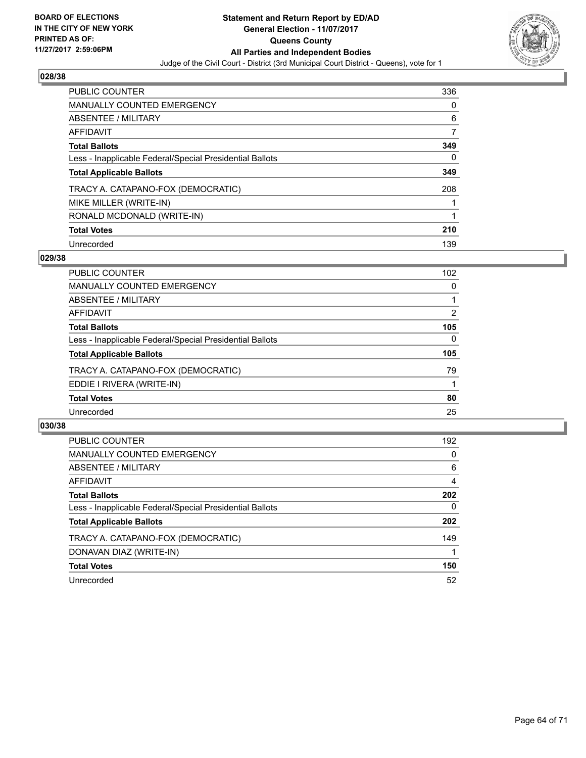## 028/38

| | |
|---|---|
| PUBLIC COUNTER | 336 |
| MANUALLY COUNTED EMERGENCY | 0 |
| ABSENTEE / MILITARY | 6 |
| AFFIDAVIT | 7 |
| **Total Ballots** | **349** |
| Less - Inapplicable Federal/Special Presidential Ballots | 0 |
| **Total Applicable Ballots** | **349** |
| TRACY A. CATAPANO-FOX (DEMOCRATIC) | 208 |
| MIKE MILLER (WRITE-IN) | 1 |
| RONALD MCDONALD (WRITE-IN) | 1 |
| **Total Votes** | **210** |
| Unrecorded | 139 |

## 029/38

| | |
|---|---|
| PUBLIC COUNTER | 102 |
| MANUALLY COUNTED EMERGENCY | 0 |
| ABSENTEE / MILITARY | 1 |
| AFFIDAVIT | 2 |
| **Total Ballots** | **105** |
| Less - Inapplicable Federal/Special Presidential Ballots | 0 |
| **Total Applicable Ballots** | **105** |
| TRACY A. CATAPANO-FOX (DEMOCRATIC) | 79 |
| EDDIE I RIVERA (WRITE-IN) | 1 |
| **Total Votes** | **80** |
| Unrecorded | 25 |

## 030/38

| | |
|---|---|
| PUBLIC COUNTER | 192 |
| MANUALLY COUNTED EMERGENCY | 0 |
| ABSENTEE / MILITARY | 6 |
| AFFIDAVIT | 4 |
| **Total Ballots** | **202** |
| Less - Inapplicable Federal/Special Presidential Ballots | 0 |
| **Total Applicable Ballots** | **202** |
| TRACY A. CATAPANO-FOX (DEMOCRATIC) | 149 |
| DONAVAN DIAZ (WRITE-IN) | 1 |
| **Total Votes** | **150** |
| Unrecorded | 52 |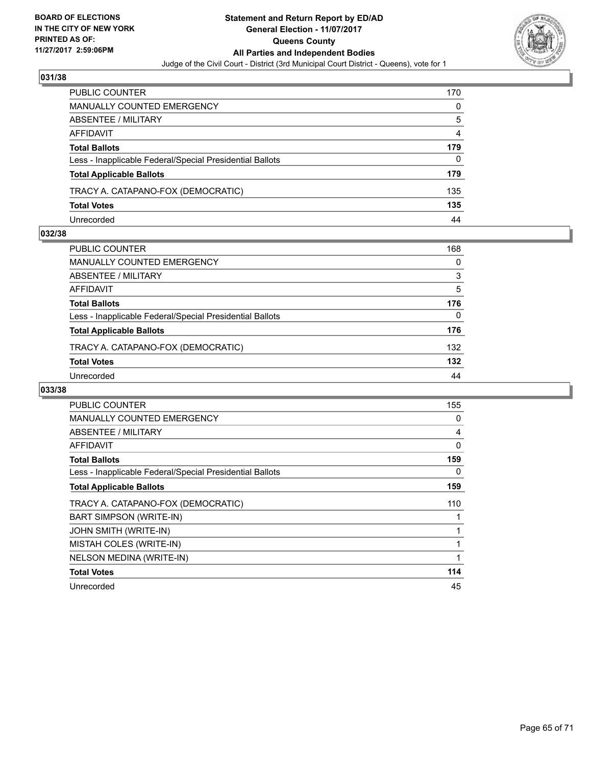**BOARD OF ELECTIONS IN THE CITY OF NEW YORK PRINTED AS OF: 11/27/2017 2:59:06PM**

**Statement and Return Report by ED/AD**
**General Election - 11/07/2017**
**Queens County**
**All Parties and Independent Bodies**
Judge of the Civil Court - District (3rd Municipal Court District - Queens), vote for 1

## 031/38

| | |
|---|---|
| PUBLIC COUNTER | 170 |
| MANUALLY COUNTED EMERGENCY | 0 |
| ABSENTEE / MILITARY | 5 |
| AFFIDAVIT | 4 |
| **Total Ballots** | **179** |
| Less - Inapplicable Federal/Special Presidential Ballots | 0 |
| **Total Applicable Ballots** | **179** |
| TRACY A. CATAPANO-FOX (DEMOCRATIC) | 135 |
| **Total Votes** | **135** |
| Unrecorded | 44 |

## 032/38

| | |
|---|---|
| PUBLIC COUNTER | 168 |
| MANUALLY COUNTED EMERGENCY | 0 |
| ABSENTEE / MILITARY | 3 |
| AFFIDAVIT | 5 |
| **Total Ballots** | **176** |
| Less - Inapplicable Federal/Special Presidential Ballots | 0 |
| **Total Applicable Ballots** | **176** |
| TRACY A. CATAPANO-FOX (DEMOCRATIC) | 132 |
| **Total Votes** | **132** |
| Unrecorded | 44 |

## 033/38

| | |
|---|---|
| PUBLIC COUNTER | 155 |
| MANUALLY COUNTED EMERGENCY | 0 |
| ABSENTEE / MILITARY | 4 |
| AFFIDAVIT | 0 |
| **Total Ballots** | **159** |
| Less - Inapplicable Federal/Special Presidential Ballots | 0 |
| **Total Applicable Ballots** | **159** |
| TRACY A. CATAPANO-FOX (DEMOCRATIC) | 110 |
| BART SIMPSON (WRITE-IN) | 1 |
| JOHN SMITH (WRITE-IN) | 1 |
| MISTAH COLES (WRITE-IN) | 1 |
| NELSON MEDINA (WRITE-IN) | 1 |
| **Total Votes** | **114** |
| Unrecorded | 45 |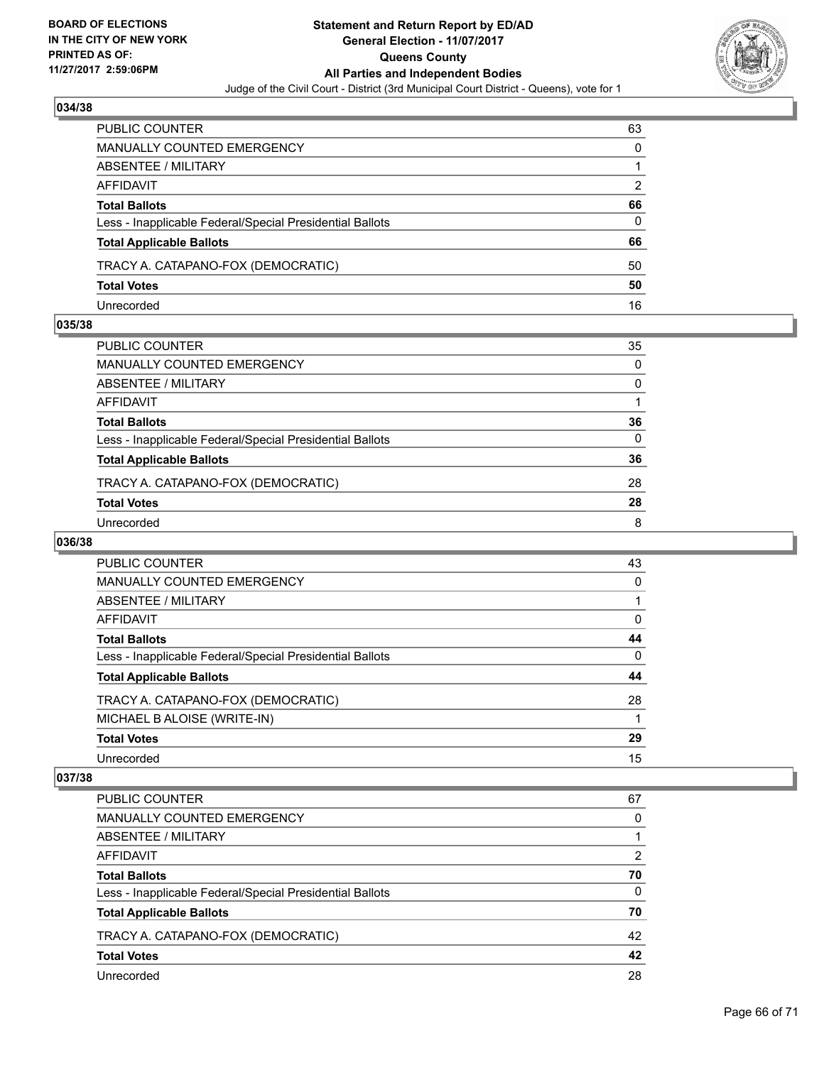**BOARD OF ELECTIONS IN THE CITY OF NEW YORK PRINTED AS OF: 11/27/2017 2:59:06PM**

# Statement and Return Report by ED/AD
## General Election - 11/07/2017
## Queens County
## All Parties and Independent Bodies
Judge of the Civil Court - District (3rd Municipal Court District - Queens), vote for 1

### 034/38

| | |
|---|---|
| PUBLIC COUNTER | 63 |
| MANUALLY COUNTED EMERGENCY | 0 |
| ABSENTEE / MILITARY | 1 |
| AFFIDAVIT | 2 |
| **Total Ballots** | **66** |
| Less - Inapplicable Federal/Special Presidential Ballots | 0 |
| **Total Applicable Ballots** | **66** |
| TRACY A. CATAPANO-FOX (DEMOCRATIC) | 50 |
| **Total Votes** | **50** |
| Unrecorded | 16 |

### 035/38

| | |
|---|---|
| PUBLIC COUNTER | 35 |
| MANUALLY COUNTED EMERGENCY | 0 |
| ABSENTEE / MILITARY | 0 |
| AFFIDAVIT | 1 |
| **Total Ballots** | **36** |
| Less - Inapplicable Federal/Special Presidential Ballots | 0 |
| **Total Applicable Ballots** | **36** |
| TRACY A. CATAPANO-FOX (DEMOCRATIC) | 28 |
| **Total Votes** | **28** |
| Unrecorded | 8 |

### 036/38

| | |
|---|---|
| PUBLIC COUNTER | 43 |
| MANUALLY COUNTED EMERGENCY | 0 |
| ABSENTEE / MILITARY | 1 |
| AFFIDAVIT | 0 |
| **Total Ballots** | **44** |
| Less - Inapplicable Federal/Special Presidential Ballots | 0 |
| **Total Applicable Ballots** | **44** |
| TRACY A. CATAPANO-FOX (DEMOCRATIC) | 28 |
| MICHAEL B ALOISE (WRITE-IN) | 1 |
| **Total Votes** | **29** |
| Unrecorded | 15 |

### 037/38

| | |
|---|---|
| PUBLIC COUNTER | 67 |
| MANUALLY COUNTED EMERGENCY | 0 |
| ABSENTEE / MILITARY | 1 |
| AFFIDAVIT | 2 |
| **Total Ballots** | **70** |
| Less - Inapplicable Federal/Special Presidential Ballots | 0 |
| **Total Applicable Ballots** | **70** |
| TRACY A. CATAPANO-FOX (DEMOCRATIC) | 42 |
| **Total Votes** | **42** |
| Unrecorded | 28 |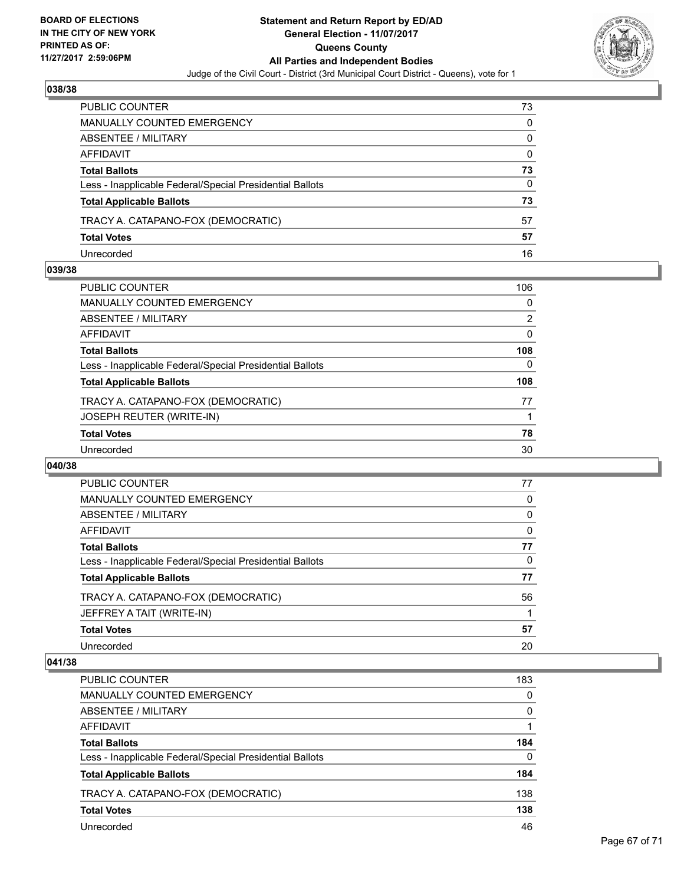**BOARD OF ELECTIONS IN THE CITY OF NEW YORK PRINTED AS OF: 11/27/2017 2:59:06PM**

# Statement and Return Report by ED/AD
## General Election - 11/07/2017
## Queens County
## All Parties and Independent Bodies

Judge of the Civil Court - District (3rd Municipal Court District - Queens), vote for 1

### 038/38

| | |
|---|---|
| PUBLIC COUNTER | 73 |
| MANUALLY COUNTED EMERGENCY | 0 |
| ABSENTEE / MILITARY | 0 |
| AFFIDAVIT | 0 |
| **Total Ballots** | **73** |
| Less - Inapplicable Federal/Special Presidential Ballots | 0 |
| **Total Applicable Ballots** | **73** |
| TRACY A. CATAPANO-FOX (DEMOCRATIC) | 57 |
| **Total Votes** | **57** |
| Unrecorded | 16 |

### 039/38

| | |
|---|---|
| PUBLIC COUNTER | 106 |
| MANUALLY COUNTED EMERGENCY | 0 |
| ABSENTEE / MILITARY | 2 |
| AFFIDAVIT | 0 |
| **Total Ballots** | **108** |
| Less - Inapplicable Federal/Special Presidential Ballots | 0 |
| **Total Applicable Ballots** | **108** |
| TRACY A. CATAPANO-FOX (DEMOCRATIC) | 77 |
| JOSEPH REUTER (WRITE-IN) | 1 |
| **Total Votes** | **78** |
| Unrecorded | 30 |

### 040/38

| | |
|---|---|
| PUBLIC COUNTER | 77 |
| MANUALLY COUNTED EMERGENCY | 0 |
| ABSENTEE / MILITARY | 0 |
| AFFIDAVIT | 0 |
| **Total Ballots** | **77** |
| Less - Inapplicable Federal/Special Presidential Ballots | 0 |
| **Total Applicable Ballots** | **77** |
| TRACY A. CATAPANO-FOX (DEMOCRATIC) | 56 |
| JEFFREY A TAIT (WRITE-IN) | 1 |
| **Total Votes** | **57** |
| Unrecorded | 20 |

### 041/38

| | |
|---|---|
| PUBLIC COUNTER | 183 |
| MANUALLY COUNTED EMERGENCY | 0 |
| ABSENTEE / MILITARY | 0 |
| AFFIDAVIT | 1 |
| **Total Ballots** | **184** |
| Less - Inapplicable Federal/Special Presidential Ballots | 0 |
| **Total Applicable Ballots** | **184** |
| TRACY A. CATAPANO-FOX (DEMOCRATIC) | 138 |
| **Total Votes** | **138** |
| Unrecorded | 46 |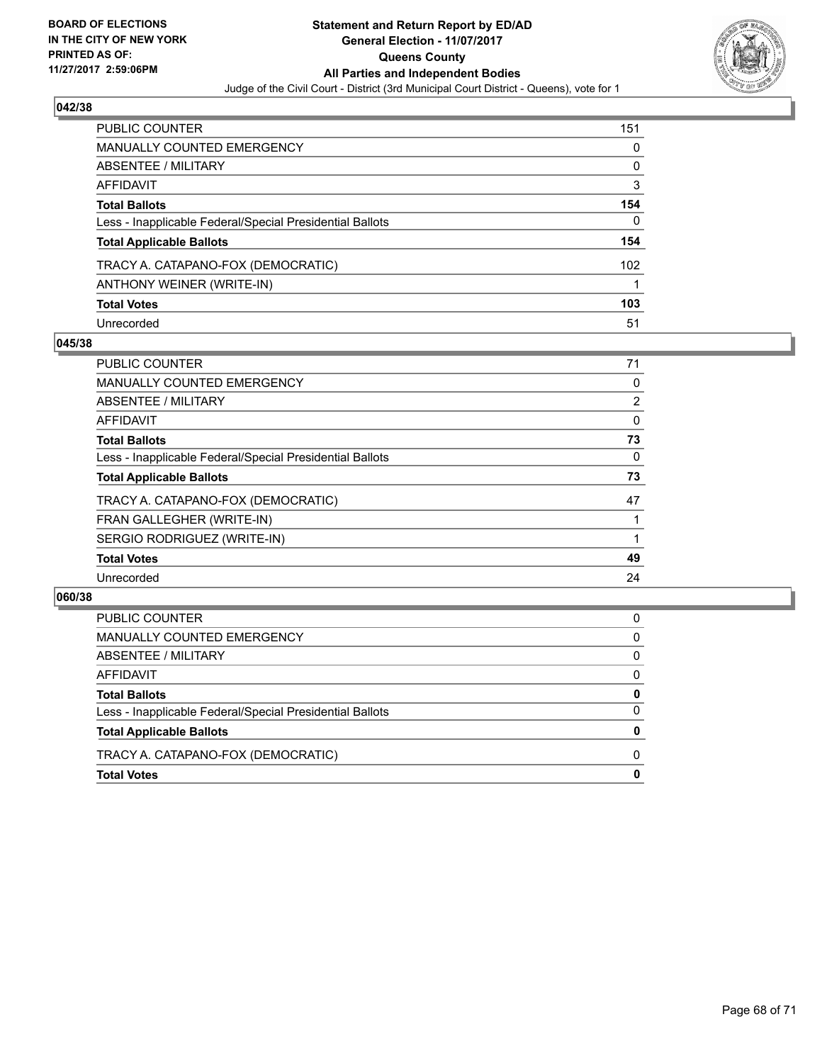**BOARD OF ELECTIONS**
**IN THE CITY OF NEW YORK**
**PRINTED AS OF:**
**11/27/2017 2:59:06PM**

**Statement and Return Report by ED/AD**
**General Election - 11/07/2017**
**Queens County**
**All Parties and Independent Bodies**
Judge of the Civil Court - District (3rd Municipal Court District - Queens), vote for 1

## 042/38

| | |
|---|---|
| PUBLIC COUNTER | 151 |
| MANUALLY COUNTED EMERGENCY | 0 |
| ABSENTEE / MILITARY | 0 |
| AFFIDAVIT | 3 |
| **Total Ballots** | **154** |
| Less - Inapplicable Federal/Special Presidential Ballots | 0 |
| **Total Applicable Ballots** | **154** |
| TRACY A. CATAPANO-FOX (DEMOCRATIC) | 102 |
| ANTHONY WEINER (WRITE-IN) | 1 |
| **Total Votes** | **103** |
| Unrecorded | 51 |

## 045/38

| | |
|---|---|
| PUBLIC COUNTER | 71 |
| MANUALLY COUNTED EMERGENCY | 0 |
| ABSENTEE / MILITARY | 2 |
| AFFIDAVIT | 0 |
| **Total Ballots** | **73** |
| Less - Inapplicable Federal/Special Presidential Ballots | 0 |
| **Total Applicable Ballots** | **73** |
| TRACY A. CATAPANO-FOX (DEMOCRATIC) | 47 |
| FRAN GALLEGHER (WRITE-IN) | 1 |
| SERGIO RODRIGUEZ (WRITE-IN) | 1 |
| **Total Votes** | **49** |
| Unrecorded | 24 |

## 060/38

| | |
|---|---|
| PUBLIC COUNTER | 0 |
| MANUALLY COUNTED EMERGENCY | 0 |
| ABSENTEE / MILITARY | 0 |
| AFFIDAVIT | 0 |
| **Total Ballots** | **0** |
| Less - Inapplicable Federal/Special Presidential Ballots | 0 |
| **Total Applicable Ballots** | **0** |
| TRACY A. CATAPANO-FOX (DEMOCRATIC) | 0 |
| **Total Votes** | **0** |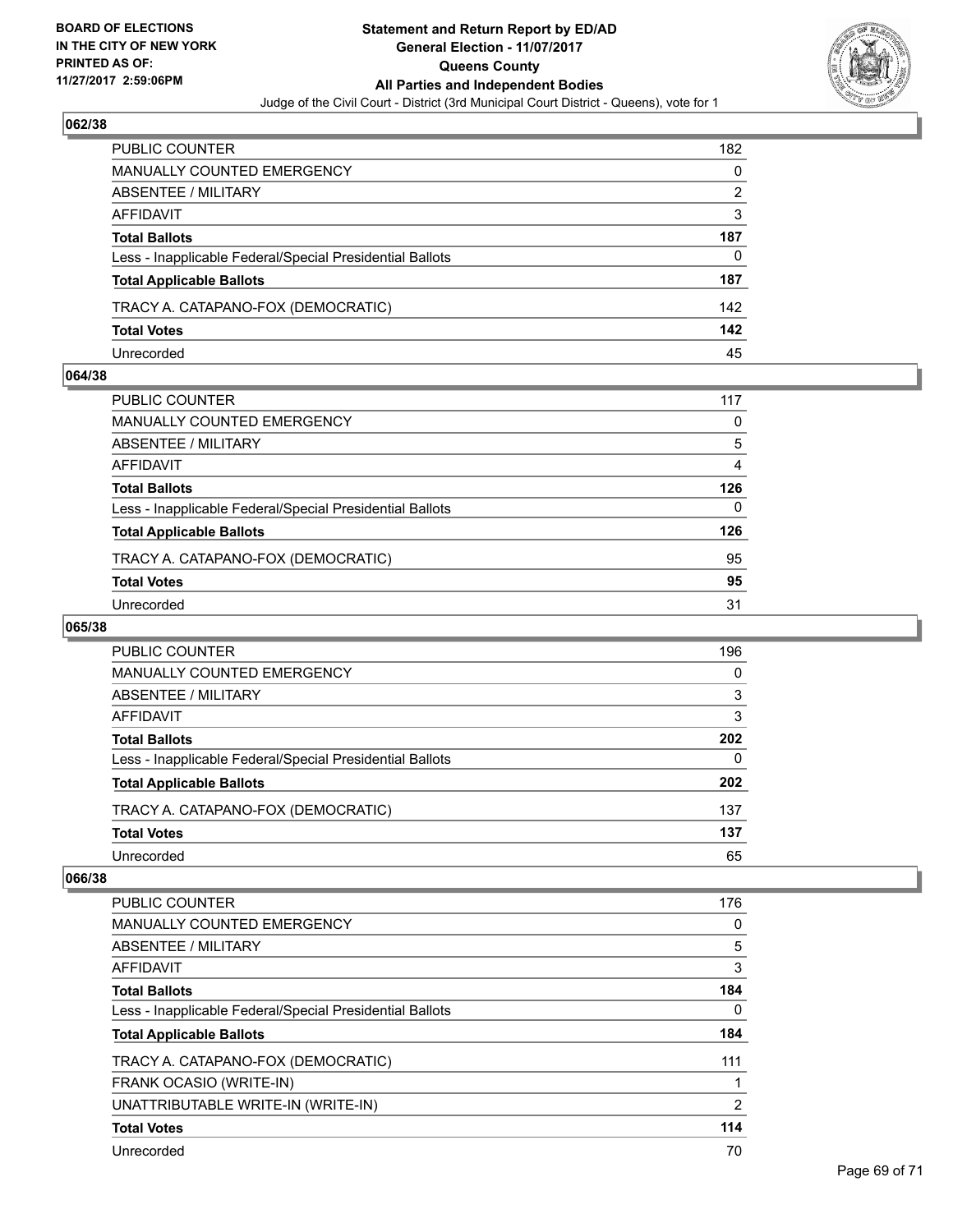**BOARD OF ELECTIONS IN THE CITY OF NEW YORK PRINTED AS OF: 11/27/2017 2:59:06PM**

# Statement and Return Report by ED/AD
## General Election - 11/07/2017
## Queens County
## All Parties and Independent Bodies
Judge of the Civil Court - District (3rd Municipal Court District - Queens), vote for 1

### 062/38

| | |
|---|---|
| PUBLIC COUNTER | 182 |
| MANUALLY COUNTED EMERGENCY | 0 |
| ABSENTEE / MILITARY | 2 |
| AFFIDAVIT | 3 |
| **Total Ballots** | **187** |
| Less - Inapplicable Federal/Special Presidential Ballots | 0 |
| **Total Applicable Ballots** | **187** |
| TRACY A. CATAPANO-FOX (DEMOCRATIC) | 142 |
| **Total Votes** | **142** |
| Unrecorded | 45 |

### 064/38

| | |
|---|---|
| PUBLIC COUNTER | 117 |
| MANUALLY COUNTED EMERGENCY | 0 |
| ABSENTEE / MILITARY | 5 |
| AFFIDAVIT | 4 |
| **Total Ballots** | **126** |
| Less - Inapplicable Federal/Special Presidential Ballots | 0 |
| **Total Applicable Ballots** | **126** |
| TRACY A. CATAPANO-FOX (DEMOCRATIC) | 95 |
| **Total Votes** | **95** |
| Unrecorded | 31 |

### 065/38

| | |
|---|---|
| PUBLIC COUNTER | 196 |
| MANUALLY COUNTED EMERGENCY | 0 |
| ABSENTEE / MILITARY | 3 |
| AFFIDAVIT | 3 |
| **Total Ballots** | **202** |
| Less - Inapplicable Federal/Special Presidential Ballots | 0 |
| **Total Applicable Ballots** | **202** |
| TRACY A. CATAPANO-FOX (DEMOCRATIC) | 137 |
| **Total Votes** | **137** |
| Unrecorded | 65 |

### 066/38

| | |
|---|---|
| PUBLIC COUNTER | 176 |
| MANUALLY COUNTED EMERGENCY | 0 |
| ABSENTEE / MILITARY | 5 |
| AFFIDAVIT | 3 |
| **Total Ballots** | **184** |
| Less - Inapplicable Federal/Special Presidential Ballots | 0 |
| **Total Applicable Ballots** | **184** |
| TRACY A. CATAPANO-FOX (DEMOCRATIC) | 111 |
| FRANK OCASIO (WRITE-IN) | 1 |
| UNATTRIBUTABLE WRITE-IN (WRITE-IN) | 2 |
| **Total Votes** | **114** |
| Unrecorded | 70 |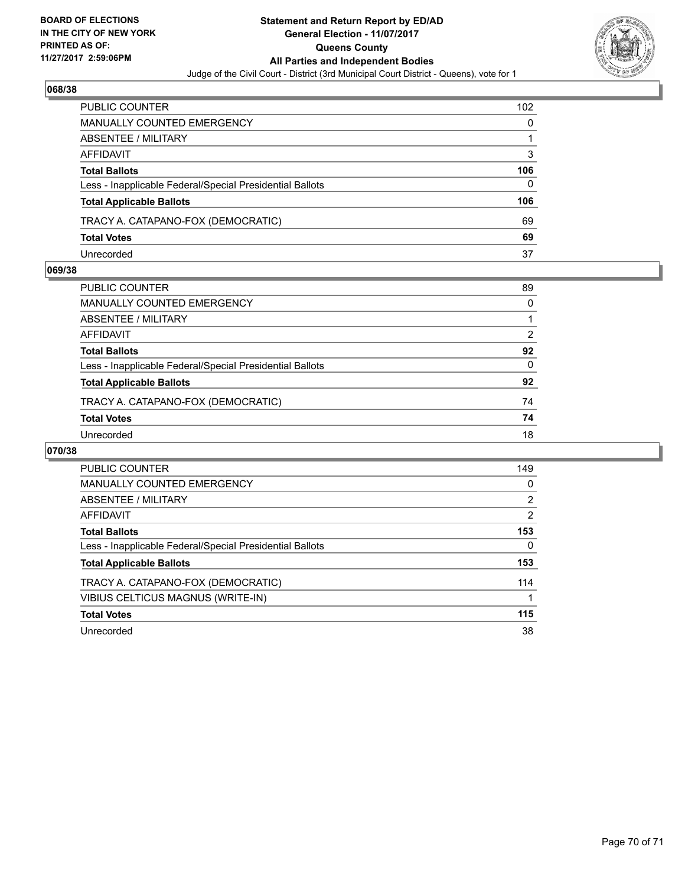BOARD OF ELECTIONS
IN THE CITY OF NEW YORK
PRINTED AS OF:
11/27/2017 2:59:06PM

**Statement and Return Report by ED/AD**
**General Election - 11/07/2017**
**Queens County**
**All Parties and Independent Bodies**
Judge of the Civil Court - District (3rd Municipal Court District - Queens), vote for 1

## 068/38

| | |
|---|---|
| PUBLIC COUNTER | 102 |
| MANUALLY COUNTED EMERGENCY | 0 |
| ABSENTEE / MILITARY | 1 |
| AFFIDAVIT | 3 |
| **Total Ballots** | **106** |
| Less - Inapplicable Federal/Special Presidential Ballots | 0 |
| **Total Applicable Ballots** | **106** |
| TRACY A. CATAPANO-FOX (DEMOCRATIC) | 69 |
| **Total Votes** | **69** |
| Unrecorded | 37 |

## 069/38

| | |
|---|---|
| PUBLIC COUNTER | 89 |
| MANUALLY COUNTED EMERGENCY | 0 |
| ABSENTEE / MILITARY | 1 |
| AFFIDAVIT | 2 |
| **Total Ballots** | **92** |
| Less - Inapplicable Federal/Special Presidential Ballots | 0 |
| **Total Applicable Ballots** | **92** |
| TRACY A. CATAPANO-FOX (DEMOCRATIC) | 74 |
| **Total Votes** | **74** |
| Unrecorded | 18 |

## 070/38

| | |
|---|---|
| PUBLIC COUNTER | 149 |
| MANUALLY COUNTED EMERGENCY | 0 |
| ABSENTEE / MILITARY | 2 |
| AFFIDAVIT | 2 |
| **Total Ballots** | **153** |
| Less - Inapplicable Federal/Special Presidential Ballots | 0 |
| **Total Applicable Ballots** | **153** |
| TRACY A. CATAPANO-FOX (DEMOCRATIC) | 114 |
| VIBIUS CELTICUS MAGNUS (WRITE-IN) | 1 |
| **Total Votes** | **115** |
| Unrecorded | 38 |